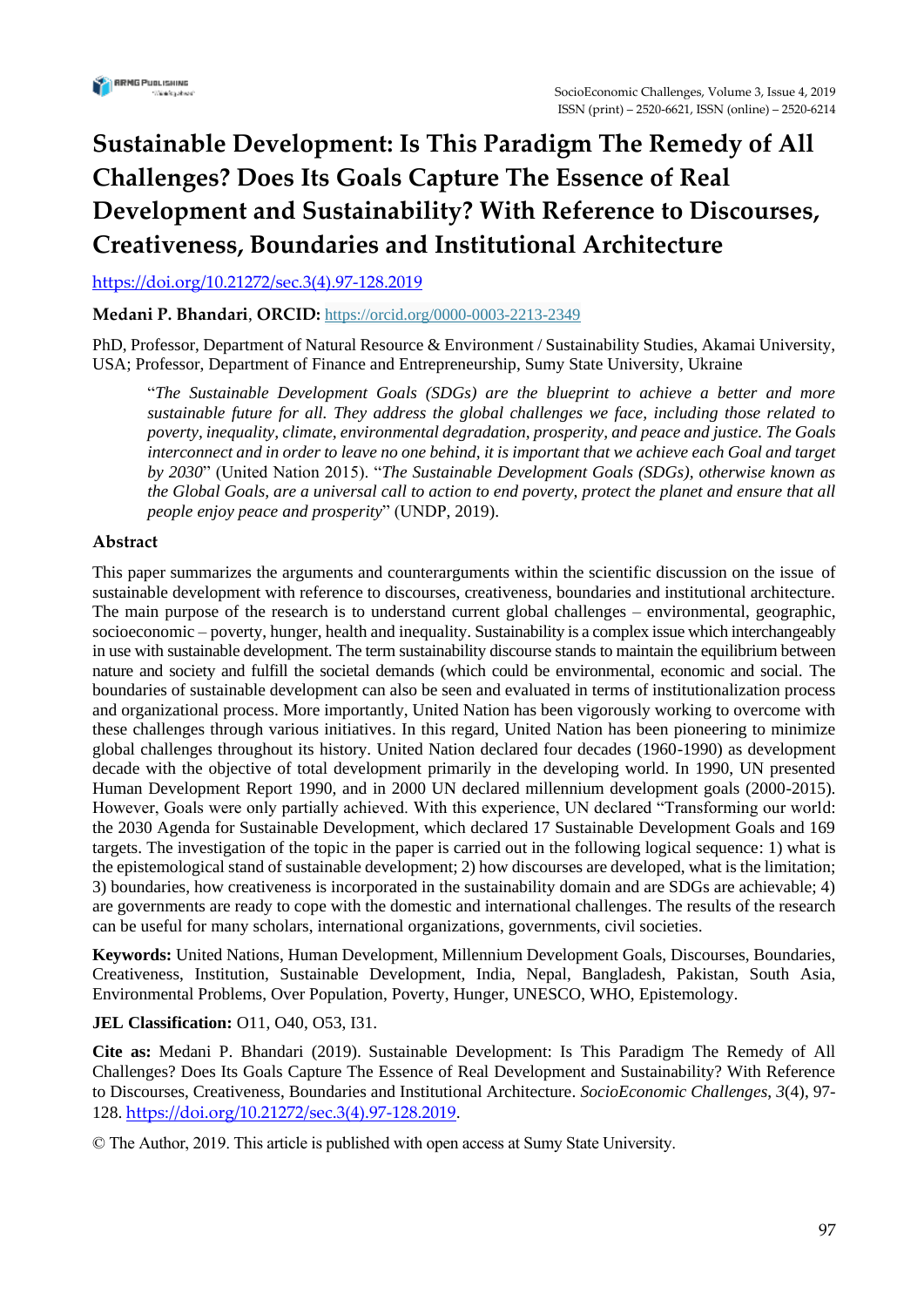# Sustainable Development: Is This Paradigm The Remedy of All Challenges? Does Its Goals Capture The Essence of Real Development and Sustainability? With Reference to Discourses, Creativeness, Boundaries and Institutional Architecture

https://doi.org/10.21272/sec.3(4).97-128.2019

**Medani P. Bhandari**, **ORCID:** https://orcid.org/0000-0003-2213-2349

PhD, Professor, Department of Natural Resource & Environment / Sustainability Studies, Akamai University, USA; Professor, Department of Finance and Entrepreneurship, Sumy State University, Ukraine

> "*The Sustainable Development Goals (SDGs) are the blueprint to achieve a better and more sustainable future for all. They address the global challenges we face, including those related to poverty, inequality, climate, environmental degradation, prosperity, and peace and justice. The Goals interconnect and in order to leave no one behind, it is important that we achieve each Goal and target by 2030*" (United Nation 2015). "*The Sustainable Development Goals (SDGs), otherwise known as the Global Goals, are a universal call to action to end poverty, protect the planet and ensure that all people enjoy peace and prosperity*" (UNDP, 2019).

## Abstract

This paper summarizes the arguments and counterarguments within the scientific discussion on the issue of sustainable development with reference to discourses, creativeness, boundaries and institutional architecture. The main purpose of the research is to understand current global challenges – environmental, geographic, socioeconomic – poverty, hunger, health and inequality. Sustainability is a complex issue which interchangeably in use with sustainable development. The term sustainability discourse stands to maintain the equilibrium between nature and society and fulfill the societal demands (which could be environmental, economic and social. The boundaries of sustainable development can also be seen and evaluated in terms of institutionalization process and organizational process. More importantly, United Nation has been vigorously working to overcome with these challenges through various initiatives. In this regard, United Nation has been pioneering to minimize global challenges throughout its history. United Nation declared four decades (1960-1990) as development decade with the objective of total development primarily in the developing world. In 1990, UN presented Human Development Report 1990, and in 2000 UN declared millennium development goals (2000-2015). However, Goals were only partially achieved. With this experience, UN declared "Transforming our world: the 2030 Agenda for Sustainable Development, which declared 17 Sustainable Development Goals and 169 targets. The investigation of the topic in the paper is carried out in the following logical sequence: 1) what is the epistemological stand of sustainable development; 2) how discourses are developed, what is the limitation; 3) boundaries, how creativeness is incorporated in the sustainability domain and are SDGs are achievable; 4) are governments are ready to cope with the domestic and international challenges. The results of the research can be useful for many scholars, international organizations, governments, civil societies.

**Keywords:** United Nations, Human Development, Millennium Development Goals, Discourses, Boundaries, Creativeness, Institution, Sustainable Development, India, Nepal, Bangladesh, Pakistan, South Asia, Environmental Problems, Over Population, Poverty, Hunger, UNESCO, WHO, Epistemology.

**JEL Classification:** O11, O40, O53, I31.

**Cite as:** Medani P. Bhandari (2019). Sustainable Development: Is This Paradigm The Remedy of All Challenges? Does Its Goals Capture The Essence of Real Development and Sustainability? With Reference to Discourses, Creativeness, Boundaries and Institutional Architecture. *SocioEconomic Challenges*, *3*(4), 97-128. https://doi.org/10.21272/sec.3(4).97-128.2019.

© The Author, 2019. This article is published with open access at Sumy State University.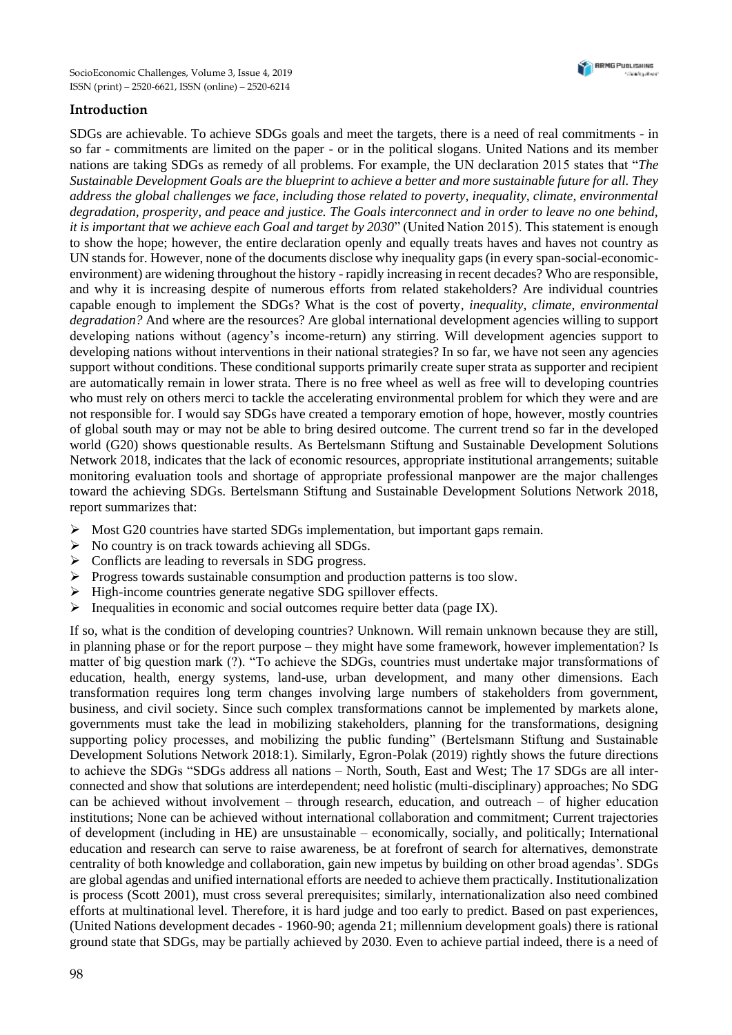## Introduction

SDGs are achievable. To achieve SDGs goals and meet the targets, there is a need of real commitments - in so far - commitments are limited on the paper - or in the political slogans. United Nations and its member nations are taking SDGs as remedy of all problems. For example, the UN declaration 2015 states that "*The Sustainable Development Goals are the blueprint to achieve a better and more sustainable future for all. They address the global challenges we face, including those related to poverty, inequality, climate, environmental degradation, prosperity, and peace and justice. The Goals interconnect and in order to leave no one behind, it is important that we achieve each Goal and target by 2030*" (United Nation 2015). This statement is enough to show the hope; however, the entire declaration openly and equally treats haves and haves not country as UN stands for. However, none of the documents disclose why inequality gaps (in every span-social-economic-environment) are widening throughout the history - rapidly increasing in recent decades? Who are responsible, and why it is increasing despite of numerous efforts from related stakeholders? Are individual countries capable enough to implement the SDGs? What is the cost of poverty, *inequality, climate, environmental degradation?* And where are the resources? Are global international development agencies willing to support developing nations without (agency's income-return) any stirring. Will development agencies support to developing nations without interventions in their national strategies? In so far, we have not seen any agencies support without conditions. These conditional supports primarily create super strata as supporter and recipient are automatically remain in lower strata. There is no free wheel as well as free will to developing countries who must rely on others merci to tackle the accelerating environmental problem for which they were and are not responsible for. I would say SDGs have created a temporary emotion of hope, however, mostly countries of global south may or may not be able to bring desired outcome. The current trend so far in the developed world (G20) shows questionable results. As Bertelsmann Stiftung and Sustainable Development Solutions Network 2018, indicates that the lack of economic resources, appropriate institutional arrangements; suitable monitoring evaluation tools and shortage of appropriate professional manpower are the major challenges toward the achieving SDGs. Bertelsmann Stiftung and Sustainable Development Solutions Network 2018, report summarizes that:

- Most G20 countries have started SDGs implementation, but important gaps remain.
- No country is on track towards achieving all SDGs.
- Conflicts are leading to reversals in SDG progress.
- Progress towards sustainable consumption and production patterns is too slow.
- High-income countries generate negative SDG spillover effects.
- Inequalities in economic and social outcomes require better data (page IX).

If so, what is the condition of developing countries? Unknown. Will remain unknown because they are still, in planning phase or for the report purpose – they might have some framework, however implementation? Is matter of big question mark (?). "To achieve the SDGs, countries must undertake major transformations of education, health, energy systems, land-use, urban development, and many other dimensions. Each transformation requires long term changes involving large numbers of stakeholders from government, business, and civil society. Since such complex transformations cannot be implemented by markets alone, governments must take the lead in mobilizing stakeholders, planning for the transformations, designing supporting policy processes, and mobilizing the public funding" (Bertelsmann Stiftung and Sustainable Development Solutions Network 2018:1). Similarly, Egron-Polak (2019) rightly shows the future directions to achieve the SDGs "SDGs address all nations – North, South, East and West; The 17 SDGs are all inter-connected and show that solutions are interdependent; need holistic (multi-disciplinary) approaches; No SDG can be achieved without involvement – through research, education, and outreach – of higher education institutions; None can be achieved without international collaboration and commitment; Current trajectories of development (including in HE) are unsustainable – economically, socially, and politically; International education and research can serve to raise awareness, be at forefront of search for alternatives, demonstrate centrality of both knowledge and collaboration, gain new impetus by building on other broad agendas'. SDGs are global agendas and unified international efforts are needed to achieve them practically. Institutionalization is process (Scott 2001), must cross several prerequisites; similarly, internationalization also need combined efforts at multinational level. Therefore, it is hard judge and too early to predict. Based on past experiences, (United Nations development decades - 1960-90; agenda 21; millennium development goals) there is rational ground state that SDGs, may be partially achieved by 2030. Even to achieve partial indeed, there is a need of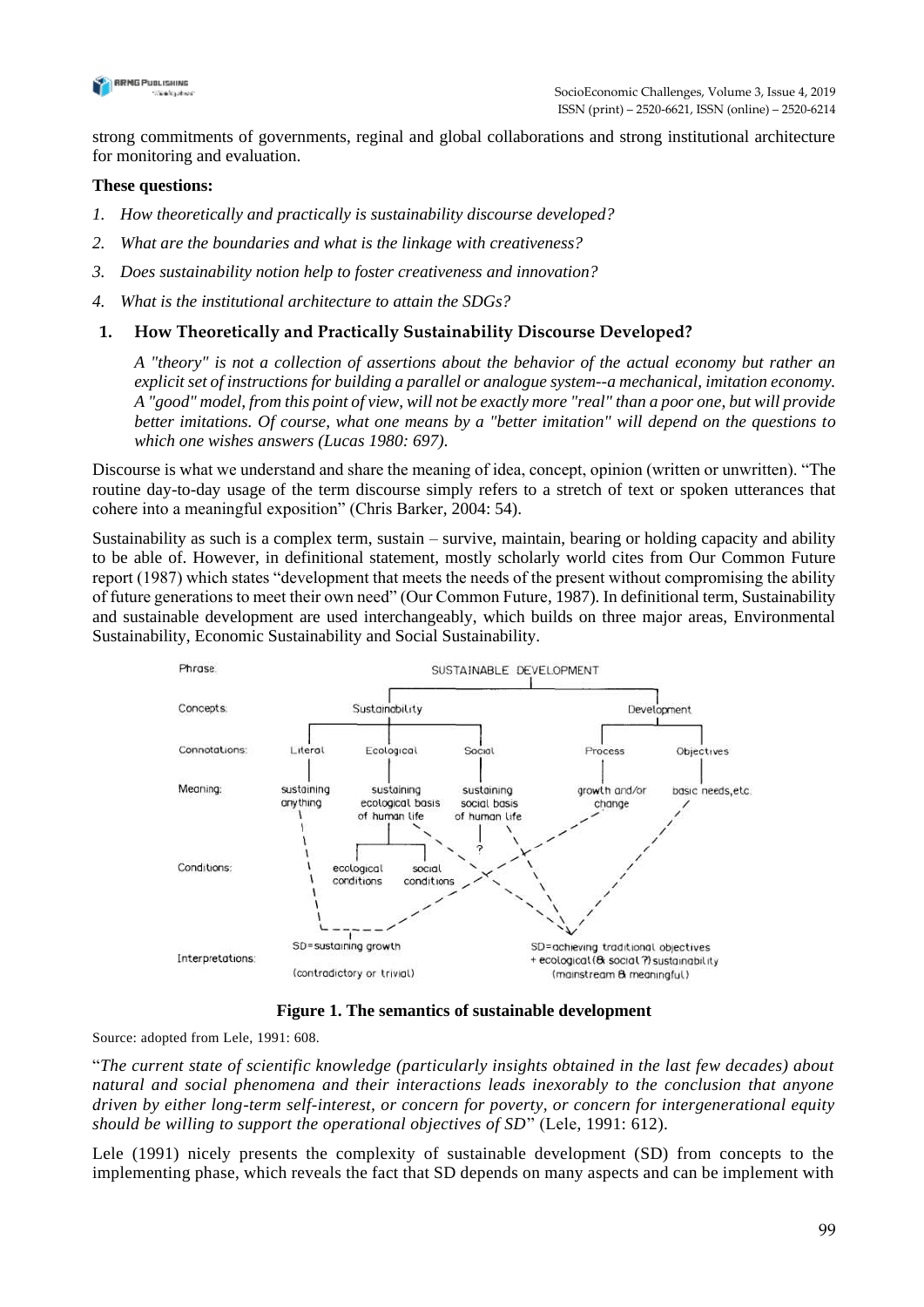strong commitments of governments, reginal and global collaborations and strong institutional architecture for monitoring and evaluation.

**These questions:**

1. *How theoretically and practically is sustainability discourse developed?*
2. *What are the boundaries and what is the linkage with creativeness?*
3. *Does sustainability notion help to foster creativeness and innovation?*
4. *What is the institutional architecture to attain the SDGs?*

## 1. How Theoretically and Practically Sustainability Discourse Developed?

> *A "theory" is not a collection of assertions about the behavior of the actual economy but rather an explicit set of instructions for building a parallel or analogue system--a mechanical, imitation economy. A "good" model, from this point of view, will not be exactly more "real" than a poor one, but will provide better imitations. Of course, what one means by a "better imitation" will depend on the questions to which one wishes answers (Lucas 1980: 697).*

Discourse is what we understand and share the meaning of idea, concept, opinion (written or unwritten). "The routine day-to-day usage of the term discourse simply refers to a stretch of text or spoken utterances that cohere into a meaningful exposition" (Chris Barker, 2004: 54).

Sustainability as such is a complex term, sustain – survive, maintain, bearing or holding capacity and ability to be able of. However, in definitional statement, mostly scholarly world cites from Our Common Future report (1987) which states "development that meets the needs of the present without compromising the ability of future generations to meet their own need" (Our Common Future, 1987). In definitional term, Sustainability and sustainable development are used interchangeably, which builds on three major areas, Environmental Sustainability, Economic Sustainability and Social Sustainability.

**Figure 1. The semantics of sustainable development**

Source: adopted from Lele, 1991: 608.

"*The current state of scientific knowledge (particularly insights obtained in the last few decades) about natural and social phenomena and their interactions leads inexorably to the conclusion that anyone driven by either long-term self-interest, or concern for poverty, or concern for intergenerational equity should be willing to support the operational objectives of SD*" (Lele, 1991: 612).

Lele (1991) nicely presents the complexity of sustainable development (SD) from concepts to the implementing phase, which reveals the fact that SD depends on many aspects and can be implement with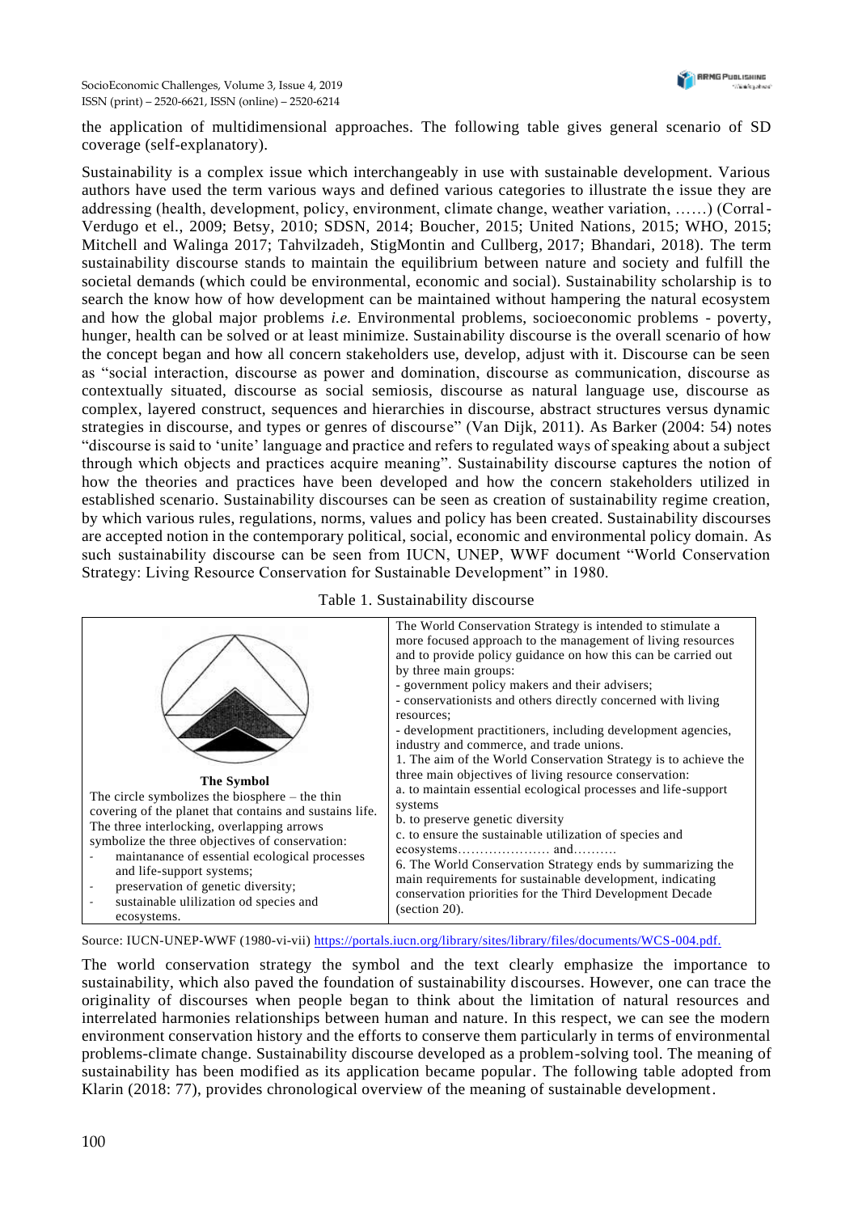the application of multidimensional approaches. The following table gives general scenario of SD coverage (self-explanatory).

Sustainability is a complex issue which interchangeably in use with sustainable development. Various authors have used the term various ways and defined various categories to illustrate the issue they are addressing (health, development, policy, environment, climate change, weather variation, ……) (Corral-Verdugo et el., 2009; Betsy, 2010; SDSN, 2014; Boucher, 2015; United Nations, 2015; WHO, 2015; Mitchell and Walinga 2017; Tahvilzadeh, StigMontin and Cullberg, 2017; Bhandari, 2018). The term sustainability discourse stands to maintain the equilibrium between nature and society and fulfill the societal demands (which could be environmental, economic and social). Sustainability scholarship is to search the know how of how development can be maintained without hampering the natural ecosystem and how the global major problems *i.e.* Environmental problems, socioeconomic problems - poverty, hunger, health can be solved or at least minimize. Sustainability discourse is the overall scenario of how the concept began and how all concern stakeholders use, develop, adjust with it. Discourse can be seen as "social interaction, discourse as power and domination, discourse as communication, discourse as contextually situated, discourse as social semiosis, discourse as natural language use, discourse as complex, layered construct, sequences and hierarchies in discourse, abstract structures versus dynamic strategies in discourse, and types or genres of discourse" (Van Dijk, 2011). As Barker (2004: 54) notes "discourse is said to 'unite' language and practice and refers to regulated ways of speaking about a subject through which objects and practices acquire meaning". Sustainability discourse captures the notion of how the theories and practices have been developed and how the concern stakeholders utilized in established scenario. Sustainability discourses can be seen as creation of sustainability regime creation, by which various rules, regulations, norms, values and policy has been created. Sustainability discourses are accepted notion in the contemporary political, social, economic and environmental policy domain. As such sustainability discourse can be seen from IUCN, UNEP, WWF document "World Conservation Strategy: Living Resource Conservation for Sustainable Development" in 1980.

Table 1. Sustainability discourse

| **The Symbol**<br>The circle symbolizes the biosphere – the thin covering of the planet that contains and sustains life. The three interlocking, overlapping arrows symbolize the three objectives of conservation:<br>- maintanance of essential ecological processes and life-support systems;<br>- preservation of genetic diversity;<br>- sustainable ulilization od species and ecosystems. | The World Conservation Strategy is intended to stimulate a more focused approach to the management of living resources and to provide policy guidance on how this can be carried out by three main groups:<br>- government policy makers and their advisers;<br>- conservationists and others directly concerned with living resources;<br>- development practitioners, including development agencies, industry and commerce, and trade unions.<br>1. The aim of the World Conservation Strategy is to achieve the three main objectives of living resource conservation:<br>a. to maintain essential ecological processes and life-support systems<br>b. to preserve genetic diversity<br>c. to ensure the sustainable utilization of species and ecosystems………………… and……….<br>6. The World Conservation Strategy ends by summarizing the main requirements for sustainable development, indicating conservation priorities for the Third Development Decade (section 20). |
|---|---|

Source: IUCN-UNEP-WWF (1980-vi-vii) https://portals.iucn.org/library/sites/library/files/documents/WCS-004.pdf.

The world conservation strategy the symbol and the text clearly emphasize the importance to sustainability, which also paved the foundation of sustainability discourses. However, one can trace the originality of discourses when people began to think about the limitation of natural resources and interrelated harmonies relationships between human and nature. In this respect, we can see the modern environment conservation history and the efforts to conserve them particularly in terms of environmental problems-climate change. Sustainability discourse developed as a problem-solving tool. The meaning of sustainability has been modified as its application became popular. The following table adopted from Klarin (2018: 77), provides chronological overview of the meaning of sustainable development.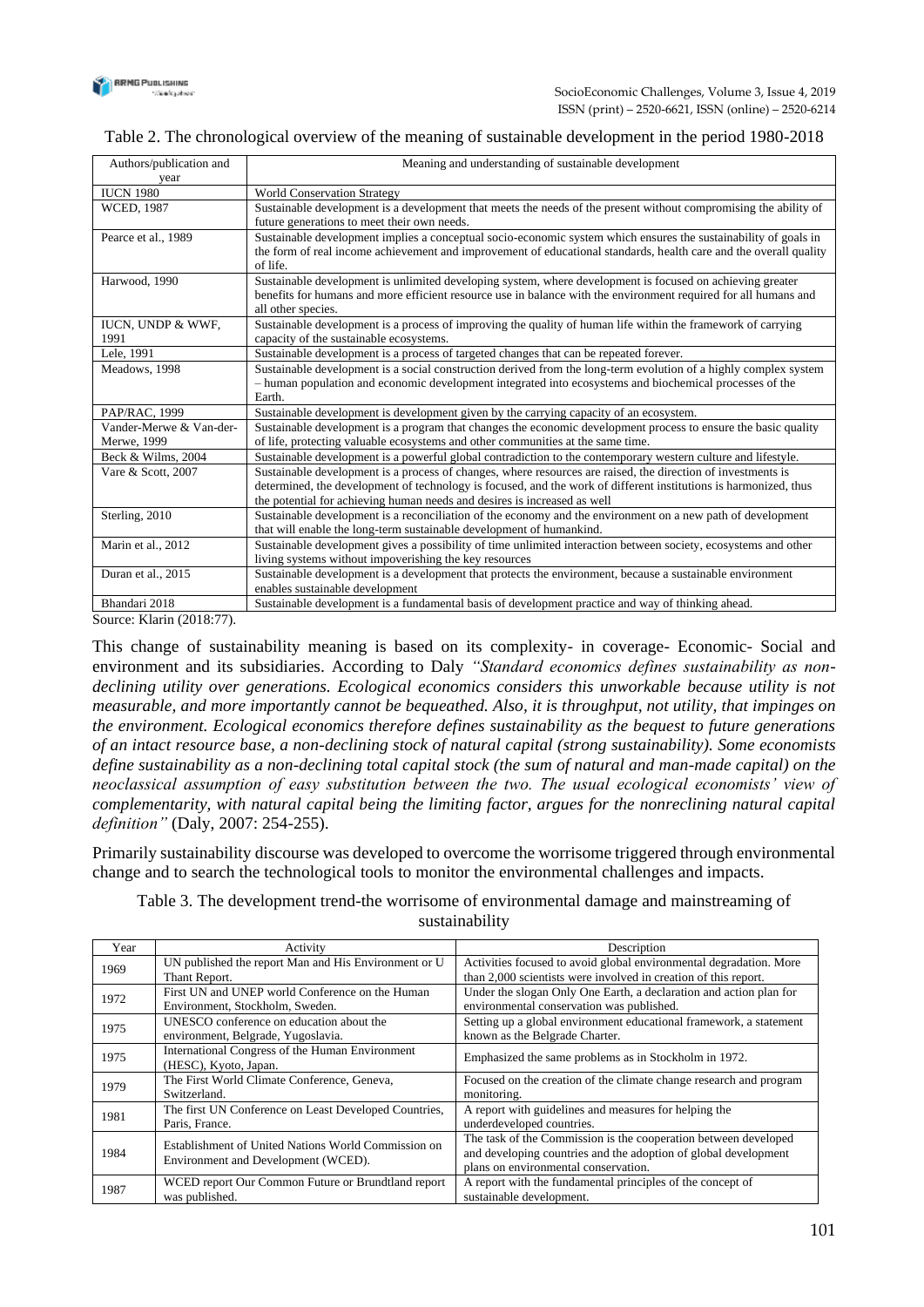Table 2. The chronological overview of the meaning of sustainable development in the period 1980-2018

| Authors/publication and year | Meaning and understanding of sustainable development |
|---|---|
| IUCN 1980 | World Conservation Strategy |
| WCED, 1987 | Sustainable development is a development that meets the needs of the present without compromising the ability of future generations to meet their own needs. |
| Pearce et al., 1989 | Sustainable development implies a conceptual socio-economic system which ensures the sustainability of goals in the form of real income achievement and improvement of educational standards, health care and the overall quality of life. |
| Harwood, 1990 | Sustainable development is unlimited developing system, where development is focused on achieving greater benefits for humans and more efficient resource use in balance with the environment required for all humans and all other species. |
| IUCN, UNDP & WWF, 1991 | Sustainable development is a process of improving the quality of human life within the framework of carrying capacity of the sustainable ecosystems. |
| Lele, 1991 | Sustainable development is a process of targeted changes that can be repeated forever. |
| Meadows, 1998 | Sustainable development is a social construction derived from the long-term evolution of a highly complex system – human population and economic development integrated into ecosystems and biochemical processes of the Earth. |
| PAP/RAC, 1999 | Sustainable development is development given by the carrying capacity of an ecosystem. |
| Vander-Merwe & Van-der-Merwe, 1999 | Sustainable development is a program that changes the economic development process to ensure the basic quality of life, protecting valuable ecosystems and other communities at the same time. |
| Beck & Wilms, 2004 | Sustainable development is a powerful global contradiction to the contemporary western culture and lifestyle. |
| Vare & Scott, 2007 | Sustainable development is a process of changes, where resources are raised, the direction of investments is determined, the development of technology is focused, and the work of different institutions is harmonized, thus the potential for achieving human needs and desires is increased as well |
| Sterling, 2010 | Sustainable development is a reconciliation of the economy and the environment on a new path of development that will enable the long-term sustainable development of humankind. |
| Marin et al., 2012 | Sustainable development gives a possibility of time unlimited interaction between society, ecosystems and other living systems without impoverishing the key resources |
| Duran et al., 2015 | Sustainable development is a development that protects the environment, because a sustainable environment enables sustainable development |
| Bhandari 2018 | Sustainable development is a fundamental basis of development practice and way of thinking ahead. |

Source: Klarin (2018:77).

This change of sustainability meaning is based on its complexity- in coverage- Economic- Social and environment and its subsidiaries. According to Daly *"Standard economics defines sustainability as non-declining utility over generations. Ecological economics considers this unworkable because utility is not measurable, and more importantly cannot be bequeathed. Also, it is throughput, not utility, that impinges on the environment. Ecological economics therefore defines sustainability as the bequest to future generations of an intact resource base, a non-declining stock of natural capital (strong sustainability). Some economists define sustainability as a non-declining total capital stock (the sum of natural and man-made capital) on the neoclassical assumption of easy substitution between the two. The usual ecological economists' view of complementarity, with natural capital being the limiting factor, argues for the nonreclining natural capital definition"* (Daly, 2007: 254-255).

Primarily sustainability discourse was developed to overcome the worrisome triggered through environmental change and to search the technological tools to monitor the environmental challenges and impacts.

Table 3. The development trend-the worrisome of environmental damage and mainstreaming of sustainability

| Year | Activity | Description |
|---|---|---|
| 1969 | UN published the report Man and His Environment or U Thant Report. | Activities focused to avoid global environmental degradation. More than 2,000 scientists were involved in creation of this report. |
| 1972 | First UN and UNEP world Conference on the Human Environment, Stockholm, Sweden. | Under the slogan Only One Earth, a declaration and action plan for environmental conservation was published. |
| 1975 | UNESCO conference on education about the environment, Belgrade, Yugoslavia. | Setting up a global environment educational framework, a statement known as the Belgrade Charter. |
| 1975 | International Congress of the Human Environment (HESC), Kyoto, Japan. | Emphasized the same problems as in Stockholm in 1972. |
| 1979 | The First World Climate Conference, Geneva, Switzerland. | Focused on the creation of the climate change research and program monitoring. |
| 1981 | The first UN Conference on Least Developed Countries, Paris, France. | A report with guidelines and measures for helping the underdeveloped countries. |
| 1984 | Establishment of United Nations World Commission on Environment and Development (WCED). | The task of the Commission is the cooperation between developed and developing countries and the adoption of global development plans on environmental conservation. |
| 1987 | WCED report Our Common Future or Brundtland report was published. | A report with the fundamental principles of the concept of sustainable development. |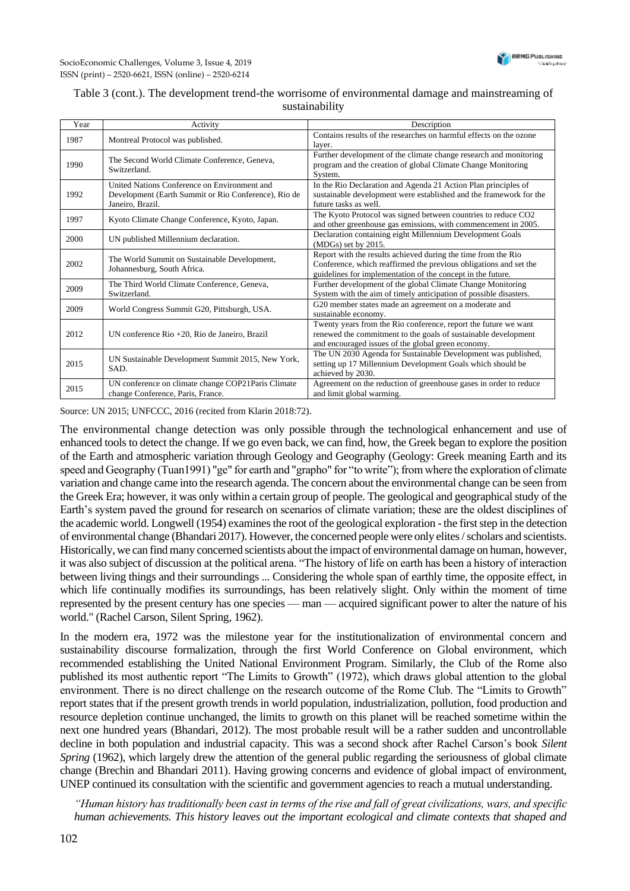Table 3 (cont.). The development trend-the worrisome of environmental damage and mainstreaming of sustainability

| Year | Activity | Description |
|---|---|---|
| 1987 | Montreal Protocol was published. | Contains results of the researches on harmful effects on the ozone layer. |
| 1990 | The Second World Climate Conference, Geneva, Switzerland. | Further development of the climate change research and monitoring program and the creation of global Climate Change Monitoring System. |
| 1992 | United Nations Conference on Environment and Development (Earth Summit or Rio Conference), Rio de Janeiro, Brazil. | In the Rio Declaration and Agenda 21 Action Plan principles of sustainable development were established and the framework for the future tasks as well. |
| 1997 | Kyoto Climate Change Conference, Kyoto, Japan. | The Kyoto Protocol was signed between countries to reduce CO2 and other greenhouse gas emissions, with commencement in 2005. |
| 2000 | UN published Millennium declaration. | Declaration containing eight Millennium Development Goals (MDGs) set by 2015. |
| 2002 | The World Summit on Sustainable Development, Johannesburg, South Africa. | Report with the results achieved during the time from the Rio Conference, which reaffirmed the previous obligations and set the guidelines for implementation of the concept in the future. |
| 2009 | The Third World Climate Conference, Geneva, Switzerland. | Further development of the global Climate Change Monitoring System with the aim of timely anticipation of possible disasters. |
| 2009 | World Congress Summit G20, Pittsburgh, USA. | G20 member states made an agreement on a moderate and sustainable economy. |
| 2012 | UN conference Rio +20, Rio de Janeiro, Brazil | Twenty years from the Rio conference, report the future we want renewed the commitment to the goals of sustainable development and encouraged issues of the global green economy. |
| 2015 | UN Sustainable Development Summit 2015, New York, SAD. | The UN 2030 Agenda for Sustainable Development was published, setting up 17 Millennium Development Goals which should be achieved by 2030. |
| 2015 | UN conference on climate change COP21Paris Climate change Conference, Paris, France. | Agreement on the reduction of greenhouse gases in order to reduce and limit global warming. |

Source: UN 2015; UNFCCC, 2016 (recited from Klarin 2018:72).

The environmental change detection was only possible through the technological enhancement and use of enhanced tools to detect the change. If we go even back, we can find, how, the Greek began to explore the position of the Earth and atmospheric variation through Geology and Geography (Geology: Greek meaning Earth and its speed and Geography (Tuan1991) "ge" for earth and "grapho" for "to write"); from where the exploration of climate variation and change came into the research agenda. The concern about the environmental change can be seen from the Greek Era; however, it was only within a certain group of people. The geological and geographical study of the Earth's system paved the ground for research on scenarios of climate variation; these are the oldest disciplines of the academic world. Longwell (1954) examines the root of the geological exploration - the first step in the detection of environmental change (Bhandari 2017). However, the concerned people were only elites / scholars and scientists. Historically, we can find many concerned scientists about the impact of environmental damage on human, however, it was also subject of discussion at the political arena. "The history of life on earth has been a history of interaction between living things and their surroundings ... Considering the whole span of earthly time, the opposite effect, in which life continually modifies its surroundings, has been relatively slight. Only within the moment of time represented by the present century has one species — man — acquired significant power to alter the nature of his world." (Rachel Carson, Silent Spring, 1962).

In the modern era, 1972 was the milestone year for the institutionalization of environmental concern and sustainability discourse formalization, through the first World Conference on Global environment, which recommended establishing the United National Environment Program. Similarly, the Club of the Rome also published its most authentic report "The Limits to Growth" (1972), which draws global attention to the global environment. There is no direct challenge on the research outcome of the Rome Club. The "Limits to Growth" report states that if the present growth trends in world population, industrialization, pollution, food production and resource depletion continue unchanged, the limits to growth on this planet will be reached sometime within the next one hundred years (Bhandari, 2012). The most probable result will be a rather sudden and uncontrollable decline in both population and industrial capacity. This was a second shock after Rachel Carson's book *Silent Spring* (1962), which largely drew the attention of the general public regarding the seriousness of global climate change (Brechin and Bhandari 2011). Having growing concerns and evidence of global impact of environment, UNEP continued its consultation with the scientific and government agencies to reach a mutual understanding.

*"Human history has traditionally been cast in terms of the rise and fall of great civilizations, wars, and specific human achievements. This history leaves out the important ecological and climate contexts that shaped and*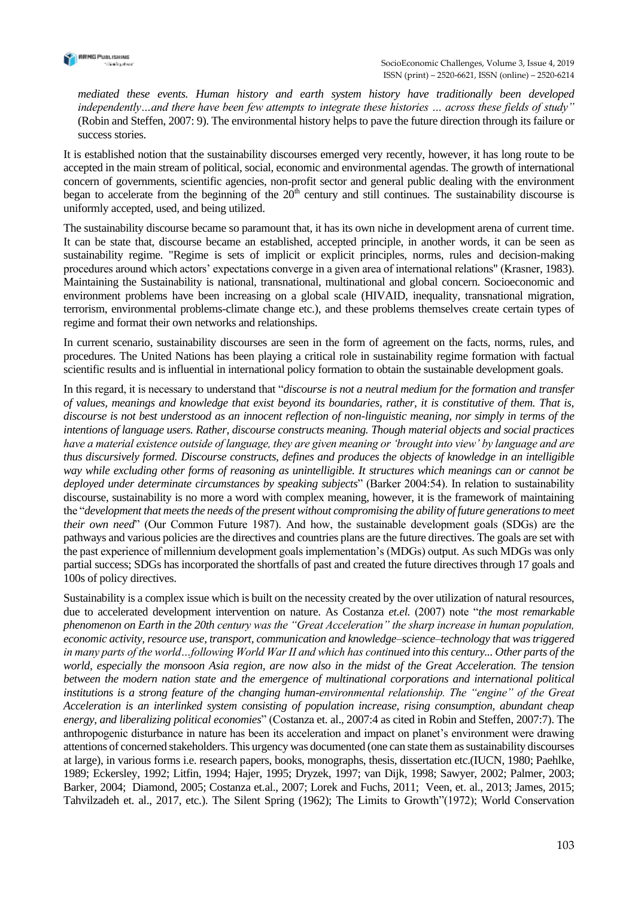*mediated these events. Human history and earth system history have traditionally been developed independently…and there have been few attempts to integrate these histories … across these fields of study"* (Robin and Steffen, 2007: 9). The environmental history helps to pave the future direction through its failure or success stories.

It is established notion that the sustainability discourses emerged very recently, however, it has long route to be accepted in the main stream of political, social, economic and environmental agendas. The growth of international concern of governments, scientific agencies, non-profit sector and general public dealing with the environment began to accelerate from the beginning of the 20th century and still continues. The sustainability discourse is uniformly accepted, used, and being utilized.

The sustainability discourse became so paramount that, it has its own niche in development arena of current time. It can be state that, discourse became an established, accepted principle, in another words, it can be seen as sustainability regime. "Regime is sets of implicit or explicit principles, norms, rules and decision-making procedures around which actors' expectations converge in a given area of international relations" (Krasner, 1983). Maintaining the Sustainability is national, transnational, multinational and global concern. Socioeconomic and environment problems have been increasing on a global scale (HIVAID, inequality, transnational migration, terrorism, environmental problems-climate change etc.), and these problems themselves create certain types of regime and format their own networks and relationships.

In current scenario, sustainability discourses are seen in the form of agreement on the facts, norms, rules, and procedures. The United Nations has been playing a critical role in sustainability regime formation with factual scientific results and is influential in international policy formation to obtain the sustainable development goals.

In this regard, it is necessary to understand that "*discourse is not a neutral medium for the formation and transfer of values, meanings and knowledge that exist beyond its boundaries, rather, it is constitutive of them. That is, discourse is not best understood as an innocent reflection of non-linguistic meaning, nor simply in terms of the intentions of language users. Rather, discourse constructs meaning. Though material objects and social practices have a material existence outside of language, they are given meaning or 'brought into view' by language and are thus discursively formed. Discourse constructs, defines and produces the objects of knowledge in an intelligible way while excluding other forms of reasoning as unintelligible. It structures which meanings can or cannot be deployed under determinate circumstances by speaking subjects*" (Barker 2004:54). In relation to sustainability discourse, sustainability is no more a word with complex meaning, however, it is the framework of maintaining the "*development that meets the needs of the present without compromising the ability of future generations to meet their own need*" (Our Common Future 1987). And how, the sustainable development goals (SDGs) are the pathways and various policies are the directives and countries plans are the future directives. The goals are set with the past experience of millennium development goals implementation's (MDGs) output. As such MDGs was only partial success; SDGs has incorporated the shortfalls of past and created the future directives through 17 goals and 100s of policy directives.

Sustainability is a complex issue which is built on the necessity created by the over utilization of natural resources, due to accelerated development intervention on nature. As Costanza *et.el.* (2007) note "*the most remarkable phenomenon on Earth in the 20th century was the "Great Acceleration" the sharp increase in human population, economic activity, resource use, transport, communication and knowledge–science–technology that was triggered in many parts of the world…following World War II and which has continued into this century... Other parts of the world, especially the monsoon Asia region, are now also in the midst of the Great Acceleration. The tension between the modern nation state and the emergence of multinational corporations and international political institutions is a strong feature of the changing human-environmental relationship. The "engine" of the Great Acceleration is an interlinked system consisting of population increase, rising consumption, abundant cheap energy, and liberalizing political economies*" (Costanza et. al., 2007:4 as cited in Robin and Steffen, 2007:7). The anthropogenic disturbance in nature has been its acceleration and impact on planet's environment were drawing attentions of concerned stakeholders. This urgency was documented (one can state them as sustainability discourses at large), in various forms i.e. research papers, books, monographs, thesis, dissertation etc.(IUCN, 1980; Paehlke, 1989; Eckersley, 1992; Litfin, 1994; Hajer, 1995; Dryzek, 1997; van Dijk, 1998; Sawyer, 2002; Palmer, 2003; Barker, 2004; Diamond, 2005; Costanza et.al., 2007; Lorek and Fuchs, 2011; Veen, et. al., 2013; James, 2015; Tahvilzadeh et. al., 2017, etc.). The Silent Spring (1962); The Limits to Growth"(1972); World Conservation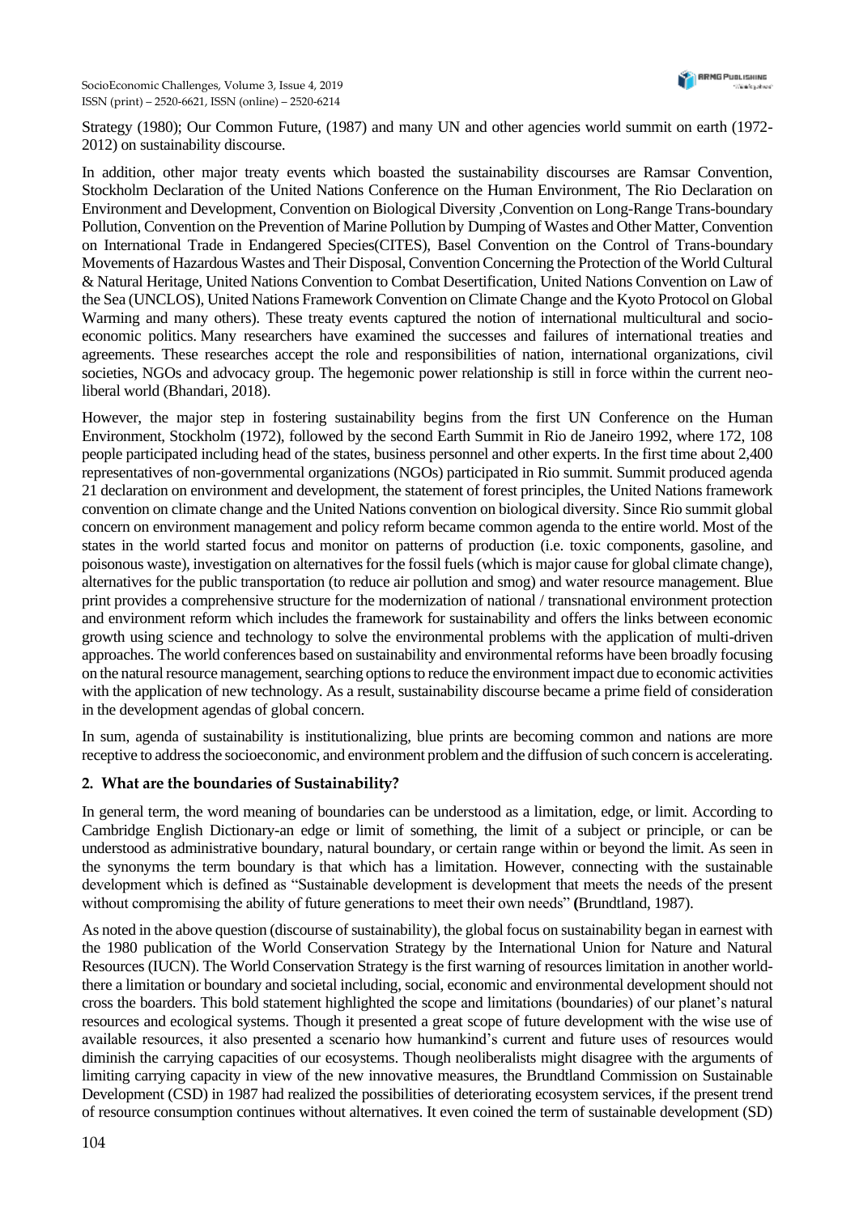Strategy (1980); Our Common Future, (1987) and many UN and other agencies world summit on earth (1972-2012) on sustainability discourse.

In addition, other major treaty events which boasted the sustainability discourses are Ramsar Convention, Stockholm Declaration of the United Nations Conference on the Human Environment, The Rio Declaration on Environment and Development, Convention on Biological Diversity ,Convention on Long-Range Trans-boundary Pollution, Convention on the Prevention of Marine Pollution by Dumping of Wastes and Other Matter, Convention on International Trade in Endangered Species(CITES), Basel Convention on the Control of Trans-boundary Movements of Hazardous Wastes and Their Disposal, Convention Concerning the Protection of the World Cultural & Natural Heritage, United Nations Convention to Combat Desertification, United Nations Convention on Law of the Sea (UNCLOS), United Nations Framework Convention on Climate Change and the Kyoto Protocol on Global Warming and many others). These treaty events captured the notion of international multicultural and socio-economic politics. Many researchers have examined the successes and failures of international treaties and agreements. These researches accept the role and responsibilities of nation, international organizations, civil societies, NGOs and advocacy group. The hegemonic power relationship is still in force within the current neo-liberal world (Bhandari, 2018).

However, the major step in fostering sustainability begins from the first UN Conference on the Human Environment, Stockholm (1972), followed by the second Earth Summit in Rio de Janeiro 1992, where 172, 108 people participated including head of the states, business personnel and other experts. In the first time about 2,400 representatives of non-governmental organizations (NGOs) participated in Rio summit. Summit produced agenda 21 declaration on environment and development, the statement of forest principles, the United Nations framework convention on climate change and the United Nations convention on biological diversity. Since Rio summit global concern on environment management and policy reform became common agenda to the entire world. Most of the states in the world started focus and monitor on patterns of production (i.e. toxic components, gasoline, and poisonous waste), investigation on alternatives for the fossil fuels (which is major cause for global climate change), alternatives for the public transportation (to reduce air pollution and smog) and water resource management. Blue print provides a comprehensive structure for the modernization of national / transnational environment protection and environment reform which includes the framework for sustainability and offers the links between economic growth using science and technology to solve the environmental problems with the application of multi-driven approaches. The world conferences based on sustainability and environmental reforms have been broadly focusing on the natural resource management, searching options to reduce the environment impact due to economic activities with the application of new technology. As a result, sustainability discourse became a prime field of consideration in the development agendas of global concern.

In sum, agenda of sustainability is institutionalizing, blue prints are becoming common and nations are more receptive to address the socioeconomic, and environment problem and the diffusion of such concern is accelerating.

## 2. What are the boundaries of Sustainability?

In general term, the word meaning of boundaries can be understood as a limitation, edge, or limit. According to Cambridge English Dictionary-an edge or limit of something, the limit of a subject or principle, or can be understood as administrative boundary, natural boundary, or certain range within or beyond the limit. As seen in the synonyms the term boundary is that which has a limitation. However, connecting with the sustainable development which is defined as "Sustainable development is development that meets the needs of the present without compromising the ability of future generations to meet their own needs" **(**Brundtland, 1987).

As noted in the above question (discourse of sustainability), the global focus on sustainability began in earnest with the 1980 publication of the World Conservation Strategy by the International Union for Nature and Natural Resources (IUCN). The World Conservation Strategy is the first warning of resources limitation in another world-there a limitation or boundary and societal including, social, economic and environmental development should not cross the boarders. This bold statement highlighted the scope and limitations (boundaries) of our planet's natural resources and ecological systems. Though it presented a great scope of future development with the wise use of available resources, it also presented a scenario how humankind's current and future uses of resources would diminish the carrying capacities of our ecosystems. Though neoliberalists might disagree with the arguments of limiting carrying capacity in view of the new innovative measures, the Brundtland Commission on Sustainable Development (CSD) in 1987 had realized the possibilities of deteriorating ecosystem services, if the present trend of resource consumption continues without alternatives. It even coined the term of sustainable development (SD)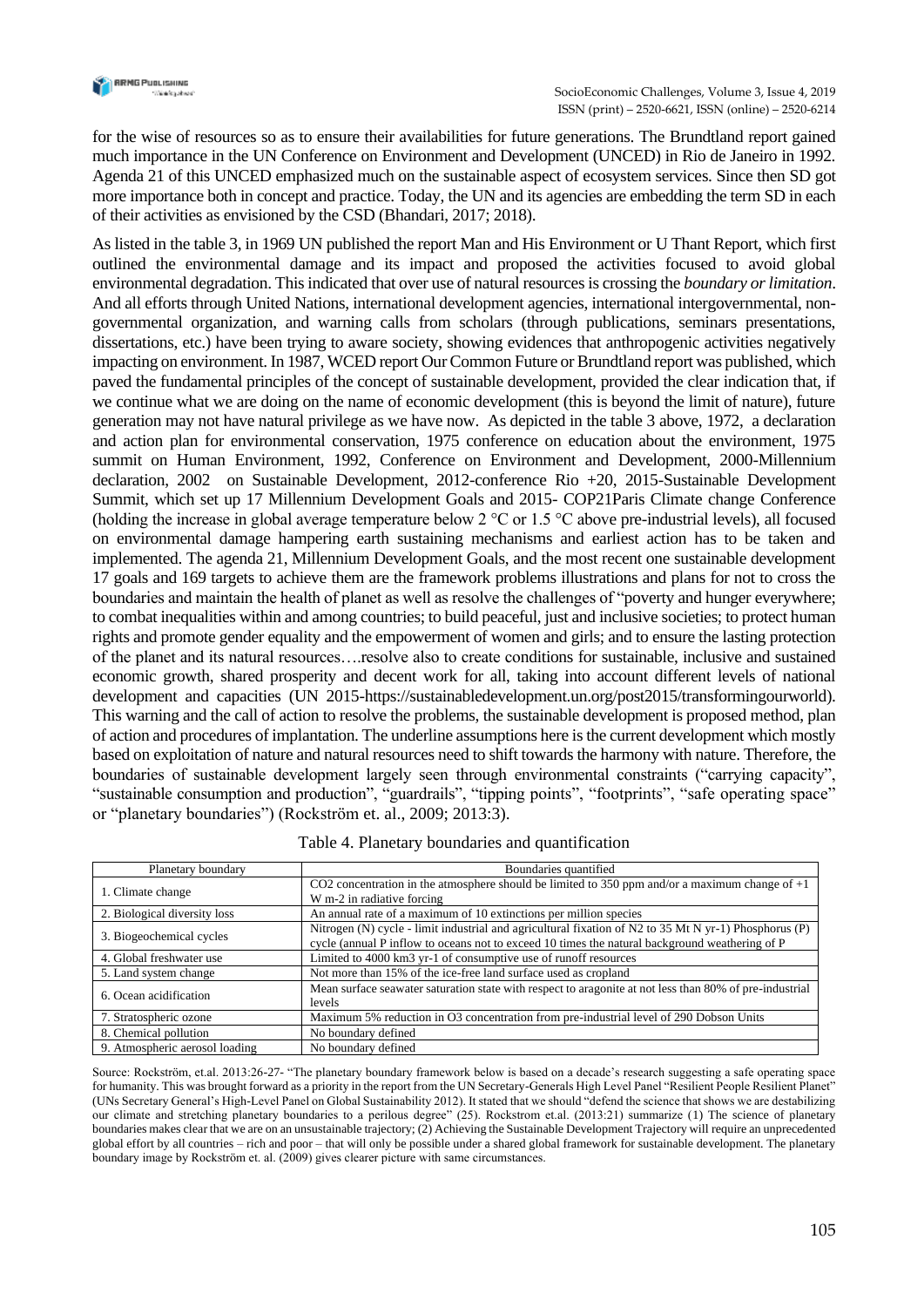for the wise of resources so as to ensure their availabilities for future generations. The Brundtland report gained much importance in the UN Conference on Environment and Development (UNCED) in Rio de Janeiro in 1992. Agenda 21 of this UNCED emphasized much on the sustainable aspect of ecosystem services. Since then SD got more importance both in concept and practice. Today, the UN and its agencies are embedding the term SD in each of their activities as envisioned by the CSD (Bhandari, 2017; 2018).

As listed in the table 3, in 1969 UN published the report Man and His Environment or U Thant Report, which first outlined the environmental damage and its impact and proposed the activities focused to avoid global environmental degradation. This indicated that over use of natural resources is crossing the *boundary or limitation*. And all efforts through United Nations, international development agencies, international intergovernmental, non-governmental organization, and warning calls from scholars (through publications, seminars presentations, dissertations, etc.) have been trying to aware society, showing evidences that anthropogenic activities negatively impacting on environment. In 1987, WCED report Our Common Future or Brundtland report was published, which paved the fundamental principles of the concept of sustainable development, provided the clear indication that, if we continue what we are doing on the name of economic development (this is beyond the limit of nature), future generation may not have natural privilege as we have now. As depicted in the table 3 above, 1972, a declaration and action plan for environmental conservation, 1975 conference on education about the environment, 1975 summit on Human Environment, 1992, Conference on Environment and Development, 2000-Millennium declaration, 2002 on Sustainable Development, 2012-conference Rio +20, 2015-Sustainable Development Summit, which set up 17 Millennium Development Goals and 2015- COP21Paris Climate change Conference (holding the increase in global average temperature below 2 °C or 1.5 °C above pre-industrial levels), all focused on environmental damage hampering earth sustaining mechanisms and earliest action has to be taken and implemented. The agenda 21, Millennium Development Goals, and the most recent one sustainable development 17 goals and 169 targets to achieve them are the framework problems illustrations and plans for not to cross the boundaries and maintain the health of planet as well as resolve the challenges of "poverty and hunger everywhere; to combat inequalities within and among countries; to build peaceful, just and inclusive societies; to protect human rights and promote gender equality and the empowerment of women and girls; and to ensure the lasting protection of the planet and its natural resources….resolve also to create conditions for sustainable, inclusive and sustained economic growth, shared prosperity and decent work for all, taking into account different levels of national development and capacities (UN 2015-https://sustainabledevelopment.un.org/post2015/transformingourworld). This warning and the call of action to resolve the problems, the sustainable development is proposed method, plan of action and procedures of implantation. The underline assumptions here is the current development which mostly based on exploitation of nature and natural resources need to shift towards the harmony with nature. Therefore, the boundaries of sustainable development largely seen through environmental constraints ("carrying capacity", "sustainable consumption and production", "guardrails", "tipping points", "footprints", "safe operating space" or "planetary boundaries") (Rockström et. al., 2009; 2013:3).

Table 4. Planetary boundaries and quantification

| Planetary boundary | Boundaries quantified |
|---|---|
| 1. Climate change | $CO_2$ concentration in the atmosphere should be limited to 350 ppm and/or a maximum change of +1 W m-2 in radiative forcing |
| 2. Biological diversity loss | An annual rate of a maximum of 10 extinctions per million species |
| 3. Biogeochemical cycles | Nitrogen (N) cycle - limit industrial and agricultural fixation of $N_2$ to 35 Mt N yr-1) Phosphorus (P) cycle (annual P inflow to oceans not to exceed 10 times the natural background weathering of P |
| 4. Global freshwater use | Limited to 4000 km3 yr-1 of consumptive use of runoff resources |
| 5. Land system change | Not more than 15% of the ice-free land surface used as cropland |
| 6. Ocean acidification | Mean surface seawater saturation state with respect to aragonite at not less than 80% of pre-industrial levels |
| 7. Stratospheric ozone | Maximum 5% reduction in $O_3$ concentration from pre-industrial level of 290 Dobson Units |
| 8. Chemical pollution | No boundary defined |
| 9. Atmospheric aerosol loading | No boundary defined |

Source: Rockström, et.al. 2013:26-27- "The planetary boundary framework below is based on a decade's research suggesting a safe operating space for humanity. This was brought forward as a priority in the report from the UN Secretary-Generals High Level Panel "Resilient People Resilient Planet" (UNs Secretary General's High-Level Panel on Global Sustainability 2012). It stated that we should "defend the science that shows we are destabilizing our climate and stretching planetary boundaries to a perilous degree" (25). Rockstrom et.al. (2013:21) summarize (1) The science of planetary boundaries makes clear that we are on an unsustainable trajectory; (2) Achieving the Sustainable Development Trajectory will require an unprecedented global effort by all countries – rich and poor – that will only be possible under a shared global framework for sustainable development. The planetary boundary image by Rockström et. al. (2009) gives clearer picture with same circumstances.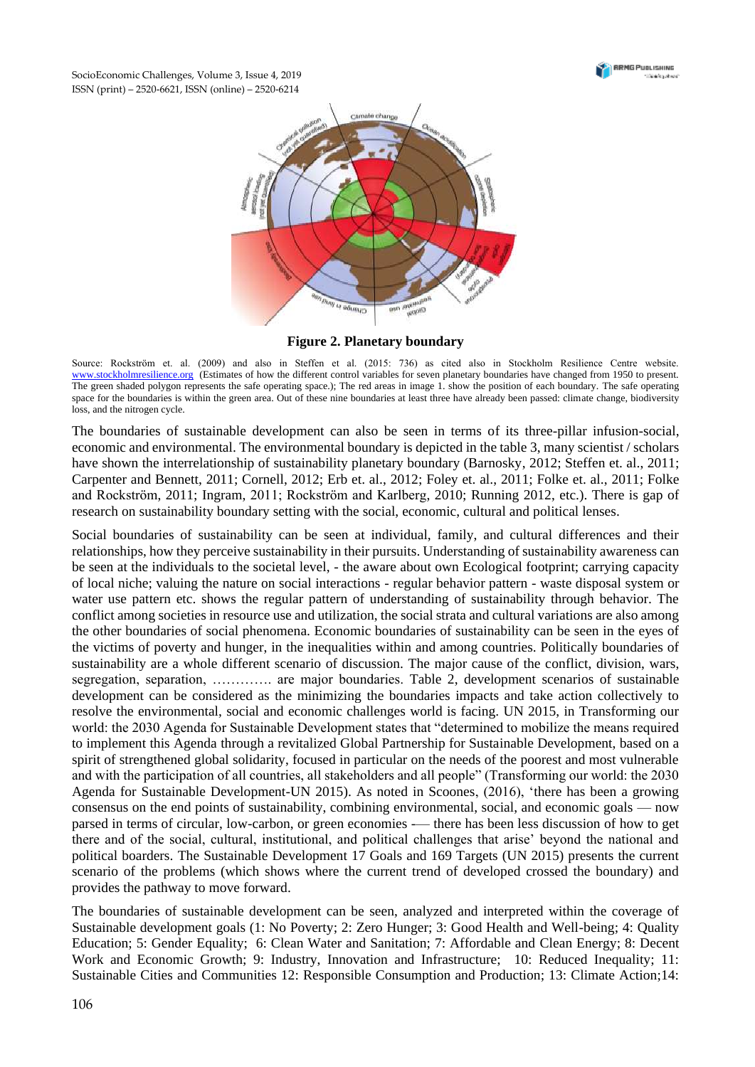**Figure 2. Planetary boundary**

Source: Rockström et. al. (2009) and also in Steffen et al. (2015: 736) as cited also in Stockholm Resilience Centre website. www.stockholmresilience.org (Estimates of how the different control variables for seven planetary boundaries have changed from 1950 to present. The green shaded polygon represents the safe operating space.); The red areas in image 1. show the position of each boundary. The safe operating space for the boundaries is within the green area. Out of these nine boundaries at least three have already been passed: climate change, biodiversity loss, and the nitrogen cycle.

The boundaries of sustainable development can also be seen in terms of its three-pillar infusion-social, economic and environmental. The environmental boundary is depicted in the table 3, many scientist / scholars have shown the interrelationship of sustainability planetary boundary (Barnosky, 2012; Steffen et. al., 2011; Carpenter and Bennett, 2011; Cornell, 2012; Erb et. al., 2012; Foley et. al., 2011; Folke et. al., 2011; Folke and Rockström, 2011; Ingram, 2011; Rockström and Karlberg, 2010; Running 2012, etc.). There is gap of research on sustainability boundary setting with the social, economic, cultural and political lenses.

Social boundaries of sustainability can be seen at individual, family, and cultural differences and their relationships, how they perceive sustainability in their pursuits. Understanding of sustainability awareness can be seen at the individuals to the societal level, - the aware about own Ecological footprint; carrying capacity of local niche; valuing the nature on social interactions - regular behavior pattern - waste disposal system or water use pattern etc. shows the regular pattern of understanding of sustainability through behavior. The conflict among societies in resource use and utilization, the social strata and cultural variations are also among the other boundaries of social phenomena. Economic boundaries of sustainability can be seen in the eyes of the victims of poverty and hunger, in the inequalities within and among countries. Politically boundaries of sustainability are a whole different scenario of discussion. The major cause of the conflict, division, wars, segregation, separation, …………. are major boundaries. Table 2, development scenarios of sustainable development can be considered as the minimizing the boundaries impacts and take action collectively to resolve the environmental, social and economic challenges world is facing. UN 2015, in Transforming our world: the 2030 Agenda for Sustainable Development states that "determined to mobilize the means required to implement this Agenda through a revitalized Global Partnership for Sustainable Development, based on a spirit of strengthened global solidarity, focused in particular on the needs of the poorest and most vulnerable and with the participation of all countries, all stakeholders and all people" (Transforming our world: the 2030 Agenda for Sustainable Development-UN 2015). As noted in Scoones, (2016), 'there has been a growing consensus on the end points of sustainability, combining environmental, social, and economic goals — now parsed in terms of circular, low-carbon, or green economies -— there has been less discussion of how to get there and of the social, cultural, institutional, and political challenges that arise' beyond the national and political boarders. The Sustainable Development 17 Goals and 169 Targets (UN 2015) presents the current scenario of the problems (which shows where the current trend of developed crossed the boundary) and provides the pathway to move forward.

The boundaries of sustainable development can be seen, analyzed and interpreted within the coverage of Sustainable development goals (1: No Poverty; 2: Zero Hunger; 3: Good Health and Well-being; 4: Quality Education; 5: Gender Equality; 6: Clean Water and Sanitation; 7: Affordable and Clean Energy; 8: Decent Work and Economic Growth; 9: Industry, Innovation and Infrastructure; 10: Reduced Inequality; 11: Sustainable Cities and Communities 12: Responsible Consumption and Production; 13: Climate Action;14: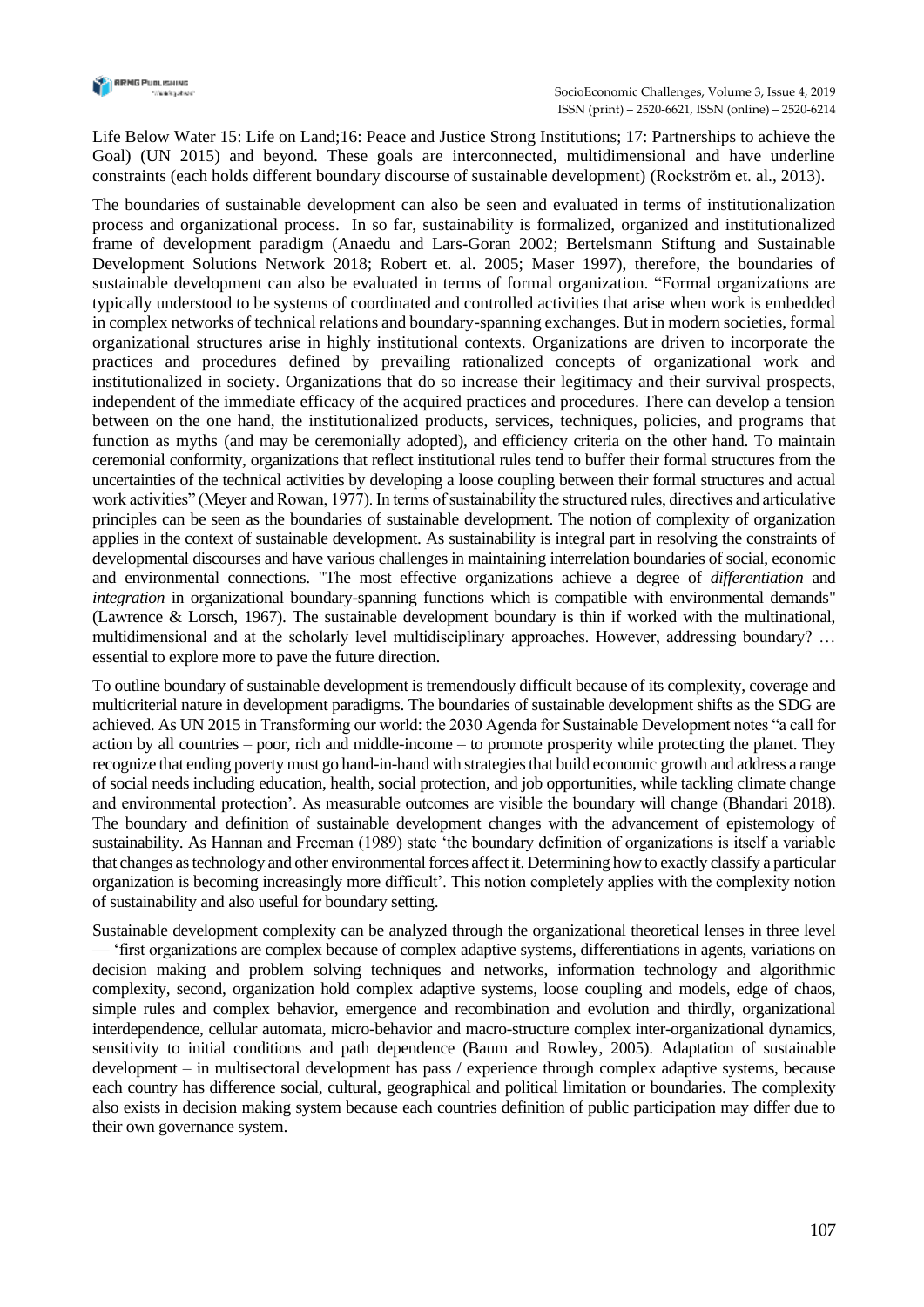Life Below Water 15: Life on Land;16: Peace and Justice Strong Institutions; 17: Partnerships to achieve the Goal) (UN 2015) and beyond. These goals are interconnected, multidimensional and have underline constraints (each holds different boundary discourse of sustainable development) (Rockström et. al., 2013).

The boundaries of sustainable development can also be seen and evaluated in terms of institutionalization process and organizational process. In so far, sustainability is formalized, organized and institutionalized frame of development paradigm (Anaedu and Lars-Goran 2002; Bertelsmann Stiftung and Sustainable Development Solutions Network 2018; Robert et. al. 2005; Maser 1997), therefore, the boundaries of sustainable development can also be evaluated in terms of formal organization. "Formal organizations are typically understood to be systems of coordinated and controlled activities that arise when work is embedded in complex networks of technical relations and boundary-spanning exchanges. But in modern societies, formal organizational structures arise in highly institutional contexts. Organizations are driven to incorporate the practices and procedures defined by prevailing rationalized concepts of organizational work and institutionalized in society. Organizations that do so increase their legitimacy and their survival prospects, independent of the immediate efficacy of the acquired practices and procedures. There can develop a tension between on the one hand, the institutionalized products, services, techniques, policies, and programs that function as myths (and may be ceremonially adopted), and efficiency criteria on the other hand. To maintain ceremonial conformity, organizations that reflect institutional rules tend to buffer their formal structures from the uncertainties of the technical activities by developing a loose coupling between their formal structures and actual work activities" (Meyer and Rowan, 1977). In terms of sustainability the structured rules, directives and articulative principles can be seen as the boundaries of sustainable development. The notion of complexity of organization applies in the context of sustainable development. As sustainability is integral part in resolving the constraints of developmental discourses and have various challenges in maintaining interrelation boundaries of social, economic and environmental connections. "The most effective organizations achieve a degree of *differentiation* and *integration* in organizational boundary-spanning functions which is compatible with environmental demands" (Lawrence & Lorsch, 1967). The sustainable development boundary is thin if worked with the multinational, multidimensional and at the scholarly level multidisciplinary approaches. However, addressing boundary? … essential to explore more to pave the future direction.

To outline boundary of sustainable development is tremendously difficult because of its complexity, coverage and multicriterial nature in development paradigms. The boundaries of sustainable development shifts as the SDG are achieved. As UN 2015 in Transforming our world: the 2030 Agenda for Sustainable Development notes "a call for action by all countries – poor, rich and middle-income – to promote prosperity while protecting the planet. They recognize that ending poverty must go hand-in-hand with strategies that build economic growth and address a range of social needs including education, health, social protection, and job opportunities, while tackling climate change and environmental protection'. As measurable outcomes are visible the boundary will change (Bhandari 2018). The boundary and definition of sustainable development changes with the advancement of epistemology of sustainability. As Hannan and Freeman (1989) state 'the boundary definition of organizations is itself a variable that changes as technology and other environmental forces affect it. Determining how to exactly classify a particular organization is becoming increasingly more difficult'. This notion completely applies with the complexity notion of sustainability and also useful for boundary setting.

Sustainable development complexity can be analyzed through the organizational theoretical lenses in three level — 'first organizations are complex because of complex adaptive systems, differentiations in agents, variations on decision making and problem solving techniques and networks, information technology and algorithmic complexity, second, organization hold complex adaptive systems, loose coupling and models, edge of chaos, simple rules and complex behavior, emergence and recombination and evolution and thirdly, organizational interdependence, cellular automata, micro-behavior and macro-structure complex inter-organizational dynamics, sensitivity to initial conditions and path dependence (Baum and Rowley, 2005). Adaptation of sustainable development – in multisectoral development has pass / experience through complex adaptive systems, because each country has difference social, cultural, geographical and political limitation or boundaries. The complexity also exists in decision making system because each countries definition of public participation may differ due to their own governance system.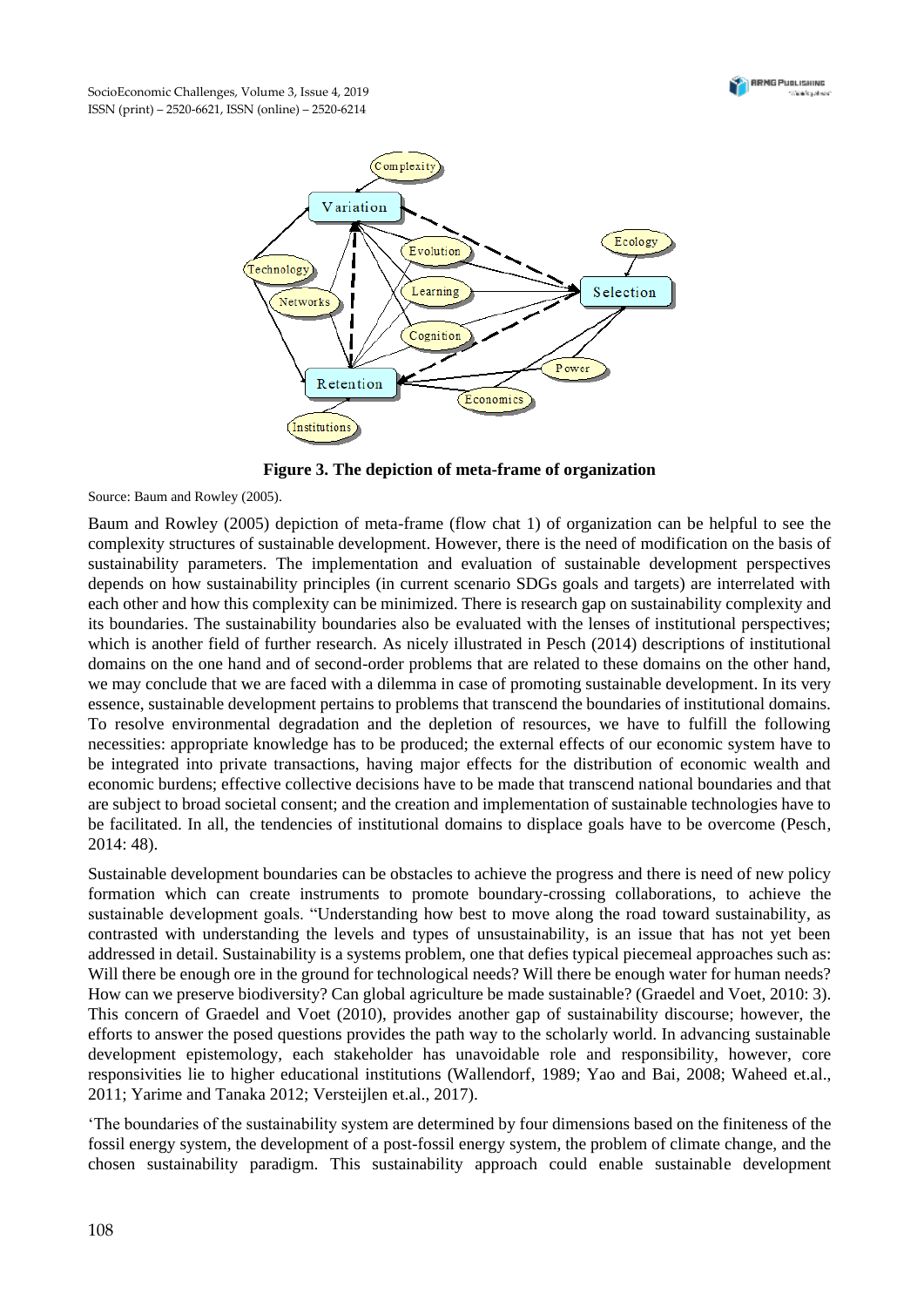**Figure 3. The depiction of meta-frame of organization**

Source: Baum and Rowley (2005).

Baum and Rowley (2005) depiction of meta-frame (flow chat 1) of organization can be helpful to see the complexity structures of sustainable development. However, there is the need of modification on the basis of sustainability parameters. The implementation and evaluation of sustainable development perspectives depends on how sustainability principles (in current scenario SDGs goals and targets) are interrelated with each other and how this complexity can be minimized. There is research gap on sustainability complexity and its boundaries. The sustainability boundaries also be evaluated with the lenses of institutional perspectives; which is another field of further research. As nicely illustrated in Pesch (2014) descriptions of institutional domains on the one hand and of second-order problems that are related to these domains on the other hand, we may conclude that we are faced with a dilemma in case of promoting sustainable development. In its very essence, sustainable development pertains to problems that transcend the boundaries of institutional domains. To resolve environmental degradation and the depletion of resources, we have to fulfill the following necessities: appropriate knowledge has to be produced; the external effects of our economic system have to be integrated into private transactions, having major effects for the distribution of economic wealth and economic burdens; effective collective decisions have to be made that transcend national boundaries and that are subject to broad societal consent; and the creation and implementation of sustainable technologies have to be facilitated. In all, the tendencies of institutional domains to displace goals have to be overcome (Pesch, 2014: 48).

Sustainable development boundaries can be obstacles to achieve the progress and there is need of new policy formation which can create instruments to promote boundary-crossing collaborations, to achieve the sustainable development goals. "Understanding how best to move along the road toward sustainability, as contrasted with understanding the levels and types of unsustainability, is an issue that has not yet been addressed in detail. Sustainability is a systems problem, one that defies typical piecemeal approaches such as: Will there be enough ore in the ground for technological needs? Will there be enough water for human needs? How can we preserve biodiversity? Can global agriculture be made sustainable? (Graedel and Voet, 2010: 3). This concern of Graedel and Voet (2010), provides another gap of sustainability discourse; however, the efforts to answer the posed questions provides the path way to the scholarly world. In advancing sustainable development epistemology, each stakeholder has unavoidable role and responsibility, however, core responsivities lie to higher educational institutions (Wallendorf, 1989; Yao and Bai, 2008; Waheed et.al., 2011; Yarime and Tanaka 2012; Versteijlen et.al., 2017).

'The boundaries of the sustainability system are determined by four dimensions based on the finiteness of the fossil energy system, the development of a post-fossil energy system, the problem of climate change, and the chosen sustainability paradigm. This sustainability approach could enable sustainable development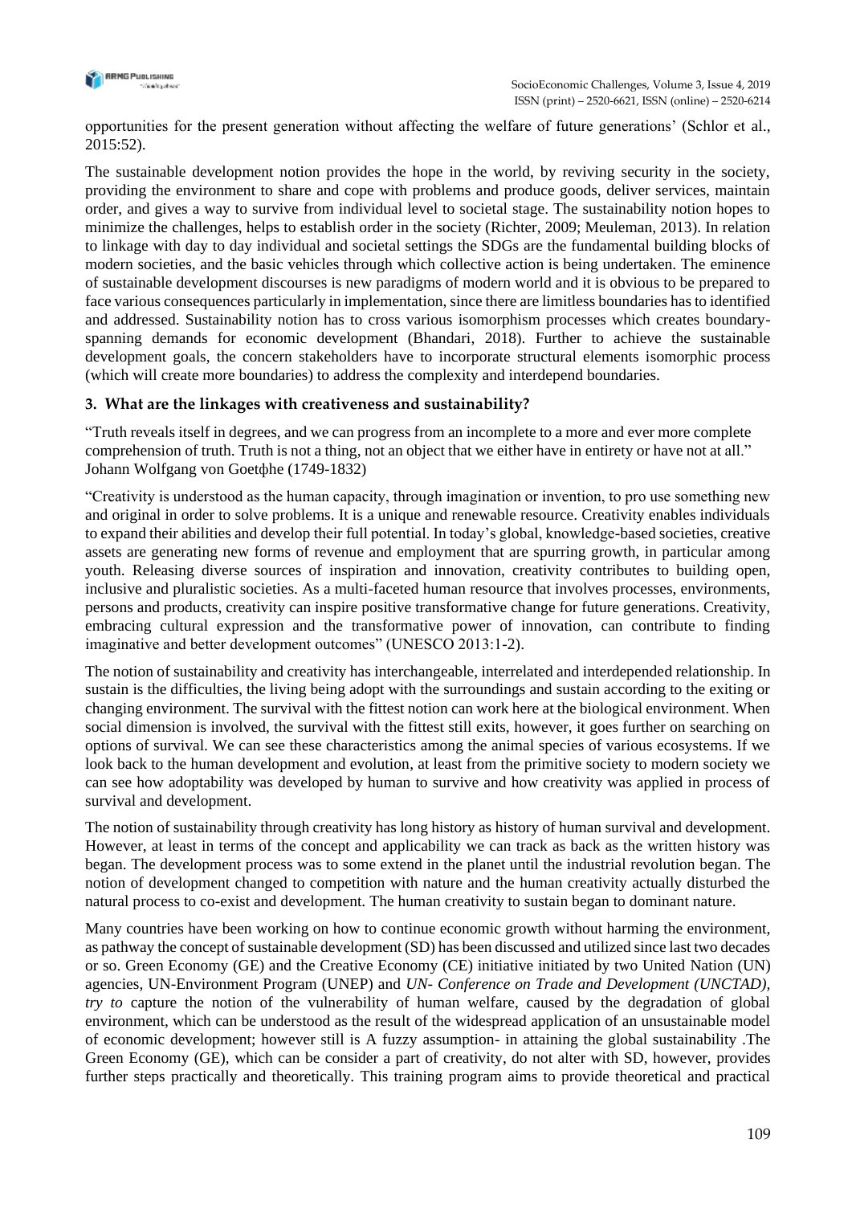opportunities for the present generation without affecting the welfare of future generations' (Schlor et al., 2015:52).

The sustainable development notion provides the hope in the world, by reviving security in the society, providing the environment to share and cope with problems and produce goods, deliver services, maintain order, and gives a way to survive from individual level to societal stage. The sustainability notion hopes to minimize the challenges, helps to establish order in the society (Richter, 2009; Meuleman, 2013). In relation to linkage with day to day individual and societal settings the SDGs are the fundamental building blocks of modern societies, and the basic vehicles through which collective action is being undertaken. The eminence of sustainable development discourses is new paradigms of modern world and it is obvious to be prepared to face various consequences particularly in implementation, since there are limitless boundaries has to identified and addressed. Sustainability notion has to cross various isomorphism processes which creates boundary-spanning demands for economic development (Bhandari, 2018). Further to achieve the sustainable development goals, the concern stakeholders have to incorporate structural elements isomorphic process (which will create more boundaries) to address the complexity and interdepend boundaries.

### 3. What are the linkages with creativeness and sustainability?

"Truth reveals itself in degrees, and we can progress from an incomplete to a more and ever more complete comprehension of truth. Truth is not a thing, not an object that we either have in entirety or have not at all." Johann Wolfgang von Goetфhe (1749-1832)

"Creativity is understood as the human capacity, through imagination or invention, to pro use something new and original in order to solve problems. It is a unique and renewable resource. Creativity enables individuals to expand their abilities and develop their full potential. In today's global, knowledge-based societies, creative assets are generating new forms of revenue and employment that are spurring growth, in particular among youth. Releasing diverse sources of inspiration and innovation, creativity contributes to building open, inclusive and pluralistic societies. As a multi-faceted human resource that involves processes, environments, persons and products, creativity can inspire positive transformative change for future generations. Creativity, embracing cultural expression and the transformative power of innovation, can contribute to finding imaginative and better development outcomes" (UNESCO 2013:1-2).

The notion of sustainability and creativity has interchangeable, interrelated and interdepended relationship. In sustain is the difficulties, the living being adopt with the surroundings and sustain according to the exiting or changing environment. The survival with the fittest notion can work here at the biological environment. When social dimension is involved, the survival with the fittest still exits, however, it goes further on searching on options of survival. We can see these characteristics among the animal species of various ecosystems. If we look back to the human development and evolution, at least from the primitive society to modern society we can see how adoptability was developed by human to survive and how creativity was applied in process of survival and development.

The notion of sustainability through creativity has long history as history of human survival and development. However, at least in terms of the concept and applicability we can track as back as the written history was began. The development process was to some extend in the planet until the industrial revolution began. The notion of development changed to competition with nature and the human creativity actually disturbed the natural process to co-exist and development. The human creativity to sustain began to dominant nature.

Many countries have been working on how to continue economic growth without harming the environment, as pathway the concept of sustainable development (SD) has been discussed and utilized since last two decades or so. Green Economy (GE) and the Creative Economy (CE) initiative initiated by two United Nation (UN) agencies, UN-Environment Program (UNEP) and *UN- Conference on Trade and Development (UNCTAD), try to* capture the notion of the vulnerability of human welfare, caused by the degradation of global environment, which can be understood as the result of the widespread application of an unsustainable model of economic development; however still is A fuzzy assumption- in attaining the global sustainability .The Green Economy (GE), which can be consider a part of creativity, do not alter with SD, however, provides further steps practically and theoretically. This training program aims to provide theoretical and practical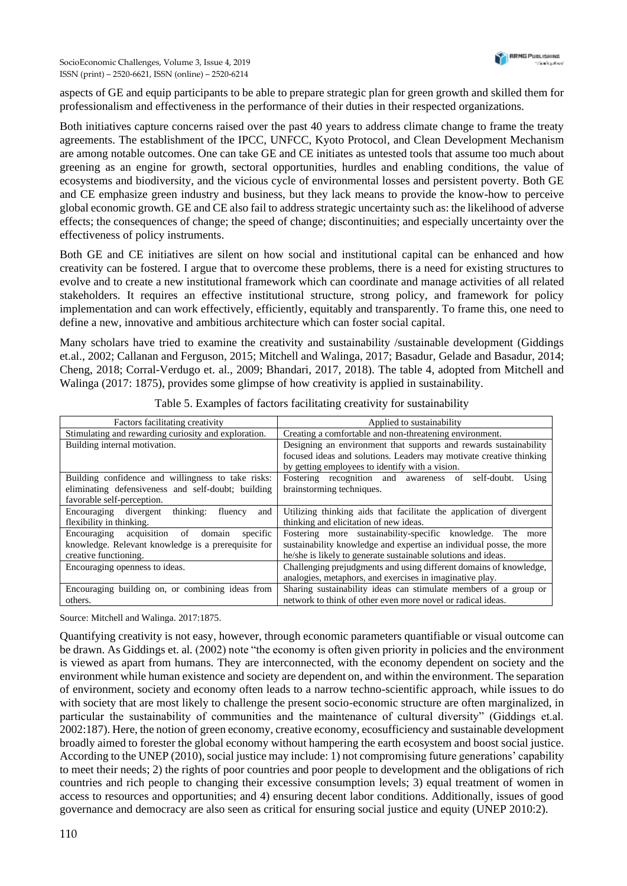aspects of GE and equip participants to be able to prepare strategic plan for green growth and skilled them for professionalism and effectiveness in the performance of their duties in their respected organizations.

Both initiatives capture concerns raised over the past 40 years to address climate change to frame the treaty agreements. The establishment of the IPCC, UNFCC, Kyoto Protocol, and Clean Development Mechanism are among notable outcomes. One can take GE and CE initiates as untested tools that assume too much about greening as an engine for growth, sectoral opportunities, hurdles and enabling conditions, the value of ecosystems and biodiversity, and the vicious cycle of environmental losses and persistent poverty. Both GE and CE emphasize green industry and business, but they lack means to provide the know-how to perceive global economic growth. GE and CE also fail to address strategic uncertainty such as: the likelihood of adverse effects; the consequences of change; the speed of change; discontinuities; and especially uncertainty over the effectiveness of policy instruments.

Both GE and CE initiatives are silent on how social and institutional capital can be enhanced and how creativity can be fostered. I argue that to overcome these problems, there is a need for existing structures to evolve and to create a new institutional framework which can coordinate and manage activities of all related stakeholders. It requires an effective institutional structure, strong policy, and framework for policy implementation and can work effectively, efficiently, equitably and transparently. To frame this, one need to define a new, innovative and ambitious architecture which can foster social capital.

Many scholars have tried to examine the creativity and sustainability /sustainable development (Giddings et.al., 2002; Callanan and Ferguson, 2015; Mitchell and Walinga, 2017; Basadur, Gelade and Basadur, 2014; Cheng, 2018; Corral-Verdugo et. al., 2009; Bhandari, 2017, 2018). The table 4, adopted from Mitchell and Walinga (2017: 1875), provides some glimpse of how creativity is applied in sustainability.

Table 5. Examples of factors facilitating creativity for sustainability

| Factors facilitating creativity | Applied to sustainability |
|---|---|
| Stimulating and rewarding curiosity and exploration. | Creating a comfortable and non-threatening environment. |
| Building internal motivation. | Designing an environment that supports and rewards sustainability focused ideas and solutions. Leaders may motivate creative thinking by getting employees to identify with a vision. |
| Building confidence and willingness to take risks: eliminating defensiveness and self-doubt; building favorable self-perception. | Fostering recognition and awareness of self-doubt. Using brainstorming techniques. |
| Encouraging divergent thinking: fluency and flexibility in thinking. | Utilizing thinking aids that facilitate the application of divergent thinking and elicitation of new ideas. |
| Encouraging acquisition of domain specific knowledge. Relevant knowledge is a prerequisite for creative functioning. | Fostering more sustainability-specific knowledge. The more sustainability knowledge and expertise an individual posse, the more he/she is likely to generate sustainable solutions and ideas. |
| Encouraging openness to ideas. | Challenging prejudgments and using different domains of knowledge, analogies, metaphors, and exercises in imaginative play. |
| Encouraging building on, or combining ideas from others. | Sharing sustainability ideas can stimulate members of a group or network to think of other even more novel or radical ideas. |

Source: Mitchell and Walinga. 2017:1875.

Quantifying creativity is not easy, however, through economic parameters quantifiable or visual outcome can be drawn. As Giddings et. al. (2002) note "the economy is often given priority in policies and the environment is viewed as apart from humans. They are interconnected, with the economy dependent on society and the environment while human existence and society are dependent on, and within the environment. The separation of environment, society and economy often leads to a narrow techno-scientific approach, while issues to do with society that are most likely to challenge the present socio-economic structure are often marginalized, in particular the sustainability of communities and the maintenance of cultural diversity" (Giddings et.al. 2002:187). Here, the notion of green economy, creative economy, ecosufficiency and sustainable development broadly aimed to forester the global economy without hampering the earth ecosystem and boost social justice. According to the UNEP (2010), social justice may include: 1) not compromising future generations' capability to meet their needs; 2) the rights of poor countries and poor people to development and the obligations of rich countries and rich people to changing their excessive consumption levels; 3) equal treatment of women in access to resources and opportunities; and 4) ensuring decent labor conditions. Additionally, issues of good governance and democracy are also seen as critical for ensuring social justice and equity (UNEP 2010:2).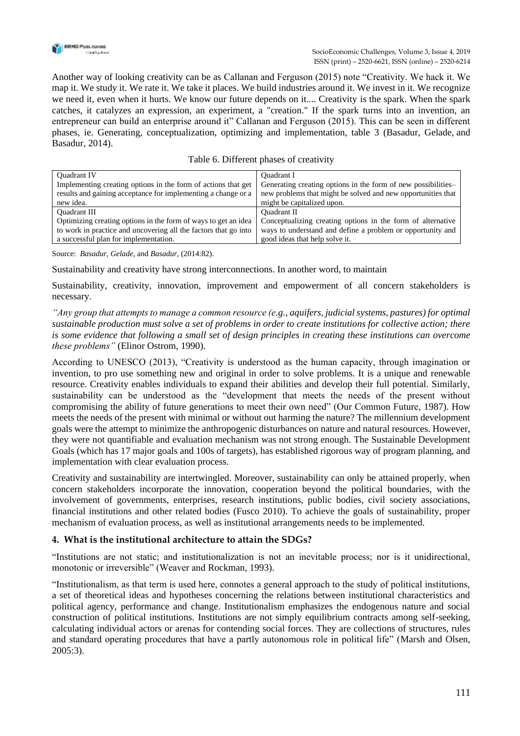Another way of looking creativity can be as Callanan and Ferguson (2015) note "Creativity. We hack it. We map it. We study it. We rate it. We take it places. We build industries around it. We invest in it. We recognize we need it, even when it hurts. We know our future depends on it.... Creativity is the spark. When the spark catches, it catalyzes an expression, an experiment, a "creation." If the spark turns into an invention, an entrepreneur can build an enterprise around it" Callanan and Ferguson (2015). This can be seen in different phases, ie. Generating, conceptualization, optimizing and implementation, table 3 (Basadur, Gelade, and Basadur, 2014).

Table 6. Different phases of creativity

| Quadrant IV<br>Implementing creating options in the form of actions that get results and gaining acceptance for implementing a change or a new idea. | Quadrant I<br>Generating creating options in the form of new possibilities– new problems that might be solved and new opportunities that might be capitalized upon. |
|---|---|
| Quadrant III<br>Optimizing creating options in the form of ways to get an idea to work in practice and uncovering all the factors that go into a successful plan for implementation. | Quadrant II<br>Conceptualizing creating options in the form of alternative ways to understand and define a problem or opportunity and good ideas that help solve it. |

Source: *Basadur*, *Gelade*, and *Basadur*, (2014:82).

Sustainability and creativity have strong interconnections. In another word, to maintain

Sustainability, creativity, innovation, improvement and empowerment of all concern stakeholders is necessary.

*"Any group that attempts to manage a common resource (e.g., aquifers, judicial systems, pastures) for optimal sustainable production must solve a set of problems in order to create institutions for collective action; there is some evidence that following a small set of design principles in creating these institutions can overcome these problems"* (Elinor Ostrom, 1990).

According to UNESCO (2013), "Creativity is understood as the human capacity, through imagination or invention, to pro use something new and original in order to solve problems. It is a unique and renewable resource. Creativity enables individuals to expand their abilities and develop their full potential. Similarly, sustainability can be understood as the "development that meets the needs of the present without compromising the ability of future generations to meet their own need" (Our Common Future, 1987). How meets the needs of the present with minimal or without out harming the nature? The millennium development goals were the attempt to minimize the anthropogenic disturbances on nature and natural resources. However, they were not quantifiable and evaluation mechanism was not strong enough. The Sustainable Development Goals (which has 17 major goals and 100s of targets), has established rigorous way of program planning, and implementation with clear evaluation process.

Creativity and sustainability are intertwingled. Moreover, sustainability can only be attained properly, when concern stakeholders incorporate the innovation, cooperation beyond the political boundaries, with the involvement of governments, enterprises, research institutions, public bodies, civil society associations, financial institutions and other related bodies (Fusco 2010). To achieve the goals of sustainability, proper mechanism of evaluation process, as well as institutional arrangements needs to be implemented.

## 4. What is the institutional architecture to attain the SDGs?

"Institutions are not static; and institutionalization is not an inevitable process; nor is it unidirectional, monotonic or irreversible" (Weaver and Rockman, 1993).

"Institutionalism, as that term is used here, connotes a general approach to the study of political institutions, a set of theoretical ideas and hypotheses concerning the relations between institutional characteristics and political agency, performance and change. Institutionalism emphasizes the endogenous nature and social construction of political institutions. Institutions are not simply equilibrium contracts among self-seeking, calculating individual actors or arenas for contending social forces. They are collections of structures, rules and standard operating procedures that have a partly autonomous role in political life" (Marsh and Olsen, 2005:3).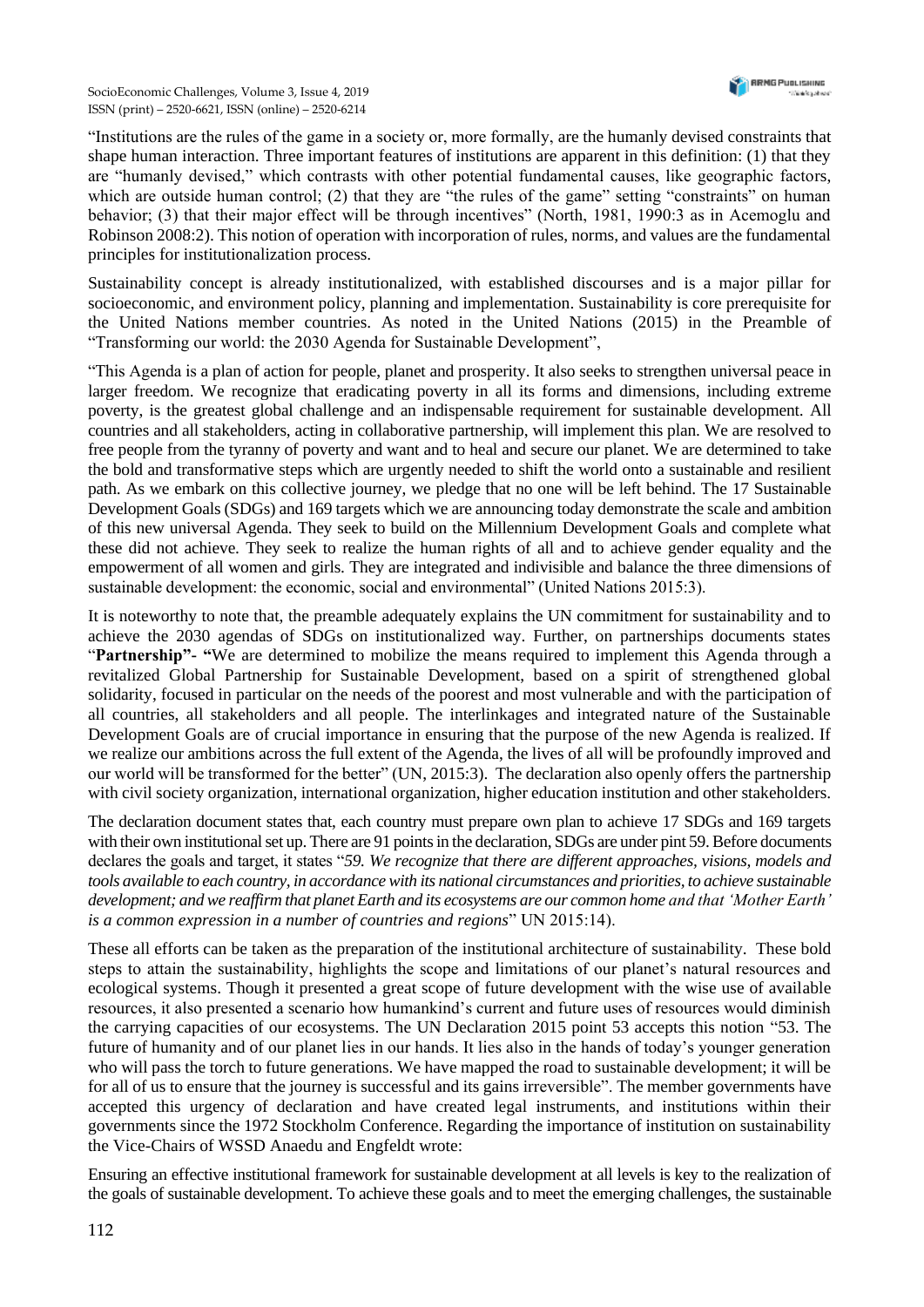"Institutions are the rules of the game in a society or, more formally, are the humanly devised constraints that shape human interaction. Three important features of institutions are apparent in this definition: (1) that they are "humanly devised," which contrasts with other potential fundamental causes, like geographic factors, which are outside human control; (2) that they are "the rules of the game" setting "constraints" on human behavior; (3) that their major effect will be through incentives" (North, 1981, 1990:3 as in Acemoglu and Robinson 2008:2). This notion of operation with incorporation of rules, norms, and values are the fundamental principles for institutionalization process.

Sustainability concept is already institutionalized, with established discourses and is a major pillar for socioeconomic, and environment policy, planning and implementation. Sustainability is core prerequisite for the United Nations member countries. As noted in the United Nations (2015) in the Preamble of "Transforming our world: the 2030 Agenda for Sustainable Development",

"This Agenda is a plan of action for people, planet and prosperity. It also seeks to strengthen universal peace in larger freedom. We recognize that eradicating poverty in all its forms and dimensions, including extreme poverty, is the greatest global challenge and an indispensable requirement for sustainable development. All countries and all stakeholders, acting in collaborative partnership, will implement this plan. We are resolved to free people from the tyranny of poverty and want and to heal and secure our planet. We are determined to take the bold and transformative steps which are urgently needed to shift the world onto a sustainable and resilient path. As we embark on this collective journey, we pledge that no one will be left behind. The 17 Sustainable Development Goals (SDGs) and 169 targets which we are announcing today demonstrate the scale and ambition of this new universal Agenda. They seek to build on the Millennium Development Goals and complete what these did not achieve. They seek to realize the human rights of all and to achieve gender equality and the empowerment of all women and girls. They are integrated and indivisible and balance the three dimensions of sustainable development: the economic, social and environmental" (United Nations 2015:3).

It is noteworthy to note that, the preamble adequately explains the UN commitment for sustainability and to achieve the 2030 agendas of SDGs on institutionalized way. Further, on partnerships documents states "**Partnership"- "**We are determined to mobilize the means required to implement this Agenda through a revitalized Global Partnership for Sustainable Development, based on a spirit of strengthened global solidarity, focused in particular on the needs of the poorest and most vulnerable and with the participation of all countries, all stakeholders and all people. The interlinkages and integrated nature of the Sustainable Development Goals are of crucial importance in ensuring that the purpose of the new Agenda is realized. If we realize our ambitions across the full extent of the Agenda, the lives of all will be profoundly improved and our world will be transformed for the better" (UN, 2015:3). The declaration also openly offers the partnership with civil society organization, international organization, higher education institution and other stakeholders.

The declaration document states that, each country must prepare own plan to achieve 17 SDGs and 169 targets with their own institutional set up. There are 91 points in the declaration, SDGs are under pint 59. Before documents declares the goals and target, it states "*59. We recognize that there are different approaches, visions, models and tools available to each country, in accordance with its national circumstances and priorities, to achieve sustainable development; and we reaffirm that planet Earth and its ecosystems are our common home and that 'Mother Earth' is a common expression in a number of countries and regions*" UN 2015:14).

These all efforts can be taken as the preparation of the institutional architecture of sustainability. These bold steps to attain the sustainability, highlights the scope and limitations of our planet's natural resources and ecological systems. Though it presented a great scope of future development with the wise use of available resources, it also presented a scenario how humankind's current and future uses of resources would diminish the carrying capacities of our ecosystems. The UN Declaration 2015 point 53 accepts this notion "53. The future of humanity and of our planet lies in our hands. It lies also in the hands of today's younger generation who will pass the torch to future generations. We have mapped the road to sustainable development; it will be for all of us to ensure that the journey is successful and its gains irreversible". The member governments have accepted this urgency of declaration and have created legal instruments, and institutions within their governments since the 1972 Stockholm Conference. Regarding the importance of institution on sustainability the Vice-Chairs of WSSD Anaedu and Engfeldt wrote:

Ensuring an effective institutional framework for sustainable development at all levels is key to the realization of the goals of sustainable development. To achieve these goals and to meet the emerging challenges, the sustainable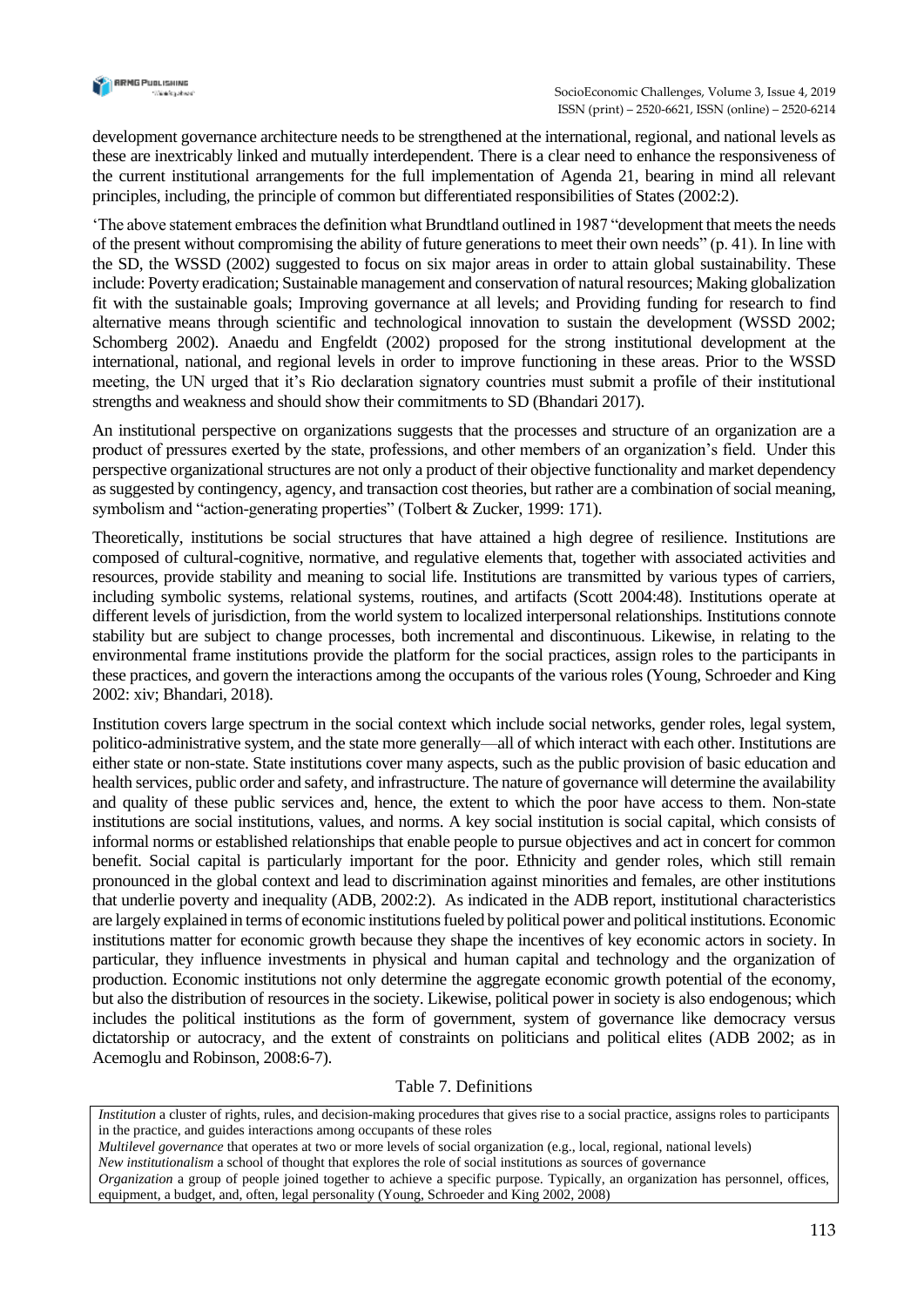development governance architecture needs to be strengthened at the international, regional, and national levels as these are inextricably linked and mutually interdependent. There is a clear need to enhance the responsiveness of the current institutional arrangements for the full implementation of Agenda 21, bearing in mind all relevant principles, including, the principle of common but differentiated responsibilities of States (2002:2).

'The above statement embraces the definition what Brundtland outlined in 1987 "development that meets the needs of the present without compromising the ability of future generations to meet their own needs" (p. 41). In line with the SD, the WSSD (2002) suggested to focus on six major areas in order to attain global sustainability. These include: Poverty eradication; Sustainable management and conservation of natural resources; Making globalization fit with the sustainable goals; Improving governance at all levels; and Providing funding for research to find alternative means through scientific and technological innovation to sustain the development (WSSD 2002; Schomberg 2002). Anaedu and Engfeldt (2002) proposed for the strong institutional development at the international, national, and regional levels in order to improve functioning in these areas. Prior to the WSSD meeting, the UN urged that it's Rio declaration signatory countries must submit a profile of their institutional strengths and weakness and should show their commitments to SD (Bhandari 2017).

An institutional perspective on organizations suggests that the processes and structure of an organization are a product of pressures exerted by the state, professions, and other members of an organization's field. Under this perspective organizational structures are not only a product of their objective functionality and market dependency as suggested by contingency, agency, and transaction cost theories, but rather are a combination of social meaning, symbolism and "action-generating properties" (Tolbert & Zucker, 1999: 171).

Theoretically, institutions be social structures that have attained a high degree of resilience. Institutions are composed of cultural-cognitive, normative, and regulative elements that, together with associated activities and resources, provide stability and meaning to social life. Institutions are transmitted by various types of carriers, including symbolic systems, relational systems, routines, and artifacts (Scott 2004:48). Institutions operate at different levels of jurisdiction, from the world system to localized interpersonal relationships. Institutions connote stability but are subject to change processes, both incremental and discontinuous. Likewise, in relating to the environmental frame institutions provide the platform for the social practices, assign roles to the participants in these practices, and govern the interactions among the occupants of the various roles (Young, Schroeder and King 2002: xiv; Bhandari, 2018).

Institution covers large spectrum in the social context which include social networks, gender roles, legal system, politico-administrative system, and the state more generally—all of which interact with each other. Institutions are either state or non-state. State institutions cover many aspects, such as the public provision of basic education and health services, public order and safety, and infrastructure. The nature of governance will determine the availability and quality of these public services and, hence, the extent to which the poor have access to them. Non-state institutions are social institutions, values, and norms. A key social institution is social capital, which consists of informal norms or established relationships that enable people to pursue objectives and act in concert for common benefit. Social capital is particularly important for the poor. Ethnicity and gender roles, which still remain pronounced in the global context and lead to discrimination against minorities and females, are other institutions that underlie poverty and inequality (ADB, 2002:2). As indicated in the ADB report, institutional characteristics are largely explained in terms of economic institutions fueled by political power and political institutions. Economic institutions matter for economic growth because they shape the incentives of key economic actors in society. In particular, they influence investments in physical and human capital and technology and the organization of production. Economic institutions not only determine the aggregate economic growth potential of the economy, but also the distribution of resources in the society. Likewise, political power in society is also endogenous; which includes the political institutions as the form of government, system of governance like democracy versus dictatorship or autocracy, and the extent of constraints on politicians and political elites (ADB 2002; as in Acemoglu and Robinson, 2008:6-7).

Table 7. Definitions

| |
|---|
| *Institution* a cluster of rights, rules, and decision-making procedures that gives rise to a social practice, assigns roles to participants in the practice, and guides interactions among occupants of these roles |
| *Multilevel governance* that operates at two or more levels of social organization (e.g., local, regional, national levels) |
| *New institutionalism* a school of thought that explores the role of social institutions as sources of governance |
| *Organization* a group of people joined together to achieve a specific purpose. Typically, an organization has personnel, offices, equipment, a budget, and, often, legal personality (Young, Schroeder and King 2002, 2008) |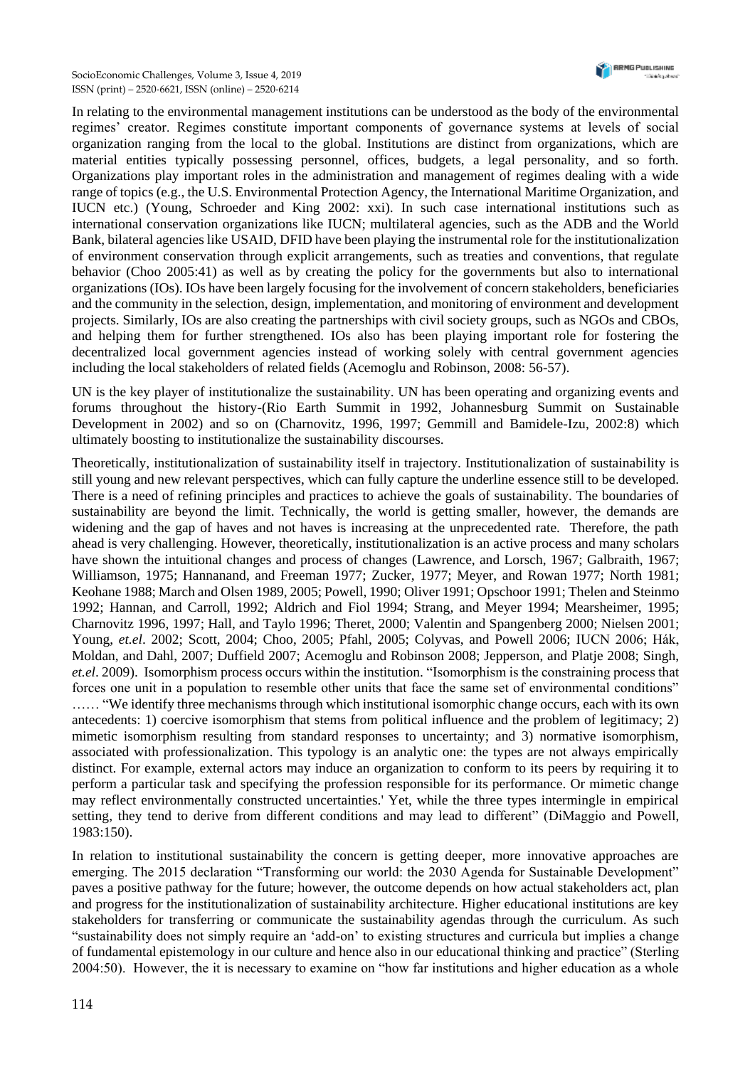In relating to the environmental management institutions can be understood as the body of the environmental regimes' creator. Regimes constitute important components of governance systems at levels of social organization ranging from the local to the global. Institutions are distinct from organizations, which are material entities typically possessing personnel, offices, budgets, a legal personality, and so forth. Organizations play important roles in the administration and management of regimes dealing with a wide range of topics (e.g., the U.S. Environmental Protection Agency, the International Maritime Organization, and IUCN etc.) (Young, Schroeder and King 2002: xxi). In such case international institutions such as international conservation organizations like IUCN; multilateral agencies, such as the ADB and the World Bank, bilateral agencies like USAID, DFID have been playing the instrumental role for the institutionalization of environment conservation through explicit arrangements, such as treaties and conventions, that regulate behavior (Choo 2005:41) as well as by creating the policy for the governments but also to international organizations (IOs). IOs have been largely focusing for the involvement of concern stakeholders, beneficiaries and the community in the selection, design, implementation, and monitoring of environment and development projects. Similarly, IOs are also creating the partnerships with civil society groups, such as NGOs and CBOs, and helping them for further strengthened. IOs also has been playing important role for fostering the decentralized local government agencies instead of working solely with central government agencies including the local stakeholders of related fields (Acemoglu and Robinson, 2008: 56-57).

UN is the key player of institutionalize the sustainability. UN has been operating and organizing events and forums throughout the history-(Rio Earth Summit in 1992, Johannesburg Summit on Sustainable Development in 2002) and so on (Charnovitz, 1996, 1997; Gemmill and Bamidele-Izu, 2002:8) which ultimately boosting to institutionalize the sustainability discourses.

Theoretically, institutionalization of sustainability itself in trajectory. Institutionalization of sustainability is still young and new relevant perspectives, which can fully capture the underline essence still to be developed. There is a need of refining principles and practices to achieve the goals of sustainability. The boundaries of sustainability are beyond the limit. Technically, the world is getting smaller, however, the demands are widening and the gap of haves and not haves is increasing at the unprecedented rate. Therefore, the path ahead is very challenging. However, theoretically, institutionalization is an active process and many scholars have shown the intuitional changes and process of changes (Lawrence, and Lorsch, 1967; Galbraith, 1967; Williamson, 1975; Hannanand, and Freeman 1977; Zucker, 1977; Meyer, and Rowan 1977; North 1981; Keohane 1988; March and Olsen 1989, 2005; Powell, 1990; Oliver 1991; Opschoor 1991; Thelen and Steinmo 1992; Hannan, and Carroll, 1992; Aldrich and Fiol 1994; Strang, and Meyer 1994; Mearsheimer, 1995; Charnovitz 1996, 1997; Hall, and Taylo 1996; Theret, 2000; Valentin and Spangenberg 2000; Nielsen 2001; Young, *et.el*. 2002; Scott, 2004; Choo, 2005; Pfahl, 2005; Colyvas, and Powell 2006; IUCN 2006; Hák, Moldan, and Dahl, 2007; Duffield 2007; Acemoglu and Robinson 2008; Jepperson, and Platje 2008; Singh, *et.el*. 2009). Isomorphism process occurs within the institution. "Isomorphism is the constraining process that forces one unit in a population to resemble other units that face the same set of environmental conditions" …… "We identify three mechanisms through which institutional isomorphic change occurs, each with its own antecedents: 1) coercive isomorphism that stems from political influence and the problem of legitimacy; 2) mimetic isomorphism resulting from standard responses to uncertainty; and 3) normative isomorphism, associated with professionalization. This typology is an analytic one: the types are not always empirically distinct. For example, external actors may induce an organization to conform to its peers by requiring it to perform a particular task and specifying the profession responsible for its performance. Or mimetic change may reflect environmentally constructed uncertainties.' Yet, while the three types intermingle in empirical setting, they tend to derive from different conditions and may lead to different" (DiMaggio and Powell, 1983:150).

In relation to institutional sustainability the concern is getting deeper, more innovative approaches are emerging. The 2015 declaration "Transforming our world: the 2030 Agenda for Sustainable Development" paves a positive pathway for the future; however, the outcome depends on how actual stakeholders act, plan and progress for the institutionalization of sustainability architecture. Higher educational institutions are key stakeholders for transferring or communicate the sustainability agendas through the curriculum. As such "sustainability does not simply require an 'add-on' to existing structures and curricula but implies a change of fundamental epistemology in our culture and hence also in our educational thinking and practice" (Sterling 2004:50). However, the it is necessary to examine on "how far institutions and higher education as a whole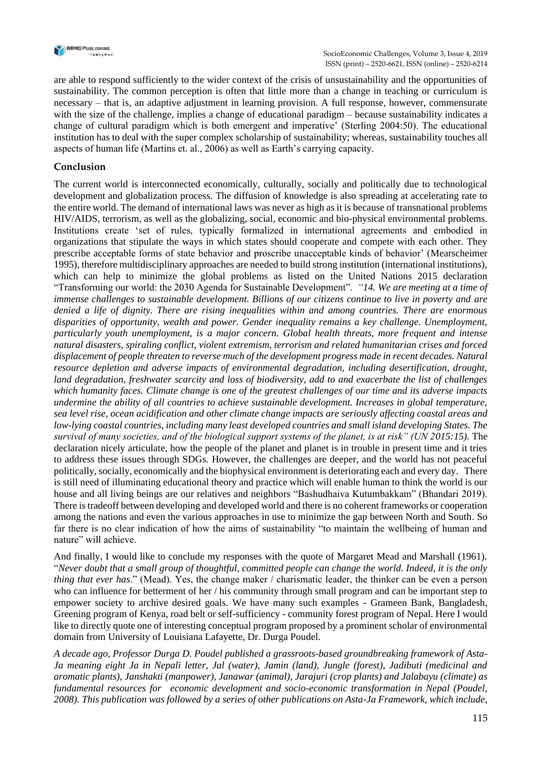are able to respond sufficiently to the wider context of the crisis of unsustainability and the opportunities of sustainability. The common perception is often that little more than a change in teaching or curriculum is necessary – that is, an adaptive adjustment in learning provision. A full response, however, commensurate with the size of the challenge, implies a change of educational paradigm – because sustainability indicates a change of cultural paradigm which is both emergent and imperative' (Sterling 2004:50). The educational institution has to deal with the super complex scholarship of sustainability; whereas, sustainability touches all aspects of human life (Martins et. al., 2006) as well as Earth's carrying capacity.

## Conclusion

The current world is interconnected economically, culturally, socially and politically due to technological development and globalization process. The diffusion of knowledge is also spreading at accelerating rate to the entire world. The demand of international laws was never as high as it is because of transnational problems HIV/AIDS, terrorism, as well as the globalizing, social, economic and bio-physical environmental problems. Institutions create 'set of rules, typically formalized in international agreements and embodied in organizations that stipulate the ways in which states should cooperate and compete with each other. They prescribe acceptable forms of state behavior and proscribe unacceptable kinds of behavior' (Mearscheimer 1995), therefore multidisciplinary approaches are needed to build strong institution (international institutions), which can help to minimize the global problems as listed on the United Nations 2015 declaration "Transforming our world: the 2030 Agenda for Sustainable Development". *"14. We are meeting at a time of immense challenges to sustainable development. Billions of our citizens continue to live in poverty and are denied a life of dignity. There are rising inequalities within and among countries. There are enormous disparities of opportunity, wealth and power. Gender inequality remains a key challenge. Unemployment, particularly youth unemployment, is a major concern. Global health threats, more frequent and intense natural disasters, spiraling conflict, violent extremism, terrorism and related humanitarian crises and forced displacement of people threaten to reverse much of the development progress made in recent decades. Natural resource depletion and adverse impacts of environmental degradation, including desertification, drought, land degradation, freshwater scarcity and loss of biodiversity, add to and exacerbate the list of challenges which humanity faces. Climate change is one of the greatest challenges of our time and its adverse impacts undermine the ability of all countries to achieve sustainable development. Increases in global temperature, sea level rise, ocean acidification and other climate change impacts are seriously affecting coastal areas and low-lying coastal countries, including many least developed countries and small island developing States. The survival of many societies, and of the biological support systems of the planet, is at risk" (UN 2015:15).* The declaration nicely articulate, how the people of the planet and planet is in trouble in present time and it tries to address these issues through SDGs. However, the challenges are deeper, and the world has not peaceful politically, socially, economically and the biophysical environment is deteriorating each and every day. There is still need of illuminating educational theory and practice which will enable human to think the world is our house and all living beings are our relatives and neighbors "Bashudhaiva Kutumbakkam" (Bhandari 2019). There is tradeoff between developing and developed world and there is no coherent frameworks or cooperation among the nations and even the various approaches in use to minimize the gap between North and South. So far there is no clear indication of how the aims of sustainability "to maintain the wellbeing of human and nature" will achieve.

And finally, I would like to conclude my responses with the quote of Margaret Mead and Marshall (1961). "*Never doubt that a small group of thoughtful, committed people can change the world. Indeed, it is the only thing that ever has*." (Mead). Yes, the change maker / charismatic leader, the thinker can be even a person who can influence for betterment of her / his community through small program and can be important step to empower society to archive desired goals. We have many such examples - Grameen Bank, Bangladesh, Greening program of Kenya, road belt or self-sufficiency - community forest program of Nepal. Here I would like to directly quote one of interesting conceptual program proposed by a prominent scholar of environmental domain from University of Louisiana Lafayette, Dr. Durga Poudel.

*A decade ago, Professor Durga D. Poudel published a grassroots-based groundbreaking framework of Asta-Ja meaning eight Ja in Nepali letter, Jal (water), Jamin (land), Jungle (forest), Jadibuti (medicinal and aromatic plants), Janshakti (manpower), Janawar (animal), Jarajuri (crop plants) and Jalabayu (climate) as fundamental resources for economic development and socio-economic transformation in Nepal (Poudel, 2008). This publication was followed by a series of other publications on Asta-Ja Framework, which include,*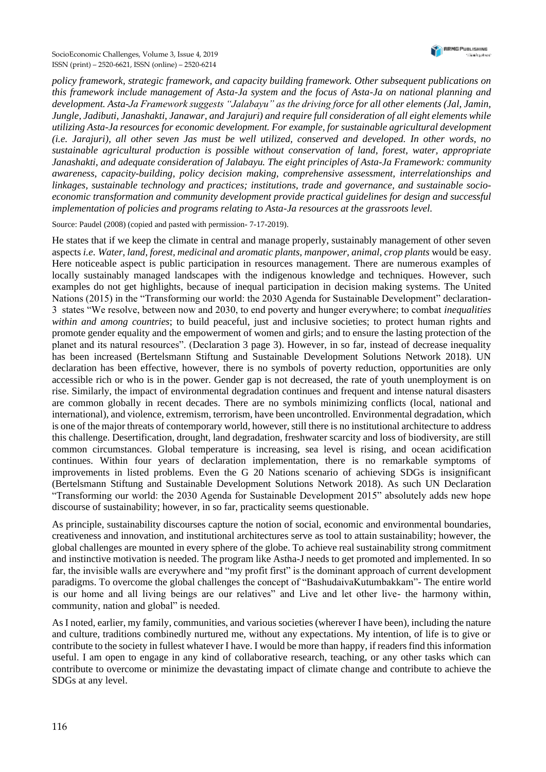*policy framework, strategic framework, and capacity building framework. Other subsequent publications on this framework include management of Asta-Ja system and the focus of Asta-Ja on national planning and development. Asta-Ja Framework suggests "Jalabayu" as the driving force for all other elements (Jal, Jamin, Jungle, Jadibuti, Janashakti, Janawar, and Jarajuri) and require full consideration of all eight elements while utilizing Asta-Ja resources for economic development. For example, for sustainable agricultural development (i.e. Jarajuri), all other seven Jas must be well utilized, conserved and developed. In other words, no sustainable agricultural production is possible without conservation of land, forest, water, appropriate Janashakti, and adequate consideration of Jalabayu. The eight principles of Asta-Ja Framework: community awareness, capacity-building, policy decision making, comprehensive assessment, interrelationships and linkages, sustainable technology and practices; institutions, trade and governance, and sustainable socio-economic transformation and community development provide practical guidelines for design and successful implementation of policies and programs relating to Asta-Ja resources at the grassroots level.*

Source: Paudel (2008) (copied and pasted with permission- 7-17-2019).

He states that if we keep the climate in central and manage properly, sustainably management of other seven aspects *i.e. Water, land, forest, medicinal and aromatic plants, manpower, animal, crop plants* would be easy. Here noticeable aspect is public participation in resources management. There are numerous examples of locally sustainably managed landscapes with the indigenous knowledge and techniques. However, such examples do not get highlights, because of inequal participation in decision making systems. The United Nations (2015) in the "Transforming our world: the 2030 Agenda for Sustainable Development" declaration-3 states "We resolve, between now and 2030, to end poverty and hunger everywhere; to combat *inequalities within and among countries*; to build peaceful, just and inclusive societies; to protect human rights and promote gender equality and the empowerment of women and girls; and to ensure the lasting protection of the planet and its natural resources". (Declaration 3 page 3). However, in so far, instead of decrease inequality has been increased (Bertelsmann Stiftung and Sustainable Development Solutions Network 2018). UN declaration has been effective, however, there is no symbols of poverty reduction, opportunities are only accessible rich or who is in the power. Gender gap is not decreased, the rate of youth unemployment is on rise. Similarly, the impact of environmental degradation continues and frequent and intense natural disasters are common globally in recent decades. There are no symbols minimizing conflicts (local, national and international), and violence, extremism, terrorism, have been uncontrolled. Environmental degradation, which is one of the major threats of contemporary world, however, still there is no institutional architecture to address this challenge. Desertification, drought, land degradation, freshwater scarcity and loss of biodiversity, are still common circumstances. Global temperature is increasing, sea level is rising, and ocean acidification continues. Within four years of declaration implementation, there is no remarkable symptoms of improvements in listed problems. Even the G 20 Nations scenario of achieving SDGs is insignificant (Bertelsmann Stiftung and Sustainable Development Solutions Network 2018). As such UN Declaration "Transforming our world: the 2030 Agenda for Sustainable Development 2015" absolutely adds new hope discourse of sustainability; however, in so far, practicality seems questionable.

As principle, sustainability discourses capture the notion of social, economic and environmental boundaries, creativeness and innovation, and institutional architectures serve as tool to attain sustainability; however, the global challenges are mounted in every sphere of the globe. To achieve real sustainability strong commitment and instinctive motivation is needed. The program like Astha-J needs to get promoted and implemented. In so far, the invisible walls are everywhere and "my profit first" is the dominant approach of current development paradigms. To overcome the global challenges the concept of "BashudaivaKutumbakkam"- The entire world is our home and all living beings are our relatives" and Live and let other live- the harmony within, community, nation and global" is needed.

As I noted, earlier, my family, communities, and various societies (wherever I have been), including the nature and culture, traditions combinedly nurtured me, without any expectations. My intention, of life is to give or contribute to the society in fullest whatever I have. I would be more than happy, if readers find this information useful. I am open to engage in any kind of collaborative research, teaching, or any other tasks which can contribute to overcome or minimize the devastating impact of climate change and contribute to achieve the SDGs at any level.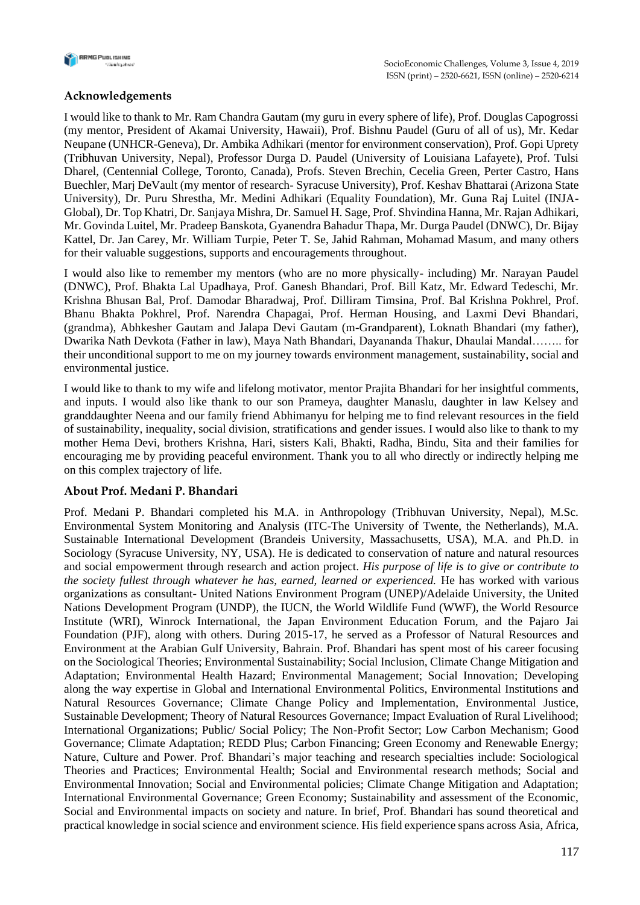### Acknowledgements

I would like to thank to Mr. Ram Chandra Gautam (my guru in every sphere of life), Prof. Douglas Capogrossi (my mentor, President of Akamai University, Hawaii), Prof. Bishnu Paudel (Guru of all of us), Mr. Kedar Neupane (UNHCR-Geneva), Dr. Ambika Adhikari (mentor for environment conservation), Prof. Gopi Uprety (Tribhuvan University, Nepal), Professor Durga D. Paudel (University of Louisiana Lafayete), Prof. Tulsi Dharel, (Centennial College, Toronto, Canada), Profs. Steven Brechin, Cecelia Green, Perter Castro, Hans Buechler, Marj DeVault (my mentor of research- Syracuse University), Prof. Keshav Bhattarai (Arizona State University), Dr. Puru Shrestha, Mr. Medini Adhikari (Equality Foundation), Mr. Guna Raj Luitel (INJA-Global), Dr. Top Khatri, Dr. Sanjaya Mishra, Dr. Samuel H. Sage, Prof. Shvindina Hanna, Mr. Rajan Adhikari, Mr. Govinda Luitel, Mr. Pradeep Banskota, Gyanendra Bahadur Thapa, Mr. Durga Paudel (DNWC), Dr. Bijay Kattel, Dr. Jan Carey, Mr. William Turpie, Peter T. Se, Jahid Rahman, Mohamad Masum, and many others for their valuable suggestions, supports and encouragements throughout.

I would also like to remember my mentors (who are no more physically- including) Mr. Narayan Paudel (DNWC), Prof. Bhakta Lal Upadhaya, Prof. Ganesh Bhandari, Prof. Bill Katz, Mr. Edward Tedeschi, Mr. Krishna Bhusan Bal, Prof. Damodar Bharadwaj, Prof. Dilliram Timsina, Prof. Bal Krishna Pokhrel, Prof. Bhanu Bhakta Pokhrel, Prof. Narendra Chapagai, Prof. Herman Housing, and Laxmi Devi Bhandari, (grandma), Abhkesher Gautam and Jalapa Devi Gautam (m-Grandparent), Loknath Bhandari (my father), Dwarika Nath Devkota (Father in law), Maya Nath Bhandari, Dayananda Thakur, Dhaulai Mandal…….. for their unconditional support to me on my journey towards environment management, sustainability, social and environmental justice.

I would like to thank to my wife and lifelong motivator, mentor Prajita Bhandari for her insightful comments, and inputs. I would also like thank to our son Prameya, daughter Manaslu, daughter in law Kelsey and granddaughter Neena and our family friend Abhimanyu for helping me to find relevant resources in the field of sustainability, inequality, social division, stratifications and gender issues. I would also like to thank to my mother Hema Devi, brothers Krishna, Hari, sisters Kali, Bhakti, Radha, Bindu, Sita and their families for encouraging me by providing peaceful environment. Thank you to all who directly or indirectly helping me on this complex trajectory of life.

### About Prof. Medani P. Bhandari

Prof. Medani P. Bhandari completed his M.A. in Anthropology (Tribhuvan University, Nepal), M.Sc. Environmental System Monitoring and Analysis (ITC-The University of Twente, the Netherlands), M.A. Sustainable International Development (Brandeis University, Massachusetts, USA), M.A. and Ph.D. in Sociology (Syracuse University, NY, USA). He is dedicated to conservation of nature and natural resources and social empowerment through research and action project. *His purpose of life is to give or contribute to the society fullest through whatever he has, earned, learned or experienced.* He has worked with various organizations as consultant- United Nations Environment Program (UNEP)/Adelaide University, the United Nations Development Program (UNDP), the IUCN, the World Wildlife Fund (WWF), the World Resource Institute (WRI), Winrock International, the Japan Environment Education Forum, and the Pajaro Jai Foundation (PJF), along with others. During 2015-17, he served as a Professor of Natural Resources and Environment at the Arabian Gulf University, Bahrain. Prof. Bhandari has spent most of his career focusing on the Sociological Theories; Environmental Sustainability; Social Inclusion, Climate Change Mitigation and Adaptation; Environmental Health Hazard; Environmental Management; Social Innovation; Developing along the way expertise in Global and International Environmental Politics, Environmental Institutions and Natural Resources Governance; Climate Change Policy and Implementation, Environmental Justice, Sustainable Development; Theory of Natural Resources Governance; Impact Evaluation of Rural Livelihood; International Organizations; Public/ Social Policy; The Non-Profit Sector; Low Carbon Mechanism; Good Governance; Climate Adaptation; REDD Plus; Carbon Financing; Green Economy and Renewable Energy; Nature, Culture and Power. Prof. Bhandari's major teaching and research specialties include: Sociological Theories and Practices; Environmental Health; Social and Environmental research methods; Social and Environmental Innovation; Social and Environmental policies; Climate Change Mitigation and Adaptation; International Environmental Governance; Green Economy; Sustainability and assessment of the Economic, Social and Environmental impacts on society and nature. In brief, Prof. Bhandari has sound theoretical and practical knowledge in social science and environment science. His field experience spans across Asia, Africa,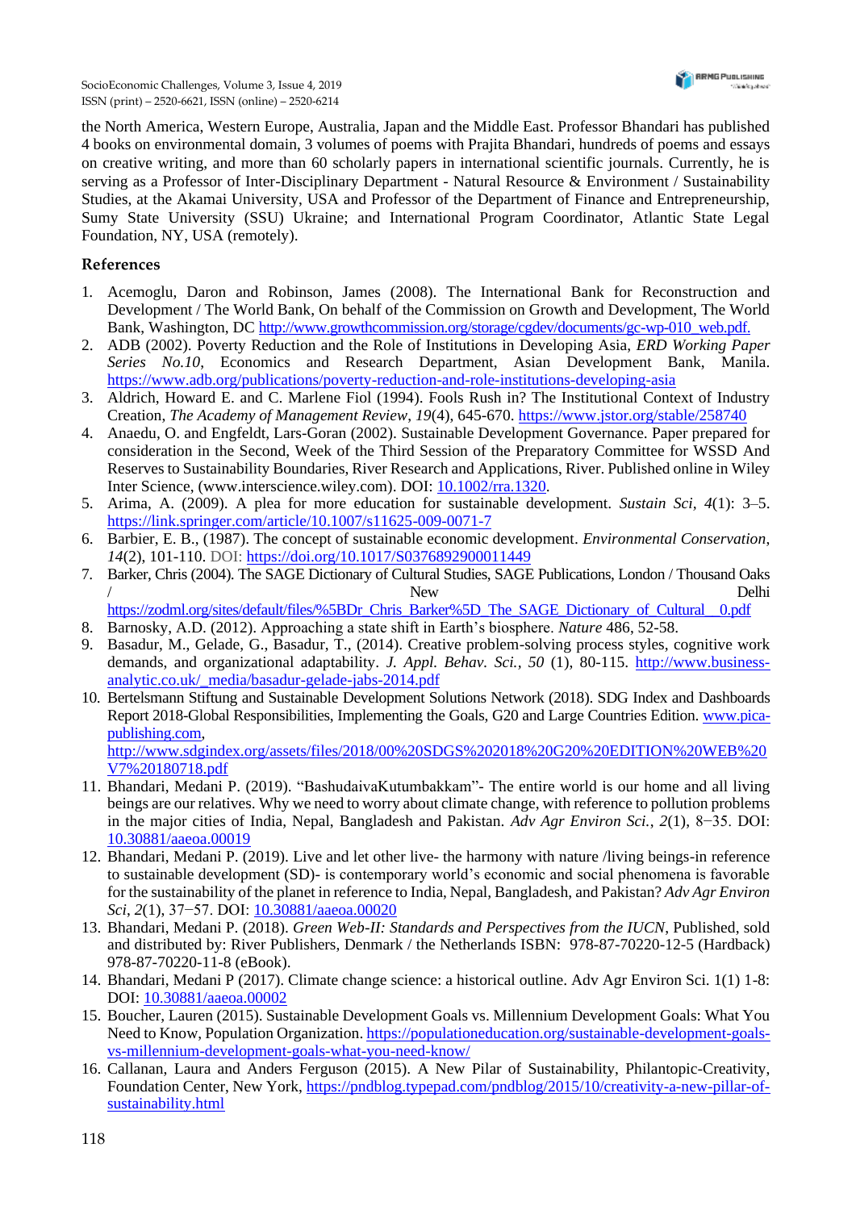the North America, Western Europe, Australia, Japan and the Middle East. Professor Bhandari has published 4 books on environmental domain, 3 volumes of poems with Prajita Bhandari, hundreds of poems and essays on creative writing, and more than 60 scholarly papers in international scientific journals. Currently, he is serving as a Professor of Inter-Disciplinary Department - Natural Resource & Environment / Sustainability Studies, at the Akamai University, USA and Professor of the Department of Finance and Entrepreneurship, Sumy State University (SSU) Ukraine; and International Program Coordinator, Atlantic State Legal Foundation, NY, USA (remotely).

## References

1. Acemoglu, Daron and Robinson, James (2008). The International Bank for Reconstruction and Development / The World Bank, On behalf of the Commission on Growth and Development, The World Bank, Washington, DC http://www.growthcommission.org/storage/cgdev/documents/gc-wp-010_web.pdf.
2. ADB (2002). Poverty Reduction and the Role of Institutions in Developing Asia, *ERD Working Paper Series No.10*, Economics and Research Department, Asian Development Bank, Manila. https://www.adb.org/publications/poverty-reduction-and-role-institutions-developing-asia
3. Aldrich, Howard E. and C. Marlene Fiol (1994). Fools Rush in? The Institutional Context of Industry Creation, *The Academy of Management Review*, *19*(4), 645-670. https://www.jstor.org/stable/258740
4. Anaedu, O. and Engfeldt, Lars-Goran (2002). Sustainable Development Governance. Paper prepared for consideration in the Second, Week of the Third Session of the Preparatory Committee for WSSD And Reserves to Sustainability Boundaries, River Research and Applications, River. Published online in Wiley Inter Science, (www.interscience.wiley.com). DOI: 10.1002/rra.1320.
5. Arima, A. (2009). A plea for more education for sustainable development. *Sustain Sci*, *4*(1): 3–5. https://link.springer.com/article/10.1007/s11625-009-0071-7
6. Barbier, E. B., (1987). The concept of sustainable economic development. *Environmental Conservation*, *14*(2), 101-110. DOI: https://doi.org/10.1017/S0376892900011449
7. Barker, Chris (2004). The SAGE Dictionary of Cultural Studies, SAGE Publications, London / Thousand Oaks / New Delhi https://zodml.org/sites/default/files/%5BDr_Chris_Barker%5D_The_SAGE_Dictionary_of_Cultural__0.pdf
8. Barnosky, A.D. (2012). Approaching a state shift in Earth's biosphere. *Nature* 486, 52-58.
9. Basadur, M., Gelade, G., Basadur, T., (2014). Creative problem-solving process styles, cognitive work demands, and organizational adaptability. *J. Appl. Behav. Sci.*, *50* (1), 80-115. http://www.business-analytic.co.uk/_media/basadur-gelade-jabs-2014.pdf
10. Bertelsmann Stiftung and Sustainable Development Solutions Network (2018). SDG Index and Dashboards Report 2018-Global Responsibilities, Implementing the Goals, G20 and Large Countries Edition. www.pica-publishing.com, http://www.sdgindex.org/assets/files/2018/00%20SDGS%202018%20G20%20EDITION%20WEB%20V7%20180718.pdf
11. Bhandari, Medani P. (2019). "BashudaivaKutumbakkam"- The entire world is our home and all living beings are our relatives. Why we need to worry about climate change, with reference to pollution problems in the major cities of India, Nepal, Bangladesh and Pakistan. *Adv Agr Environ Sci.*, *2*(1), 8−35. DOI: 10.30881/aaeoa.00019
12. Bhandari, Medani P. (2019). Live and let other live- the harmony with nature /living beings-in reference to sustainable development (SD)- is contemporary world's economic and social phenomena is favorable for the sustainability of the planet in reference to India, Nepal, Bangladesh, and Pakistan? *Adv Agr Environ Sci*, *2*(1), 37−57. DOI: 10.30881/aaeoa.00020
13. Bhandari, Medani P. (2018). *Green Web-II: Standards and Perspectives from the IUCN*, Published, sold and distributed by: River Publishers, Denmark / the Netherlands ISBN: 978-87-70220-12-5 (Hardback) 978-87-70220-11-8 (eBook).
14. Bhandari, Medani P (2017). Climate change science: a historical outline. Adv Agr Environ Sci. 1(1) 1-8: DOI: 10.30881/aaeoa.00002
15. Boucher, Lauren (2015). Sustainable Development Goals vs. Millennium Development Goals: What You Need to Know, Population Organization. https://populationeducation.org/sustainable-development-goals-vs-millennium-development-goals-what-you-need-know/
16. Callanan, Laura and Anders Ferguson (2015). A New Pilar of Sustainability, Philantopic-Creativity, Foundation Center, New York, https://pndblog.typepad.com/pndblog/2015/10/creativity-a-new-pillar-of-sustainability.html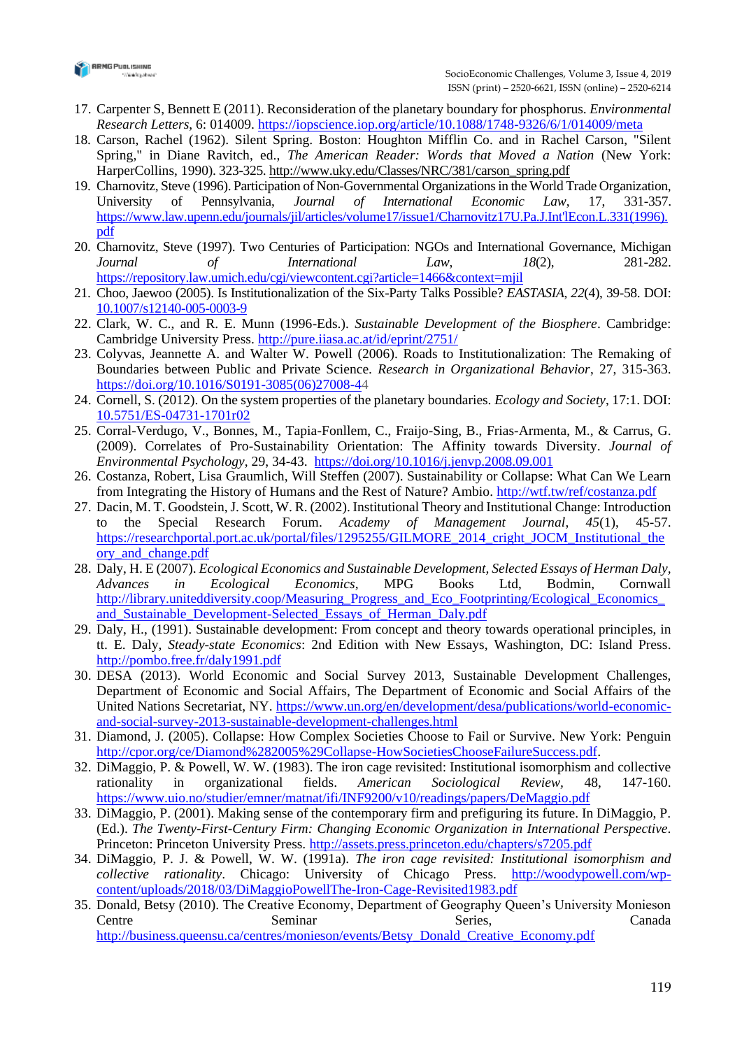17. Carpenter S, Bennett E (2011). Reconsideration of the planetary boundary for phosphorus. *Environmental Research Letters*, 6: 014009. https://iopscience.iop.org/article/10.1088/1748-9326/6/1/014009/meta
18. Carson, Rachel (1962). Silent Spring. Boston: Houghton Mifflin Co. and in Rachel Carson, "Silent Spring," in Diane Ravitch, ed., *The American Reader: Words that Moved a Nation* (New York: HarperCollins, 1990). 323-325. http://www.uky.edu/Classes/NRC/381/carson_spring.pdf
19. Charnovitz, Steve (1996). Participation of Non-Governmental Organizations in the World Trade Organization, University of Pennsylvania, *Journal of International Economic Law*, 17, 331-357. https://www.law.upenn.edu/journals/jil/articles/volume17/issue1/Charnovitz17U.Pa.J.Int'lEcon.L.331(1996).pdf
20. Charnovitz, Steve (1997). Two Centuries of Participation: NGOs and International Governance, Michigan *Journal of International Law*, *18*(2), 281-282. https://repository.law.umich.edu/cgi/viewcontent.cgi?article=1466&context=mjil
21. Choo, Jaewoo (2005). Is Institutionalization of the Six-Party Talks Possible? *EASTASIA*, *22*(4), 39-58. DOI: 10.1007/s12140-005-0003-9
22. Clark, W. C., and R. E. Munn (1996-Eds.). *Sustainable Development of the Biosphere*. Cambridge: Cambridge University Press. http://pure.iiasa.ac.at/id/eprint/2751/
23. Colyvas, Jeannette A. and Walter W. Powell (2006). Roads to Institutionalization: The Remaking of Boundaries between Public and Private Science. *Research in Organizational Behavior*, 27, 315-363. https://doi.org/10.1016/S0191-3085(06)27008-44
24. Cornell, S. (2012). On the system properties of the planetary boundaries. *Ecology and Society*, 17:1. DOI: 10.5751/ES-04731-1701r02
25. Corral-Verdugo, V., Bonnes, M., Tapia-Fonllem, C., Fraijo-Sing, B., Frias-Armenta, M., & Carrus, G. (2009). Correlates of Pro-Sustainability Orientation: The Affinity towards Diversity. *Journal of Environmental Psychology*, 29, 34-43. https://doi.org/10.1016/j.jenvp.2008.09.001
26. Costanza, Robert, Lisa Graumlich, Will Steffen (2007). Sustainability or Collapse: What Can We Learn from Integrating the History of Humans and the Rest of Nature? Ambio. http://wtf.tw/ref/costanza.pdf
27. Dacin, M. T. Goodstein, J. Scott, W. R. (2002). Institutional Theory and Institutional Change: Introduction to the Special Research Forum. *Academy of Management Journal*, *45*(1), 45-57. https://researchportal.port.ac.uk/portal/files/1295255/GILMORE_2014_cright_JOCM_Institutional_theory_and_change.pdf
28. Daly, H. E (2007). *Ecological Economics and Sustainable Development, Selected Essays of Herman Daly, Advances in Ecological Economics*, MPG Books Ltd, Bodmin, Cornwall http://library.uniteddiversity.coop/Measuring_Progress_and_Eco_Footprinting/Ecological_Economics_and_Sustainable_Development-Selected_Essays_of_Herman_Daly.pdf
29. Daly, H., (1991). Sustainable development: From concept and theory towards operational principles, in tt. E. Daly, *Steady-state Economics*: 2nd Edition with New Essays, Washington, DC: Island Press. http://pombo.free.fr/daly1991.pdf
30. DESA (2013). World Economic and Social Survey 2013, Sustainable Development Challenges, Department of Economic and Social Affairs, The Department of Economic and Social Affairs of the United Nations Secretariat, NY. https://www.un.org/en/development/desa/publications/world-economic-and-social-survey-2013-sustainable-development-challenges.html
31. Diamond, J. (2005). Collapse: How Complex Societies Choose to Fail or Survive. New York: Penguin http://cpor.org/ce/Diamond%282005%29Collapse-HowSocietiesChooseFailureSuccess.pdf.
32. DiMaggio, P. & Powell, W. W. (1983). The iron cage revisited: Institutional isomorphism and collective rationality in organizational fields. *American Sociological Review*, 48, 147-160. https://www.uio.no/studier/emner/matnat/ifi/INF9200/v10/readings/papers/DeMaggio.pdf
33. DiMaggio, P. (2001). Making sense of the contemporary firm and prefiguring its future. In DiMaggio, P. (Ed.). *The Twenty-First-Century Firm: Changing Economic Organization in International Perspective*. Princeton: Princeton University Press. http://assets.press.princeton.edu/chapters/s7205.pdf
34. DiMaggio, P. J. & Powell, W. W. (1991a). *The iron cage revisited: Institutional isomorphism and collective rationality*. Chicago: University of Chicago Press. http://woodypowell.com/wp-content/uploads/2018/03/DiMaggioPowellThe-Iron-Cage-Revisited1983.pdf
35. Donald, Betsy (2010). The Creative Economy, Department of Geography Queen's University Monieson Centre Seminar Series, Canada http://business.queensu.ca/centres/monieson/events/Betsy_Donald_Creative_Economy.pdf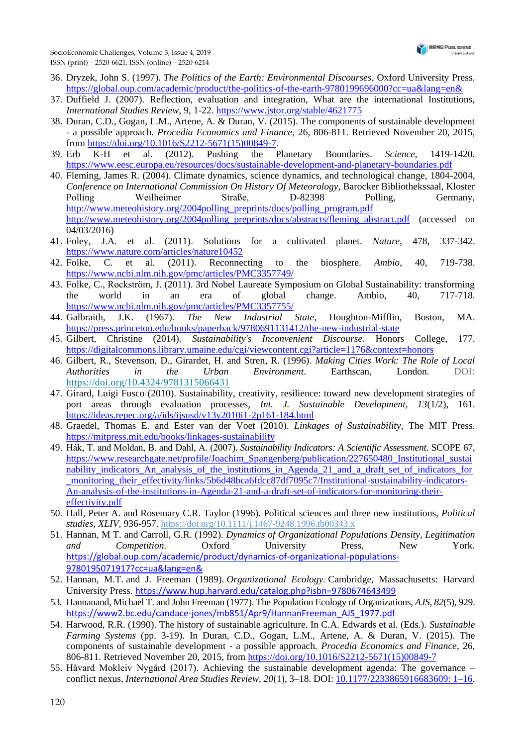36. Dryzek, John S. (1997). *The Politics of the Earth: Environmental Discourses*, Oxford University Press. https://global.oup.com/academic/product/the-politics-of-the-earth-9780199696000?cc=ua&lang=en&
37. Duffield J. (2007). Reflection, evaluation and integration, What are the international Institutions, *International Studies Review*, 9, 1-22. https://www.jstor.org/stable/4621775
38. Duran, C.D., Gogan, L.M., Artene, A. & Duran, V. (2015). The components of sustainable development - a possible approach. *Procedia Economics and Finance*, 26, 806-811. Retrieved November 20, 2015, from https://doi.org/10.1016/S2212-5671(15)00849-7.
39. Erb K-H et al. (2012). Pushing the Planetary Boundaries. *Science*, 1419-1420. https://www.eesc.europa.eu/resources/docs/sustainable-development-and-planetary-boundaries.pdf
40. Fleming, James R. (2004). Climate dynamics, science dynamics, and technological change, 1804-2004, *Conference on International Commission On History Of Meteorology*, Barocker Bibliotheksaal, Kloster Polling Weilheimer Straße, D-82398 Polling, Germany, http://www.meteohistory.org/2004polling_preprints/docs/polling_program.pdf http://www.meteohistory.org/2004polling_preprints/docs/abstracts/fleming_abstract.pdf (accessed on 04/03/2016)
41. Foley, J.A. et al. (2011). Solutions for a cultivated planet. *Nature*, 478, 337-342. https://www.nature.com/articles/nature10452
42. Folke, C. et al. (2011). Reconnecting to the biosphere. *Ambio*, 40, 719-738. https://www.ncbi.nlm.nih.gov/pmc/articles/PMC3357749/
43. Folke, C., Rockström, J. (2011). 3rd Nobel Laureate Symposium on Global Sustainability: transforming the world in an era of global change. Ambio, 40, 717-718. https://www.ncbi.nlm.nih.gov/pmc/articles/PMC3357755/
44. Galbraith, J.K. (1967). *The New Industrial State*, Houghton-Mifflin, Boston, MA. https://press.princeton.edu/books/paperback/9780691131412/the-new-industrial-state
45. Gilbert, Christine (2014). *Sustainability's Inconvenient Discourse*. Honors College, 177. https://digitalcommons.library.umaine.edu/cgi/viewcontent.cgi?article=1176&context=honors
46. Gilbert, R., Stevenson, D., Girardet, H. and Stren, R. (1996). *Making Cities Work: The Role of Local Authorities in the Urban Environment*. Earthscan, London. DOI: https://doi.org/10.4324/9781315066431
47. Girard, Luigi Fusco (2010). Sustainability, creativity, resilience: toward new development strategies of port areas through evaluation processes, *Int. J. Sustainable Development*, *13*(1/2), 161. https://ideas.repec.org/a/ids/ijsusd/v13y2010i1-2p161-184.html
48. Graedel, Thomas E. and Ester van der Voet (2010). *Linkages of Sustainability*, The MIT Press. https://mitpress.mit.edu/books/linkages-sustainability
49. Hák, T. and Moldan, B. and Dahl, A. (2007). *Sustainability Indicators: A Scientific Assessment.* SCOPE 67, https://www.researchgate.net/profile/Joachim_Spangenberg/publication/227650480_Institutional_sustainability_indicators_An_analysis_of_the_institutions_in_Agenda_21_and_a_draft_set_of_indicators_for_monitoring_their_effectivity/links/5b6d48bca6fdcc87df7095c7/Institutional-sustainability-indicators-An-analysis-of-the-institutions-in-Agenda-21-and-a-draft-set-of-indicators-for-monitoring-their-effectivity.pdf
50. Hall, Peter A. and Rosemary C.R. Taylor (1996). Political sciences and three new institutions, *Political studies, XLIV*, 936-957. https://doi.org/10.1111/j.1467-9248.1996.tb00343.x
51. Hannan, M T. and Carroll, G.R. (1992). *Dynamics of Organizational Populations Density, Legitimation and Competition.* Oxford University Press, New York. https://global.oup.com/academic/product/dynamics-of-organizational-populations-9780195071917?cc=ua&lang=en&
52. Hannan, M.T. and J. Freeman (1989). *Organizational Ecology.* Cambridge, Massachusetts: Harvard University Press. https://www.hup.harvard.edu/catalog.php?isbn=9780674643499
53. Hannanand, Michael T. and John Freeman (1977). The Population Ecology of Organizations, *AJS*, *82*(5), 929. https://www2.bc.edu/candace-jones/mb851/Apr9/HannanFreeman_AJS_1977.pdf
54. Harwood, R.R. (1990). The history of sustainable agriculture. In C.A. Edwards et al. (Eds.). *Sustainable Farming Systems* (pp. 3-19). In Duran, C.D., Gogan, L.M., Artene, A. & Duran, V. (2015). The components of sustainable development - a possible approach. *Procedia Economics and Finance*, 26, 806-811. Retrieved November 20, 2015, from https://doi.org/10.1016/S2212-5671(15)00849-7
55. Håvard Mokleiv Nygård (2017). Achieving the sustainable development agenda: The governance – conflict nexus, *International Area Studies Review*, *20*(1), 3–18. DOI: 10.1177/2233865916683609: 1–16.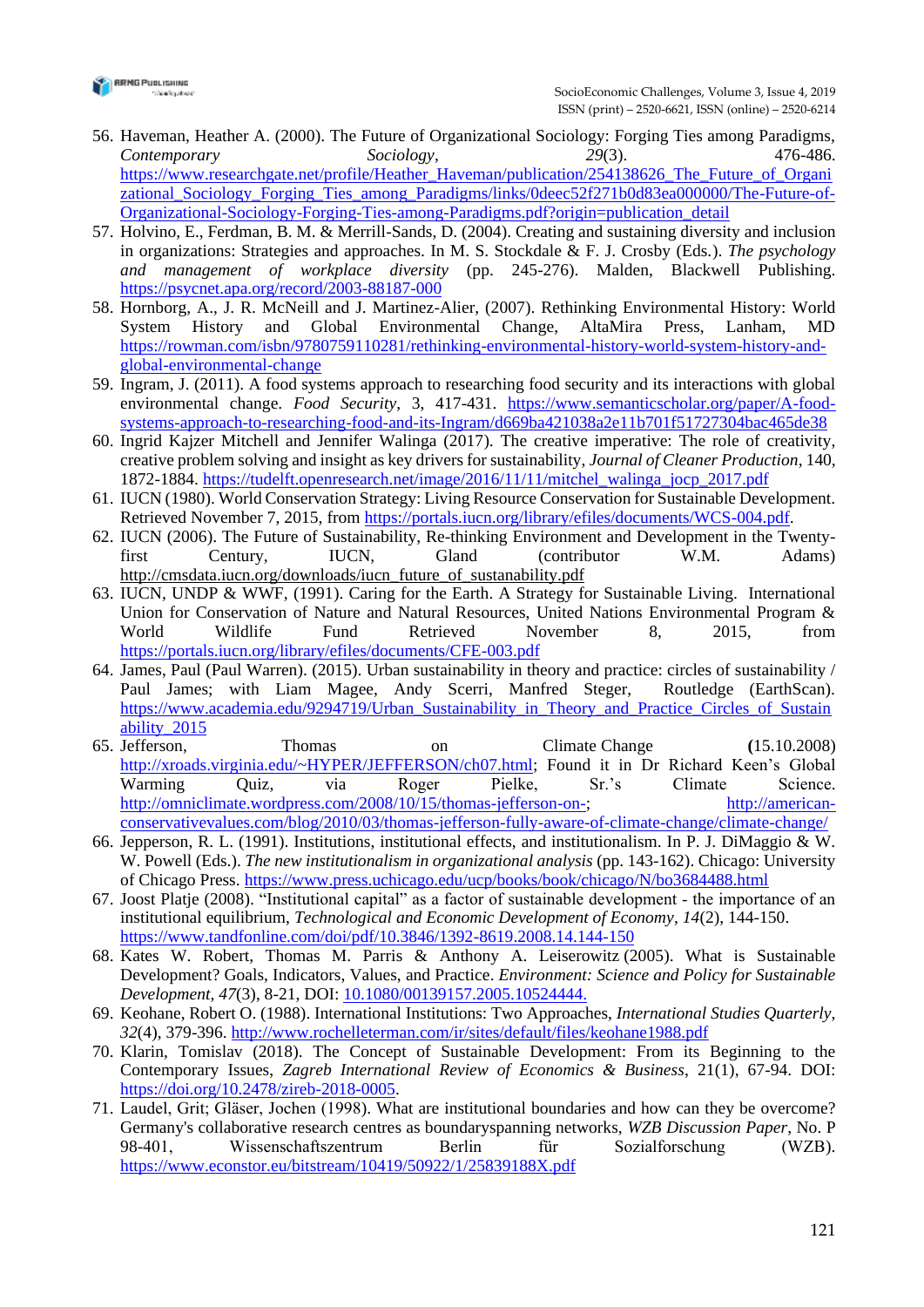56. Haveman, Heather A. (2000). The Future of Organizational Sociology: Forging Ties among Paradigms, *Contemporary Sociology*, *29*(3). 476-486. https://www.researchgate.net/profile/Heather_Haveman/publication/254138626_The_Future_of_Organizational_Sociology_Forging_Ties_among_Paradigms/links/0deec52f271b0d83ea000000/The-Future-of-Organizational-Sociology-Forging-Ties-among-Paradigms.pdf?origin=publication_detail
57. Holvino, E., Ferdman, B. M. & Merrill-Sands, D. (2004). Creating and sustaining diversity and inclusion in organizations: Strategies and approaches. In M. S. Stockdale & F. J. Crosby (Eds.). *The psychology and management of workplace diversity* (pp. 245-276). Malden, Blackwell Publishing. https://psycnet.apa.org/record/2003-88187-000
58. Hornborg, A., J. R. McNeill and J. Martinez-Alier, (2007). Rethinking Environmental History: World System History and Global Environmental Change, AltaMira Press, Lanham, MD https://rowman.com/isbn/9780759110281/rethinking-environmental-history-world-system-history-and-global-environmental-change
59. Ingram, J. (2011). A food systems approach to researching food security and its interactions with global environmental change. *Food Security*, 3, 417-431. https://www.semanticscholar.org/paper/A-food-systems-approach-to-researching-food-and-its-Ingram/d669ba421038a2e11b701f51727304bac465de38
60. Ingrid Kajzer Mitchell and Jennifer Walinga (2017). The creative imperative: The role of creativity, creative problem solving and insight as key drivers for sustainability, *Journal of Cleaner Production*, 140, 1872-1884. https://tudelft.openresearch.net/image/2016/11/11/mitchel_walinga_jocp_2017.pdf
61. IUCN (1980). World Conservation Strategy: Living Resource Conservation for Sustainable Development. Retrieved November 7, 2015, from https://portals.iucn.org/library/efiles/documents/WCS-004.pdf.
62. IUCN (2006). The Future of Sustainability, Re-thinking Environment and Development in the Twenty-first Century, IUCN, Gland (contributor W.M. Adams) http://cmsdata.iucn.org/downloads/iucn_future_of_sustanability.pdf
63. IUCN, UNDP & WWF, (1991). Caring for the Earth. A Strategy for Sustainable Living. International Union for Conservation of Nature and Natural Resources, United Nations Environmental Program & World Wildlife Fund Retrieved November 8, 2015, from https://portals.iucn.org/library/efiles/documents/CFE-003.pdf
64. James, Paul (Paul Warren). (2015). Urban sustainability in theory and practice: circles of sustainability / Paul James; with Liam Magee, Andy Scerri, Manfred Steger, Routledge (EarthScan). https://www.academia.edu/9294719/Urban_Sustainability_in_Theory_and_Practice_Circles_of_Sustainability_2015
65. Jefferson, Thomas on Climate Change **(**15.10.2008) http://xroads.virginia.edu/~HYPER/JEFFERSON/ch07.html; Found it in Dr Richard Keen's Global Warming Quiz, via Roger Pielke, Sr.'s Climate Science. http://omniclimate.wordpress.com/2008/10/15/thomas-jefferson-on-; http://american-conservativevalues.com/blog/2010/03/thomas-jefferson-fully-aware-of-climate-change/climate-change/
66. Jepperson, R. L. (1991). Institutions, institutional effects, and institutionalism. In P. J. DiMaggio & W. W. Powell (Eds.). *The new institutionalism in organizational analysis* (pp. 143-162). Chicago: University of Chicago Press. https://www.press.uchicago.edu/ucp/books/book/chicago/N/bo3684488.html
67. Joost Platje (2008). "Institutional capital" as a factor of sustainable development - the importance of an institutional equilibrium, *Technological and Economic Development of Economy*, *14*(2), 144-150. https://www.tandfonline.com/doi/pdf/10.3846/1392-8619.2008.14.144-150
68. Kates W. Robert, Thomas M. Parris & Anthony A. Leiserowitz (2005). What is Sustainable Development? Goals, Indicators, Values, and Practice. *Environment: Science and Policy for Sustainable Development*, *47*(3), 8-21, DOI: 10.1080/00139157.2005.10524444.
69. Keohane, Robert O. (1988). International Institutions: Two Approaches, *International Studies Quarterly*, *32*(4), 379-396. http://www.rochelleterman.com/ir/sites/default/files/keohane1988.pdf
70. Klarin, Tomislav (2018). The Concept of Sustainable Development: From its Beginning to the Contemporary Issues, *Zagreb International Review of Economics & Business*, 21(1), 67-94. DOI: https://doi.org/10.2478/zireb-2018-0005.
71. Laudel, Grit; Gläser, Jochen (1998). What are institutional boundaries and how can they be overcome? Germany's collaborative research centres as boundaryspanning networks, *WZB Discussion Paper*, No. P 98-401, Wissenschaftszentrum Berlin für Sozialforschung (WZB). https://www.econstor.eu/bitstream/10419/50922/1/25839188X.pdf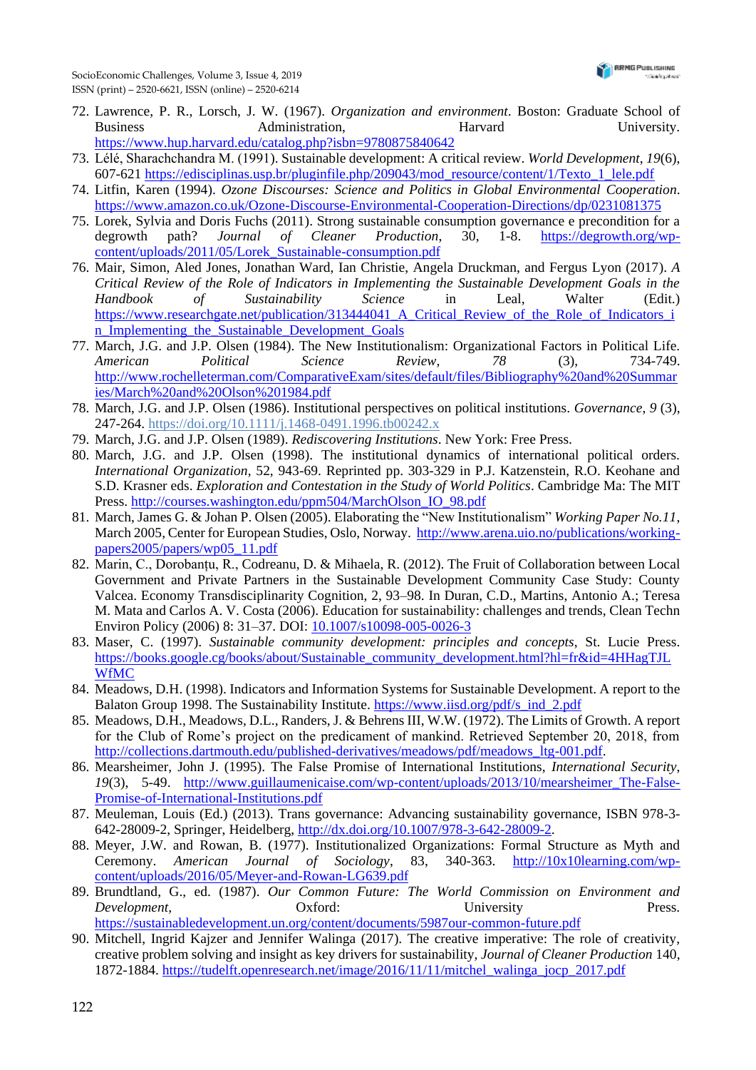72. Lawrence, P. R., Lorsch, J. W. (1967). *Organization and environment*. Boston: Graduate School of Business Administration, Harvard University. https://www.hup.harvard.edu/catalog.php?isbn=9780875840642
73. Lélé, Sharachchandra M. (1991). Sustainable development: A critical review. *World Development*, *19*(6), 607-621 https://edisciplinas.usp.br/pluginfile.php/209043/mod_resource/content/1/Texto_1_lele.pdf
74. Litfin, Karen (1994). *Ozone Discourses: Science and Politics in Global Environmental Cooperation*. https://www.amazon.co.uk/Ozone-Discourse-Environmental-Cooperation-Directions/dp/0231081375
75. Lorek, Sylvia and Doris Fuchs (2011). Strong sustainable consumption governance e precondition for a degrowth path? *Journal of Cleaner Production*, 30, 1-8. https://degrowth.org/wp-content/uploads/2011/05/Lorek_Sustainable-consumption.pdf
76. Mair, Simon, Aled Jones, Jonathan Ward, Ian Christie, Angela Druckman, and Fergus Lyon (2017). *A Critical Review of the Role of Indicators in Implementing the Sustainable Development Goals in the Handbook of Sustainability Science* in Leal, Walter (Edit.) https://www.researchgate.net/publication/313444041_A_Critical_Review_of_the_Role_of_Indicators_in_Implementing_the_Sustainable_Development_Goals
77. March, J.G. and J.P. Olsen (1984). The New Institutionalism: Organizational Factors in Political Life. *American Political Science Review*, *78* (3), 734-749. http://www.rochelleterman.com/ComparativeExam/sites/default/files/Bibliography%20and%20Summaries/March%20and%20Olson%201984.pdf
78. March, J.G. and J.P. Olsen (1986). Institutional perspectives on political institutions. *Governance*, *9* (3), 247-264. https://doi.org/10.1111/j.1468-0491.1996.tb00242.x
79. March, J.G. and J.P. Olsen (1989). *Rediscovering Institutions*. New York: Free Press.
80. March, J.G. and J.P. Olsen (1998). The institutional dynamics of international political orders. *International Organization*, 52, 943-69. Reprinted pp. 303-329 in P.J. Katzenstein, R.O. Keohane and S.D. Krasner eds. *Exploration and Contestation in the Study of World Politics*. Cambridge Ma: The MIT Press. http://courses.washington.edu/ppm504/MarchOlsen_IO_98.pdf
81. March, James G. & Johan P. Olsen (2005). Elaborating the "New Institutionalism" *Working Paper No.11*, March 2005, Center for European Studies, Oslo, Norway. http://www.arena.uio.no/publications/working-papers2005/papers/wp05_11.pdf
82. Marin, C., Dorobanțu, R., Codreanu, D. & Mihaela, R. (2012). The Fruit of Collaboration between Local Government and Private Partners in the Sustainable Development Community Case Study: County Valcea. Economy Transdisciplinarity Cognition, 2, 93–98. In Duran, C.D., Martins, Antonio A.; Teresa M. Mata and Carlos A. V. Costa (2006). Education for sustainability: challenges and trends, Clean Techn Environ Policy (2006) 8: 31–37. DOI: 10.1007/s10098-005-0026-3
83. Maser, C. (1997). *Sustainable community development: principles and concepts*, St. Lucie Press. https://books.google.cg/books/about/Sustainable_community_development.html?hl=fr&id=4HHagTJLWfMC
84. Meadows, D.H. (1998). Indicators and Information Systems for Sustainable Development. A report to the Balaton Group 1998. The Sustainability Institute. https://www.iisd.org/pdf/s_ind_2.pdf
85. Meadows, D.H., Meadows, D.L., Randers, J. & Behrens III, W.W. (1972). The Limits of Growth. A report for the Club of Rome's project on the predicament of mankind. Retrieved September 20, 2018, from http://collections.dartmouth.edu/published-derivatives/meadows/pdf/meadows_ltg-001.pdf.
86. Mearsheimer, John J. (1995). The False Promise of International Institutions, *International Security*, *19*(3), 5-49. http://www.guillaumenicaise.com/wp-content/uploads/2013/10/mearsheimer_The-False-Promise-of-International-Institutions.pdf
87. Meuleman, Louis (Ed.) (2013). Trans governance: Advancing sustainability governance, ISBN 978-3-642-28009-2, Springer, Heidelberg, http://dx.doi.org/10.1007/978-3-642-28009-2.
88. Meyer, J.W. and Rowan, B. (1977). Institutionalized Organizations: Formal Structure as Myth and Ceremony. *American Journal of Sociology*, 83, 340-363. http://10x10learning.com/wp-content/uploads/2016/05/Meyer-and-Rowan-LG639.pdf
89. Brundtland, G., ed. (1987). *Our Common Future: The World Commission on Environment and Development*, Oxford: University Press. https://sustainabledevelopment.un.org/content/documents/5987our-common-future.pdf
90. Mitchell, Ingrid Kajzer and Jennifer Walinga (2017). The creative imperative: The role of creativity, creative problem solving and insight as key drivers for sustainability, *Journal of Cleaner Production* 140, 1872-1884. https://tudelft.openresearch.net/image/2016/11/11/mitchel_walinga_jocp_2017.pdf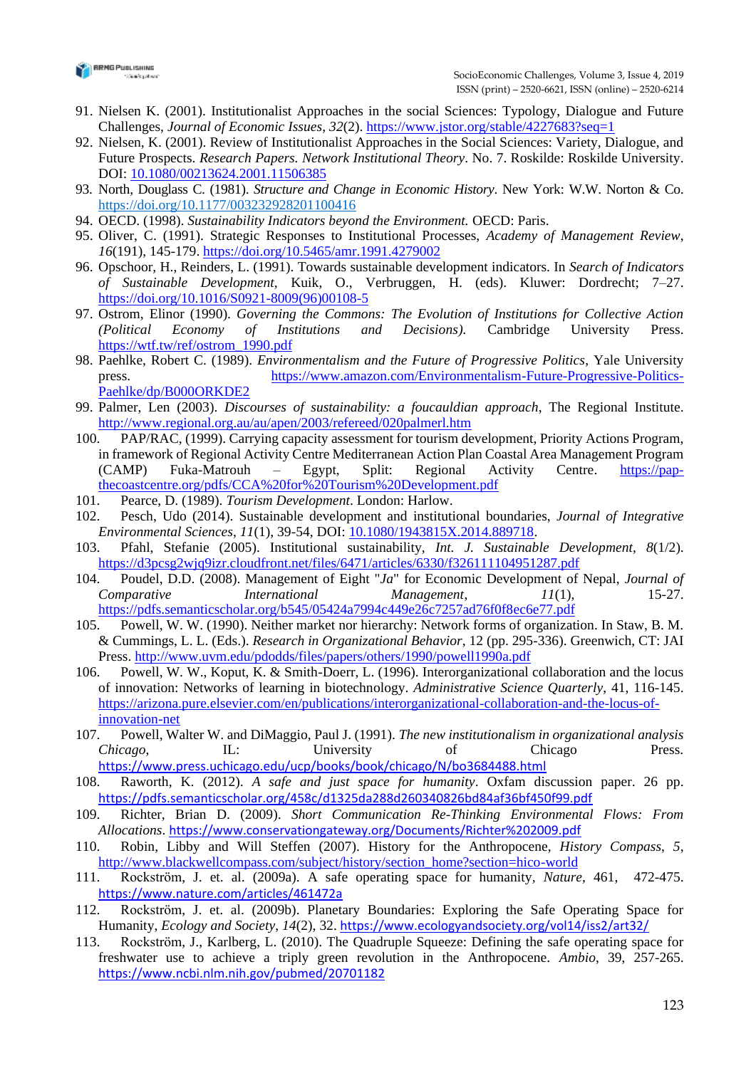91. Nielsen K. (2001). Institutionalist Approaches in the social Sciences: Typology, Dialogue and Future Challenges, *Journal of Economic Issues*, *32*(2). https://www.jstor.org/stable/4227683?seq=1
92. Nielsen, K. (2001). Review of Institutionalist Approaches in the Social Sciences: Variety, Dialogue, and Future Prospects. *Research Papers. Network Institutional Theory*. No. 7. Roskilde: Roskilde University. DOI: 10.1080/00213624.2001.11506385
93. North, Douglass C. (1981). *Structure and Change in Economic History*. New York: W.W. Norton & Co. https://doi.org/10.1177/003232928201100416
94. OECD. (1998). *Sustainability Indicators beyond the Environment.* OECD: Paris.
95. Oliver, C. (1991). Strategic Responses to Institutional Processes, *Academy of Management Review*, *16*(191), 145-179. https://doi.org/10.5465/amr.1991.4279002
96. Opschoor, H., Reinders, L. (1991). Towards sustainable development indicators. In *Search of Indicators of Sustainable Development*, Kuik, O., Verbruggen, H. (eds). Kluwer: Dordrecht; 7–27. https://doi.org/10.1016/S0921-8009(96)00108-5
97. Ostrom, Elinor (1990). *Governing the Commons: The Evolution of Institutions for Collective Action (Political Economy of Institutions and Decisions)*. Cambridge University Press. https://wtf.tw/ref/ostrom_1990.pdf
98. Paehlke, Robert C. (1989). *Environmentalism and the Future of Progressive Politics*, Yale University press. https://www.amazon.com/Environmentalism-Future-Progressive-Politics-Paehlke/dp/B000ORKDE2
99. Palmer, Len (2003). *Discourses of sustainability: a foucauldian approach*, The Regional Institute. http://www.regional.org.au/au/apen/2003/refereed/020palmerl.htm
100. PAP/RAC, (1999). Carrying capacity assessment for tourism development, Priority Actions Program, in framework of Regional Activity Centre Mediterranean Action Plan Coastal Area Management Program (CAMP) Fuka-Matrouh – Egypt, Split: Regional Activity Centre. https://pap-thecoastcentre.org/pdfs/CCA%20for%20Tourism%20Development.pdf
101. Pearce, D. (1989). *Tourism Development*. London: Harlow.
102. Pesch, Udo (2014). Sustainable development and institutional boundaries, *Journal of Integrative Environmental Sciences*, *11*(1), 39-54, DOI: 10.1080/1943815X.2014.889718.
103. Pfahl, Stefanie (2005). Institutional sustainability, *Int. J. Sustainable Development*, *8*(1/2). https://d3pcsg2wjq9izr.cloudfront.net/files/6471/articles/6330/f326111104951287.pdf
104. Poudel, D.D. (2008). Management of Eight "*Ja*" for Economic Development of Nepal, *Journal of Comparative International Management*, *11*(1), 15-27. https://pdfs.semanticscholar.org/b545/05424a7994c449e26c7257ad76f0f8ec6e77.pdf
105. Powell, W. W. (1990). Neither market nor hierarchy: Network forms of organization. In Staw, B. M. & Cummings, L. L. (Eds.). *Research in Organizational Behavior*, 12 (pp. 295-336). Greenwich, CT: JAI Press. http://www.uvm.edu/pdodds/files/papers/others/1990/powell1990a.pdf
106. Powell, W. W., Koput, K. & Smith-Doerr, L. (1996). Interorganizational collaboration and the locus of innovation: Networks of learning in biotechnology. *Administrative Science Quarterly*, 41, 116-145. https://arizona.pure.elsevier.com/en/publications/interorganizational-collaboration-and-the-locus-of-innovation-net
107. Powell, Walter W. and DiMaggio, Paul J. (1991). *The new institutionalism in organizational analysis Chicago*, IL: University of Chicago Press. https://www.press.uchicago.edu/ucp/books/book/chicago/N/bo3684488.html
108. Raworth, K. (2012). *A safe and just space for humanity*. Oxfam discussion paper. 26 pp. https://pdfs.semanticscholar.org/458c/d1325da288d260340826bd84af36bf450f99.pdf
109. Richter, Brian D. (2009). *Short Communication Re-Thinking Environmental Flows: From Allocations*. https://www.conservationgateway.org/Documents/Richter%202009.pdf
110. Robin, Libby and Will Steffen (2007). History for the Anthropocene, *History Compass*, *5*, http://www.blackwellcompass.com/subject/history/section_home?section=hico-world
111. Rockström, J. et. al. (2009a). A safe operating space for humanity, *Nature*, 461, 472-475. https://www.nature.com/articles/461472a
112. Rockström, J. et. al. (2009b). Planetary Boundaries: Exploring the Safe Operating Space for Humanity, *Ecology and Society*, *14*(2), 32. https://www.ecologyandsociety.org/vol14/iss2/art32/
113. Rockström, J., Karlberg, L. (2010). The Quadruple Squeeze: Defining the safe operating space for freshwater use to achieve a triply green revolution in the Anthropocene. *Ambio*, 39, 257-265. https://www.ncbi.nlm.nih.gov/pubmed/20701182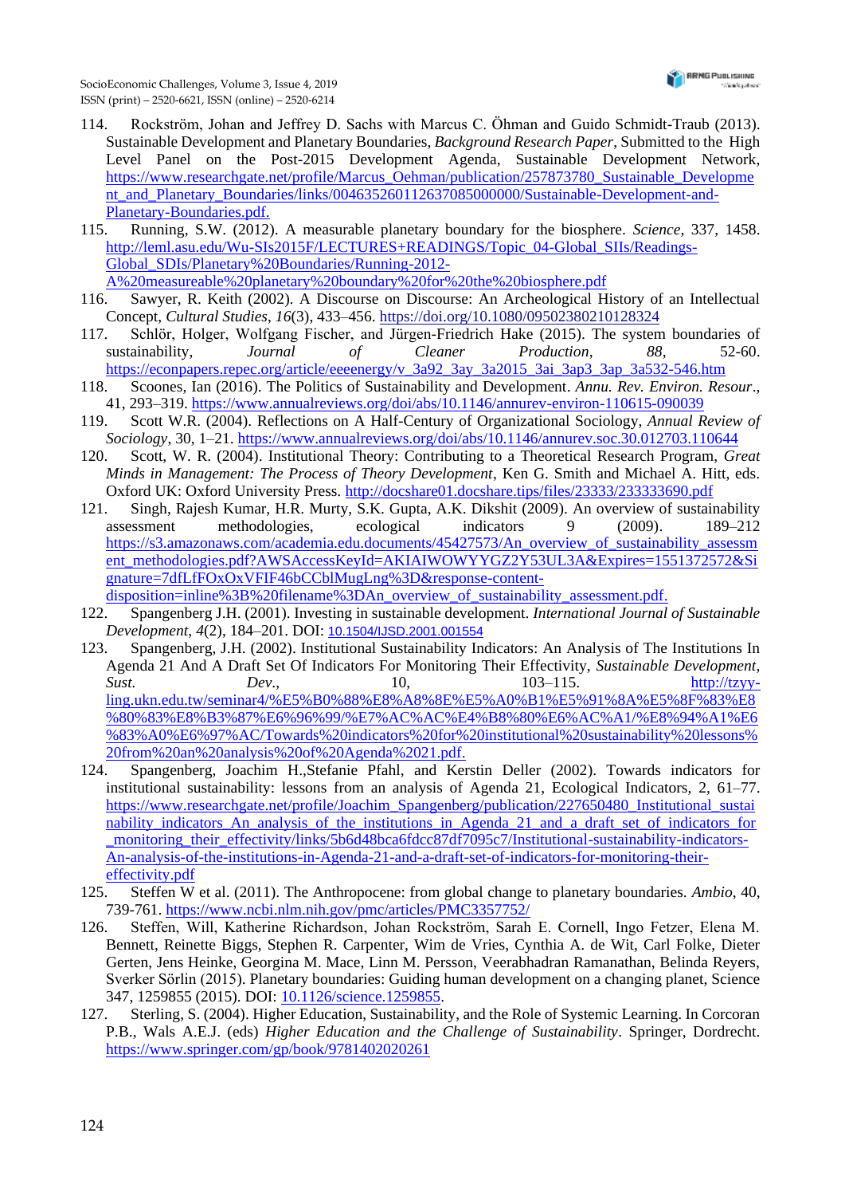114. Rockström, Johan and Jeffrey D. Sachs with Marcus C. Öhman and Guido Schmidt-Traub (2013). Sustainable Development and Planetary Boundaries, *Background Research Paper*, Submitted to the High Level Panel on the Post-2015 Development Agenda, Sustainable Development Network, https://www.researchgate.net/profile/Marcus_Oehman/publication/257873780_Sustainable_Development_and_Planetary_Boundaries/links/00463526011263708500000/Sustainable-Development-and-Planetary-Boundaries.pdf.
115. Running, S.W. (2012). A measurable planetary boundary for the biosphere. *Science*, 337, 1458. http://leml.asu.edu/Wu-SIs2015F/LECTURES+READINGS/Topic_04-Global_SIIs/Readings-Global_SDIs/Planetary%20Boundaries/Running-2012-A%20measureable%20planetary%20boundary%20for%20the%20biosphere.pdf
116. Sawyer, R. Keith (2002). A Discourse on Discourse: An Archeological History of an Intellectual Concept, *Cultural Studies*, *16*(3), 433–456. https://doi.org/10.1080/09502380210128324
117. Schlör, Holger, Wolfgang Fischer, and Jürgen-Friedrich Hake (2015). The system boundaries of sustainability, *Journal of Cleaner Production*, *88*, 52-60. https://econpapers.repec.org/article/eeeenergy/v_3a92_3ay_3a2015_3ai_3ap3_3ap_3a532-546.htm
118. Scoones, Ian (2016). The Politics of Sustainability and Development. *Annu. Rev. Environ. Resour*., 41, 293–319. https://www.annualreviews.org/doi/abs/10.1146/annurev-environ-110615-090039
119. Scott W.R. (2004). Reflections on A Half-Century of Organizational Sociology, *Annual Review of Sociology*, 30, 1–21. https://www.annualreviews.org/doi/abs/10.1146/annurev.soc.30.012703.110644
120. Scott, W. R. (2004). Institutional Theory: Contributing to a Theoretical Research Program, *Great Minds in Management: The Process of Theory Development*, Ken G. Smith and Michael A. Hitt, eds. Oxford UK: Oxford University Press. http://docshare01.docshare.tips/files/23333/233333690.pdf
121. Singh, Rajesh Kumar, H.R. Murty, S.K. Gupta, A.K. Dikshit (2009). An overview of sustainability assessment methodologies, ecological indicators 9 (2009). 189–212 https://s3.amazonaws.com/academia.edu.documents/45427573/An_overview_of_sustainability_assessment_methodologies.pdf?AWSAccessKeyId=AKIAIWOWYYGZ2Y53UL3A&Expires=1551372572&Signature=7dfLfFOxOxVFIF46bCCblMugLng%3D&response-content-disposition=inline%3B%20filename%3DAn_overview_of_sustainability_assessment.pdf.
122. Spangenberg J.H. (2001). Investing in sustainable development. *International Journal of Sustainable Development*, *4*(2), 184–201. DOI: 10.1504/IJSD.2001.001554
123. Spangenberg, J.H. (2002). Institutional Sustainability Indicators: An Analysis of The Institutions In Agenda 21 And A Draft Set Of Indicators For Monitoring Their Effectivity, *Sustainable Development, Sust. Dev.*, 10, 103–115. http://tzyy-ling.ukn.edu.tw/seminar4/%E5%B0%88%E8%A8%8E%E5%A0%B1%E5%91%8A%E5%8F%83%E8%80%83%E8%B3%87%E6%96%99/%E7%AC%AC%E4%B8%80%E6%AC%A1/%E8%94%A1%E6%83%A0%E6%97%AC/Towards%20indicators%20for%20institutional%20sustainability%20lessons%20from%20an%20analysis%20of%20Agenda%2021.pdf.
124. Spangenberg, Joachim H.,Stefanie Pfahl, and Kerstin Deller (2002). Towards indicators for institutional sustainability: lessons from an analysis of Agenda 21, Ecological Indicators, 2, 61–77. https://www.researchgate.net/profile/Joachim_Spangenberg/publication/227650480_Institutional_sustainability_indicators_An_analysis_of_the_institutions_in_Agenda_21_and_a_draft_set_of_indicators_for_monitoring_their_effectivity/links/5b6d48bca6fdcc87df7095c7/Institutional-sustainability-indicators-An-analysis-of-the-institutions-in-Agenda-21-and-a-draft-set-of-indicators-for-monitoring-their-effectivity.pdf
125. Steffen W et al. (2011). The Anthropocene: from global change to planetary boundaries. *Ambio*, 40, 739-761. https://www.ncbi.nlm.nih.gov/pmc/articles/PMC3357752/
126. Steffen, Will, Katherine Richardson, Johan Rockström, Sarah E. Cornell, Ingo Fetzer, Elena M. Bennett, Reinette Biggs, Stephen R. Carpenter, Wim de Vries, Cynthia A. de Wit, Carl Folke, Dieter Gerten, Jens Heinke, Georgina M. Mace, Linn M. Persson, Veerabhadran Ramanathan, Belinda Reyers, Sverker Sörlin (2015). Planetary boundaries: Guiding human development on a changing planet, Science 347, 1259855 (2015). DOI: 10.1126/science.1259855.
127. Sterling, S. (2004). Higher Education, Sustainability, and the Role of Systemic Learning. In Corcoran P.B., Wals A.E.J. (eds) *Higher Education and the Challenge of Sustainability*. Springer, Dordrecht. https://www.springer.com/gp/book/9781402020261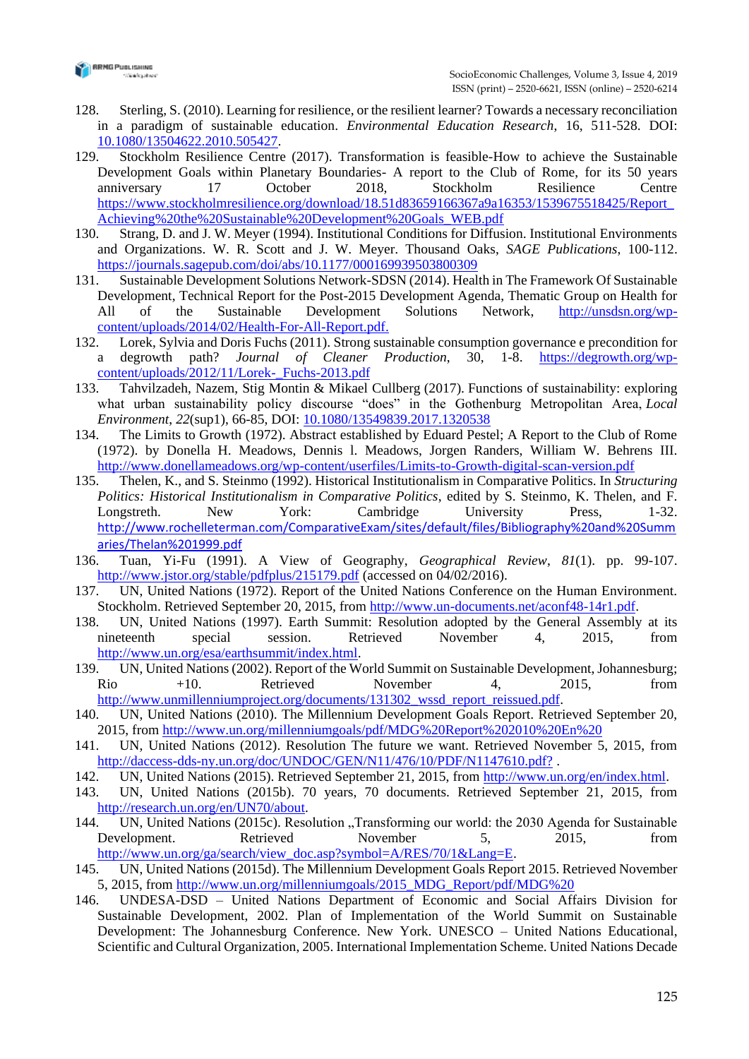128. Sterling, S. (2010). Learning for resilience, or the resilient learner? Towards a necessary reconciliation in a paradigm of sustainable education. *Environmental Education Research*, 16, 511-528. DOI: 10.1080/13504622.2010.505427.

129. Stockholm Resilience Centre (2017). Transformation is feasible-How to achieve the Sustainable Development Goals within Planetary Boundaries- A report to the Club of Rome, for its 50 years anniversary 17 October 2018, Stockholm Resilience Centre https://www.stockholmresilience.org/download/18.51d83659166367a9a16353/1539675518425/Report_Achieving%20the%20Sustainable%20Development%20Goals_WEB.pdf

130. Strang, D. and J. W. Meyer (1994). Institutional Conditions for Diffusion. Institutional Environments and Organizations. W. R. Scott and J. W. Meyer. Thousand Oaks, *SAGE Publications*, 100-112. https://journals.sagepub.com/doi/abs/10.1177/000169939503800309

131. Sustainable Development Solutions Network-SDSN (2014). Health in The Framework Of Sustainable Development, Technical Report for the Post-2015 Development Agenda, Thematic Group on Health for All of the Sustainable Development Solutions Network, http://unsdsn.org/wp-content/uploads/2014/02/Health-For-All-Report.pdf.

132. Lorek, Sylvia and Doris Fuchs (2011). Strong sustainable consumption governance e precondition for a degrowth path? *Journal of Cleaner Production*, 30, 1-8. https://degrowth.org/wp-content/uploads/2012/11/Lorek-_Fuchs-2013.pdf

133. Tahvilzadeh, Nazem, Stig Montin & Mikael Cullberg (2017). Functions of sustainability: exploring what urban sustainability policy discourse "does" in the Gothenburg Metropolitan Area, *Local Environment*, *22*(sup1), 66-85, DOI: 10.1080/13549839.2017.1320538

134. The Limits to Growth (1972). Abstract established by Eduard Pestel; A Report to the Club of Rome (1972). by Donella H. Meadows, Dennis l. Meadows, Jorgen Randers, William W. Behrens III. http://www.donellameadows.org/wp-content/userfiles/Limits-to-Growth-digital-scan-version.pdf

135. Thelen, K., and S. Steinmo (1992). Historical Institutionalism in Comparative Politics. In *Structuring Politics: Historical Institutionalism in Comparative Politics*, edited by S. Steinmo, K. Thelen, and F. Longstreth. New York: Cambridge University Press, 1-32. http://www.rochelleterman.com/ComparativeExam/sites/default/files/Bibliography%20and%20Summaries/Thelan%201999.pdf

136. Tuan, Yi-Fu (1991). A View of Geography, *Geographical Review*, *81*(1). pp. 99-107. http://www.jstor.org/stable/pdfplus/215179.pdf (accessed on 04/02/2016).

137. UN, United Nations (1972). Report of the United Nations Conference on the Human Environment. Stockholm. Retrieved September 20, 2015, from http://www.un-documents.net/aconf48-14r1.pdf.

138. UN, United Nations (1997). Earth Summit: Resolution adopted by the General Assembly at its nineteenth special session. Retrieved November 4, 2015, from http://www.un.org/esa/earthsummit/index.html.

139. UN, United Nations (2002). Report of the World Summit on Sustainable Development, Johannesburg; Rio +10. Retrieved November 4, 2015, from http://www.unmillenniumproject.org/documents/131302_wssd_report_reissued.pdf.

140. UN, United Nations (2010). The Millennium Development Goals Report. Retrieved September 20, 2015, from http://www.un.org/millenniumgoals/pdf/MDG%20Report%202010%20En%20

141. UN, United Nations (2012). Resolution The future we want. Retrieved November 5, 2015, from http://daccess-dds-ny.un.org/doc/UNDOC/GEN/N11/476/10/PDF/N1147610.pdf? .

142. UN, United Nations (2015). Retrieved September 21, 2015, from http://www.un.org/en/index.html.

143. UN, United Nations (2015b). 70 years, 70 documents. Retrieved September 21, 2015, from http://research.un.org/en/UN70/about.

144. UN, United Nations (2015c). Resolution „Transforming our world: the 2030 Agenda for Sustainable Development. Retrieved November 5, 2015, from http://www.un.org/ga/search/view_doc.asp?symbol=A/RES/70/1&Lang=E.

145. UN, United Nations (2015d). The Millennium Development Goals Report 2015. Retrieved November 5, 2015, from http://www.un.org/millenniumgoals/2015_MDG_Report/pdf/MDG%20

146. UNDESA-DSD – United Nations Department of Economic and Social Affairs Division for Sustainable Development, 2002. Plan of Implementation of the World Summit on Sustainable Development: The Johannesburg Conference. New York. UNESCO – United Nations Educational, Scientific and Cultural Organization, 2005. International Implementation Scheme. United Nations Decade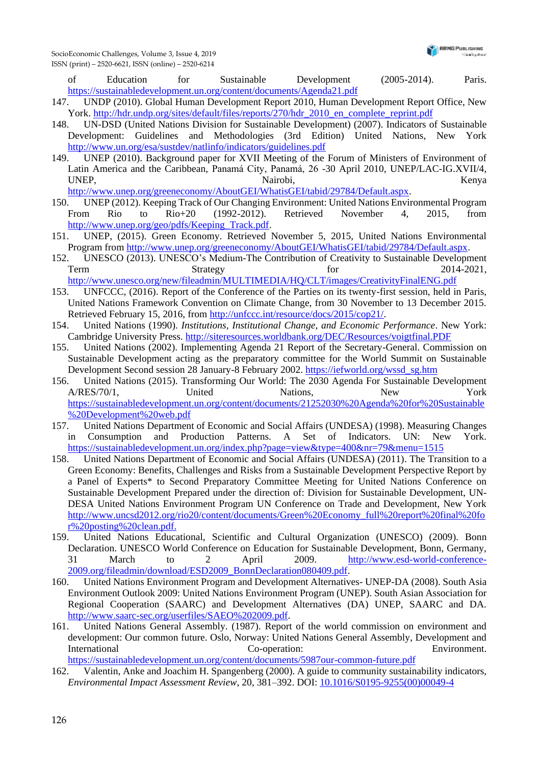of Education for Sustainable Development (2005-2014). Paris. https://sustainabledevelopment.un.org/content/documents/Agenda21.pdf

147. UNDP (2010). Global Human Development Report 2010, Human Development Report Office, New York. http://hdr.undp.org/sites/default/files/reports/270/hdr_2010_en_complete_reprint.pdf
148. UN-DSD (United Nations Division for Sustainable Development) (2007). Indicators of Sustainable Development: Guidelines and Methodologies (3rd Edition) United Nations, New York http://www.un.org/esa/sustdev/natlinfo/indicators/guidelines.pdf
149. UNEP (2010). Background paper for XVII Meeting of the Forum of Ministers of Environment of Latin America and the Caribbean, Panamá City, Panamá, 26 -30 April 2010, UNEP/LAC-IG.XVII/4, UNEP, Nairobi, Kenya http://www.unep.org/greeneconomy/AboutGEI/WhatisGEI/tabid/29784/Default.aspx.
150. UNEP (2012). Keeping Track of Our Changing Environment: United Nations Environmental Program From Rio to Rio+20 (1992-2012). Retrieved November 4, 2015, from http://www.unep.org/geo/pdfs/Keeping_Track.pdf.
151. UNEP, (2015). Green Economy. Retrieved November 5, 2015, United Nations Environmental Program from http://www.unep.org/greeneconomy/AboutGEI/WhatisGEI/tabid/29784/Default.aspx.
152. UNESCO (2013). UNESCO's Medium-The Contribution of Creativity to Sustainable Development Term Strategy for 2014-2021, http://www.unesco.org/new/fileadmin/MULTIMEDIA/HQ/CLT/images/CreativityFinalENG.pdf
153. UNFCCC, (2016). Report of the Conference of the Parties on its twenty-first session, held in Paris, United Nations Framework Convention on Climate Change, from 30 November to 13 December 2015. Retrieved February 15, 2016, from http://unfccc.int/resource/docs/2015/cop21/.
154. United Nations (1990). *Institutions, Institutional Change, and Economic Performance*. New York: Cambridge University Press. http://siteresources.worldbank.org/DEC/Resources/voigtfinal.PDF
155. United Nations (2002). Implementing Agenda 21 Report of the Secretary-General. Commission on Sustainable Development acting as the preparatory committee for the World Summit on Sustainable Development Second session 28 January-8 February 2002. https://iefworld.org/wssd_sg.htm
156. United Nations (2015). Transforming Our World: The 2030 Agenda For Sustainable Development A/RES/70/1, United Nations, New York https://sustainabledevelopment.un.org/content/documents/21252030%20Agenda%20for%20Sustainable%20Development%20web.pdf
157. United Nations Department of Economic and Social Affairs (UNDESA) (1998). Measuring Changes in Consumption and Production Patterns. A Set of Indicators. UN: New York. https://sustainabledevelopment.un.org/index.php?page=view&type=400&nr=79&menu=1515
158. United Nations Department of Economic and Social Affairs (UNDESA) (2011). The Transition to a Green Economy: Benefits, Challenges and Risks from a Sustainable Development Perspective Report by a Panel of Experts* to Second Preparatory Committee Meeting for United Nations Conference on Sustainable Development Prepared under the direction of: Division for Sustainable Development, UN-DESA United Nations Environment Program UN Conference on Trade and Development, New York http://www.uncsd2012.org/rio20/content/documents/Green%20Economy_full%20report%20final%20for%20posting%20clean.pdf.
159. United Nations Educational, Scientific and Cultural Organization (UNESCO) (2009). Bonn Declaration. UNESCO World Conference on Education for Sustainable Development, Bonn, Germany, 31 March to 2 April 2009. http://www.esd-world-conference-2009.org/fileadmin/download/ESD2009_BonnDeclaration080409.pdf.
160. United Nations Environment Program and Development Alternatives- UNEP-DA (2008). South Asia Environment Outlook 2009: United Nations Environment Program (UNEP). South Asian Association for Regional Cooperation (SAARC) and Development Alternatives (DA) UNEP, SAARC and DA. http://www.saarc-sec.org/userfiles/SAEO%202009.pdf.
161. United Nations General Assembly. (1987). Report of the world commission on environment and development: Our common future. Oslo, Norway: United Nations General Assembly, Development and International Co-operation: Environment. https://sustainabledevelopment.un.org/content/documents/5987our-common-future.pdf
162. Valentin, Anke and Joachim H. Spangenberg (2000). A guide to community sustainability indicators, *Environmental Impact Assessment Review*, 20, 381–392. DOI: 10.1016/S0195-9255(00)00049-4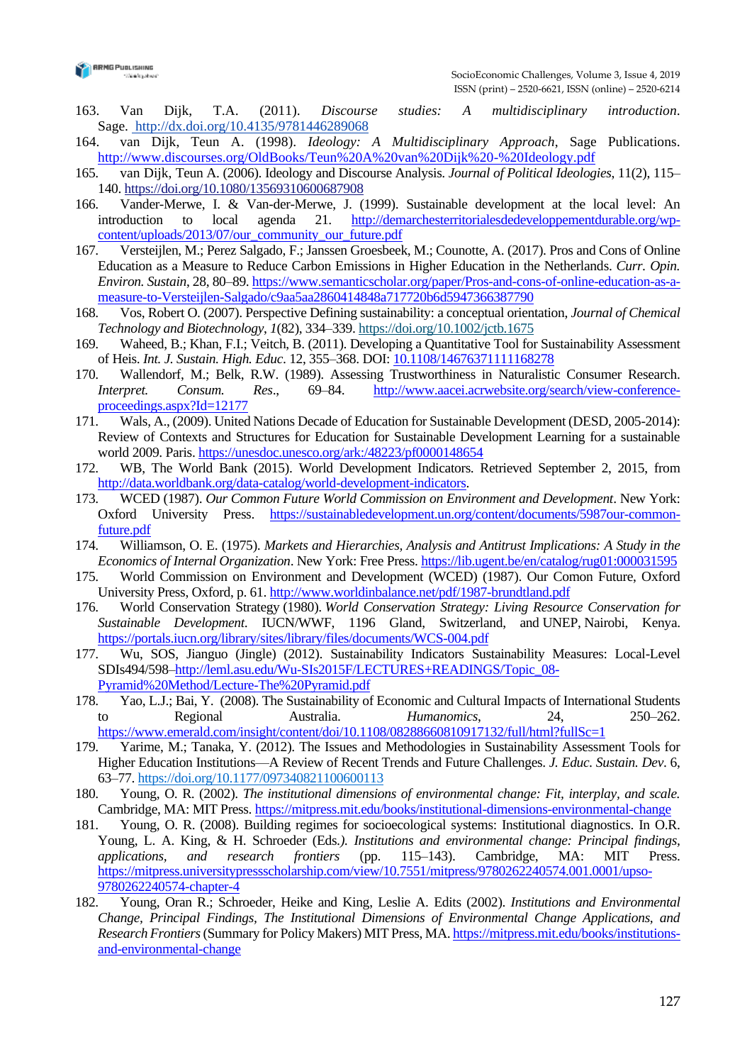163. Van Dijk, T.A. (2011). *Discourse studies: A multidisciplinary introduction*. Sage. http://dx.doi.org/10.4135/9781446289068

164. van Dijk, Teun A. (1998). *Ideology: A Multidisciplinary Approach*, Sage Publications. http://www.discourses.org/OldBooks/Teun%20A%20van%20Dijk%20-%20Ideology.pdf

165. van Dijk, Teun A. (2006). Ideology and Discourse Analysis. *Journal of Political Ideologies*, 11(2), 115–140. https://doi.org/10.1080/13569310600687908

166. Vander-Merwe, I. & Van-der-Merwe, J. (1999). Sustainable development at the local level: An introduction to local agenda 21. http://demarchesterritorialesdedeveloppementdurable.org/wp-content/uploads/2013/07/our_community_our_future.pdf

167. Versteijlen, M.; Perez Salgado, F.; Janssen Groesbeek, M.; Counotte, A. (2017). Pros and Cons of Online Education as a Measure to Reduce Carbon Emissions in Higher Education in the Netherlands. *Curr. Opin. Environ. Sustain*, 28, 80–89. https://www.semanticscholar.org/paper/Pros-and-cons-of-online-education-as-a-measure-to-Versteijlen-Salgado/c9aa5aa2860414848a717720b6d5947366387790

168. Vos, Robert O. (2007). Perspective Defining sustainability: a conceptual orientation, *Journal of Chemical Technology and Biotechnology*, *1*(82), 334–339. https://doi.org/10.1002/jctb.1675

169. Waheed, B.; Khan, F.I.; Veitch, B. (2011). Developing a Quantitative Tool for Sustainability Assessment of Heis. *Int. J. Sustain. High. Educ*. 12, 355–368. DOI: 10.1108/14676371111168278

170. Wallendorf, M.; Belk, R.W. (1989). Assessing Trustworthiness in Naturalistic Consumer Research. *Interpret. Consum. Res*., 69–84. http://www.aacei.acrwebsite.org/search/view-conference-proceedings.aspx?Id=12177

171. Wals, A., (2009). United Nations Decade of Education for Sustainable Development (DESD, 2005-2014): Review of Contexts and Structures for Education for Sustainable Development Learning for a sustainable world 2009. Paris. https://unesdoc.unesco.org/ark:/48223/pf0000148654

172. WB, The World Bank (2015). World Development Indicators. Retrieved September 2, 2015, from http://data.worldbank.org/data-catalog/world-development-indicators.

173. WCED (1987). *Our Common Future World Commission on Environment and Development*. New York: Oxford University Press. https://sustainabledevelopment.un.org/content/documents/5987our-common-future.pdf

174. Williamson, O. E. (1975). *Markets and Hierarchies, Analysis and Antitrust Implications: A Study in the Economics of Internal Organization*. New York: Free Press. https://lib.ugent.be/en/catalog/rug01:000031595

175. World Commission on Environment and Development (WCED) (1987). Our Comon Future, Oxford University Press, Oxford, p. 61. http://www.worldinbalance.net/pdf/1987-brundtland.pdf

176. World Conservation Strategy (1980). *World Conservation Strategy: Living Resource Conservation for Sustainable Development*. IUCN/WWF, 1196 Gland, Switzerland, and UNEP, Nairobi, Kenya. https://portals.iucn.org/library/sites/library/files/documents/WCS-004.pdf

177. Wu, SOS, Jianguo (Jingle) (2012). Sustainability Indicators Sustainability Measures: Local-Level SDIs494/598–http://leml.asu.edu/Wu-SIs2015F/LECTURES+READINGS/Topic_08-Pyramid%20Method/Lecture-The%20Pyramid.pdf

178. Yao, L.J.; Bai, Y. (2008). The Sustainability of Economic and Cultural Impacts of International Students to Regional Australia. *Humanomics*, 24, 250–262. https://www.emerald.com/insight/content/doi/10.1108/08288660810917132/full/html?fullSc=1

179. Yarime, M.; Tanaka, Y. (2012). The Issues and Methodologies in Sustainability Assessment Tools for Higher Education Institutions—A Review of Recent Trends and Future Challenges. *J. Educ. Sustain. Dev*. 6, 63–77. https://doi.org/10.1177/097340821100600113

180. Young, O. R. (2002). *The institutional dimensions of environmental change: Fit, interplay, and scale.* Cambridge, MA: MIT Press. https://mitpress.mit.edu/books/institutional-dimensions-environmental-change

181. Young, O. R. (2008). Building regimes for socioecological systems: Institutional diagnostics. In O.R. Young, L. A. King, & H. Schroeder (Eds.*). Institutions and environmental change: Principal findings, applications, and research frontiers* (pp. 115–143). Cambridge, MA: MIT Press. https://mitpress.universitypressscholarship.com/view/10.7551/mitpress/9780262240574.001.0001/upso-9780262240574-chapter-4

182. Young, Oran R.; Schroeder, Heike and King, Leslie A. Edits (2002). *Institutions and Environmental Change, Principal Findings, The Institutional Dimensions of Environmental Change Applications, and Research Frontiers* (Summary for Policy Makers) MIT Press, MA. https://mitpress.mit.edu/books/institutions-and-environmental-change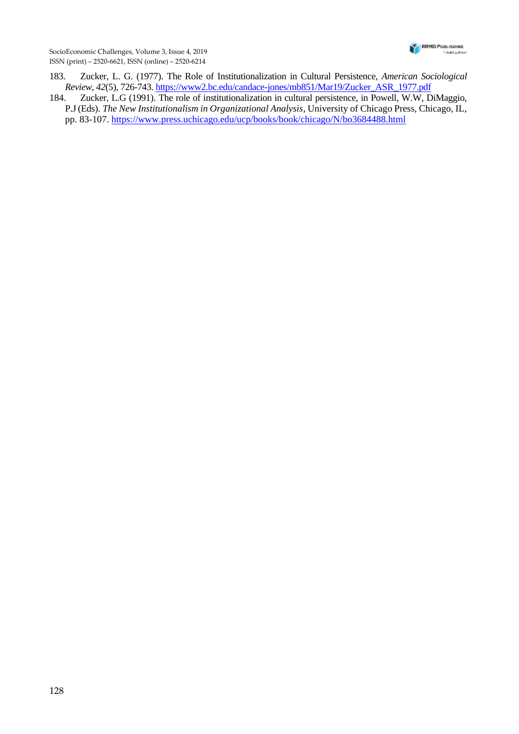183. Zucker, L. G. (1977). The Role of Institutionalization in Cultural Persistence, *American Sociological Review*, *42*(5), 726-743. https://www2.bc.edu/candace-jones/mb851/Mar19/Zucker_ASR_1977.pdf

184. Zucker, L.G (1991). The role of institutionalization in cultural persistence, in Powell, W.W, DiMaggio, P.J (Eds). *The New Institutionalism in Organizational Analysis*, University of Chicago Press, Chicago, IL, pp. 83-107. https://www.press.uchicago.edu/ucp/books/book/chicago/N/bo3684488.html